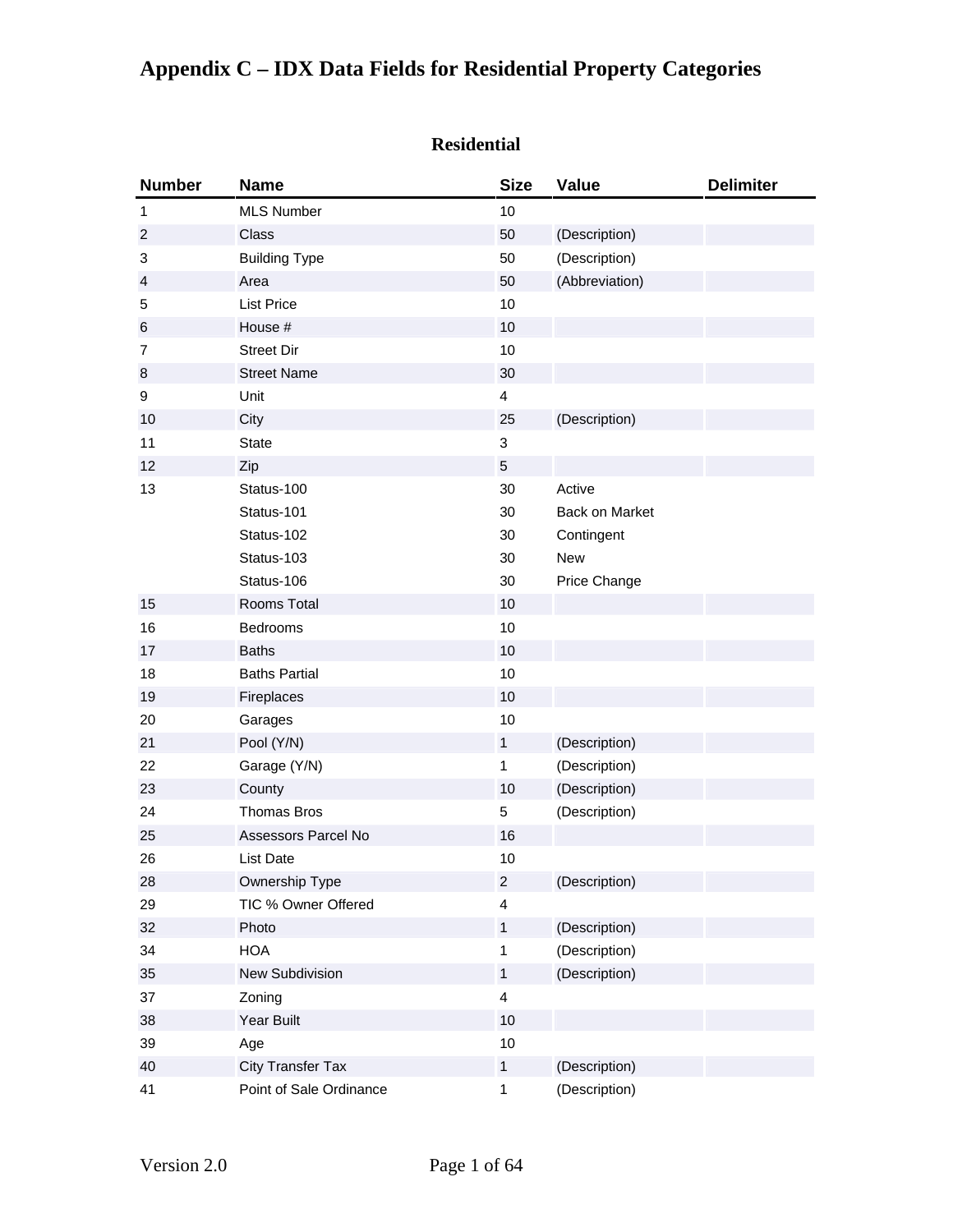# Appendix C – IDX Data Fields for Residential Property Categories

## Residential

| Number | Name | Size | Value | Delimiter |
|---|---|---|---|---|
| 1 | MLS Number | 10 | | |
| 2 | Class | 50 | (Description) | |
| 3 | Building Type | 50 | (Description) | |
| 4 | Area | 50 | (Abbreviation) | |
| 5 | List Price | 10 | | |
| 6 | House # | 10 | | |
| 7 | Street Dir | 10 | | |
| 8 | Street Name | 30 | | |
| 9 | Unit | 4 | | |
| 10 | City | 25 | (Description) | |
| 11 | State | 3 | | |
| 12 | Zip | 5 | | |
| 13 | Status-100 | 30 | Active | |
| | Status-101 | 30 | Back on Market | |
| | Status-102 | 30 | Contingent | |
| | Status-103 | 30 | New | |
| | Status-106 | 30 | Price Change | |
| 15 | Rooms Total | 10 | | |
| 16 | Bedrooms | 10 | | |
| 17 | Baths | 10 | | |
| 18 | Baths Partial | 10 | | |
| 19 | Fireplaces | 10 | | |
| 20 | Garages | 10 | | |
| 21 | Pool (Y/N) | 1 | (Description) | |
| 22 | Garage (Y/N) | 1 | (Description) | |
| 23 | County | 10 | (Description) | |
| 24 | Thomas Bros | 5 | (Description) | |
| 25 | Assessors Parcel No | 16 | | |
| 26 | List Date | 10 | | |
| 28 | Ownership Type | 2 | (Description) | |
| 29 | TIC % Owner Offered | 4 | | |
| 32 | Photo | 1 | (Description) | |
| 34 | HOA | 1 | (Description) | |
| 35 | New Subdivision | 1 | (Description) | |
| 37 | Zoning | 4 | | |
| 38 | Year Built | 10 | | |
| 39 | Age | 10 | | |
| 40 | City Transfer Tax | 1 | (Description) | |
| 41 | Point of Sale Ordinance | 1 | (Description) | |

Version 2.0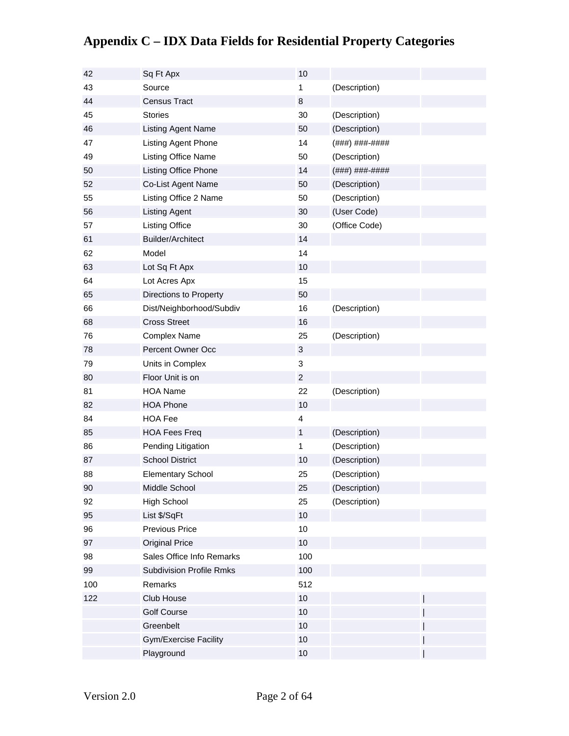# Appendix C – IDX Data Fields for Residential Property Categories

| | | | | |
|---|---|---|---|---|
| 42 | Sq Ft Apx | 10 | | |
| 43 | Source | 1 | (Description) | |
| 44 | Census Tract | 8 | | |
| 45 | Stories | 30 | (Description) | |
| 46 | Listing Agent Name | 50 | (Description) | |
| 47 | Listing Agent Phone | 14 | (###) ###-#### | |
| 49 | Listing Office Name | 50 | (Description) | |
| 50 | Listing Office Phone | 14 | (###) ###-#### | |
| 52 | Co-List Agent Name | 50 | (Description) | |
| 55 | Listing Office 2 Name | 50 | (Description) | |
| 56 | Listing Agent | 30 | (User Code) | |
| 57 | Listing Office | 30 | (Office Code) | |
| 61 | Builder/Architect | 14 | | |
| 62 | Model | 14 | | |
| 63 | Lot Sq Ft Apx | 10 | | |
| 64 | Lot Acres Apx | 15 | | |
| 65 | Directions to Property | 50 | | |
| 66 | Dist/Neighborhood/Subdiv | 16 | (Description) | |
| 68 | Cross Street | 16 | | |
| 76 | Complex Name | 25 | (Description) | |
| 78 | Percent Owner Occ | 3 | | |
| 79 | Units in Complex | 3 | | |
| 80 | Floor Unit is on | 2 | | |
| 81 | HOA Name | 22 | (Description) | |
| 82 | HOA Phone | 10 | | |
| 84 | HOA Fee | 4 | | |
| 85 | HOA Fees Freq | 1 | (Description) | |
| 86 | Pending Litigation | 1 | (Description) | |
| 87 | School District | 10 | (Description) | |
| 88 | Elementary School | 25 | (Description) | |
| 90 | Middle School | 25 | (Description) | |
| 92 | High School | 25 | (Description) | |
| 95 | List $/SqFt | 10 | | |
| 96 | Previous Price | 10 | | |
| 97 | Original Price | 10 | | |
| 98 | Sales Office Info Remarks | 100 | | |
| 99 | Subdivision Profile Rmks | 100 | | |
| 100 | Remarks | 512 | | |
| 122 | Club House | 10 | | \| |
| | Golf Course | 10 | | \| |
| | Greenbelt | 10 | | \| |
| | Gym/Exercise Facility | 10 | | \| |
| | Playground | 10 | | \| |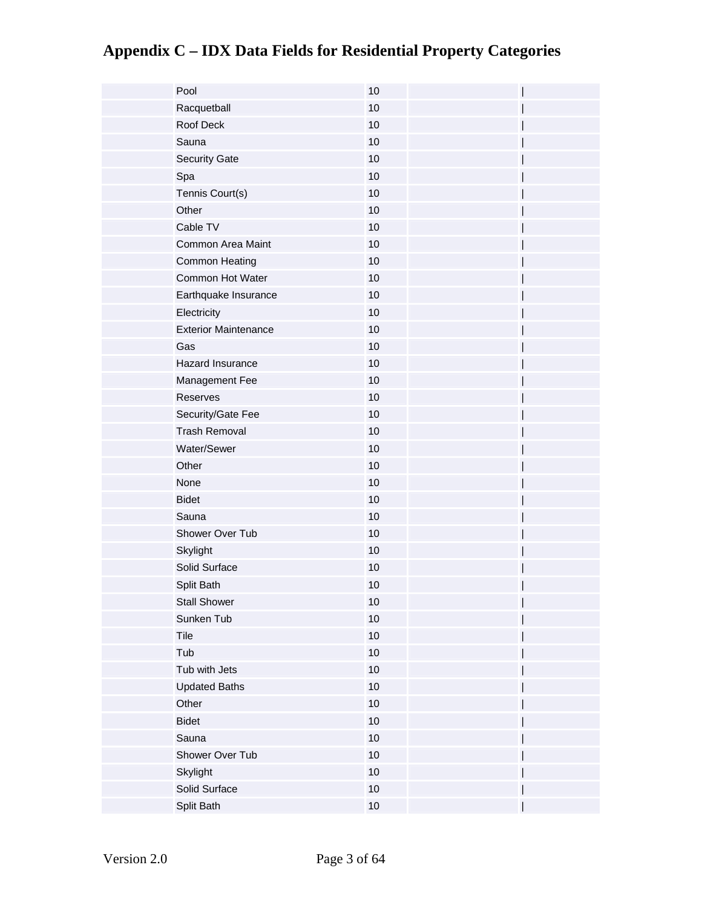# Appendix C – IDX Data Fields for Residential Property Categories

| | | | | |
|---|---|---|---|---|
| | Pool | 10 | | \| |
| | Racquetball | 10 | | \| |
| | Roof Deck | 10 | | \| |
| | Sauna | 10 | | \| |
| | Security Gate | 10 | | \| |
| | Spa | 10 | | \| |
| | Tennis Court(s) | 10 | | \| |
| | Other | 10 | | \| |
| | Cable TV | 10 | | \| |
| | Common Area Maint | 10 | | \| |
| | Common Heating | 10 | | \| |
| | Common Hot Water | 10 | | \| |
| | Earthquake Insurance | 10 | | \| |
| | Electricity | 10 | | \| |
| | Exterior Maintenance | 10 | | \| |
| | Gas | 10 | | \| |
| | Hazard Insurance | 10 | | \| |
| | Management Fee | 10 | | \| |
| | Reserves | 10 | | \| |
| | Security/Gate Fee | 10 | | \| |
| | Trash Removal | 10 | | \| |
| | Water/Sewer | 10 | | \| |
| | Other | 10 | | \| |
| | None | 10 | | \| |
| | Bidet | 10 | | \| |
| | Sauna | 10 | | \| |
| | Shower Over Tub | 10 | | \| |
| | Skylight | 10 | | \| |
| | Solid Surface | 10 | | \| |
| | Split Bath | 10 | | \| |
| | Stall Shower | 10 | | \| |
| | Sunken Tub | 10 | | \| |
| | Tile | 10 | | \| |
| | Tub | 10 | | \| |
| | Tub with Jets | 10 | | \| |
| | Updated Baths | 10 | | \| |
| | Other | 10 | | \| |
| | Bidet | 10 | | \| |
| | Sauna | 10 | | \| |
| | Shower Over Tub | 10 | | \| |
| | Skylight | 10 | | \| |
| | Solid Surface | 10 | | \| |
| | Split Bath | 10 | | \| |

Version 2.0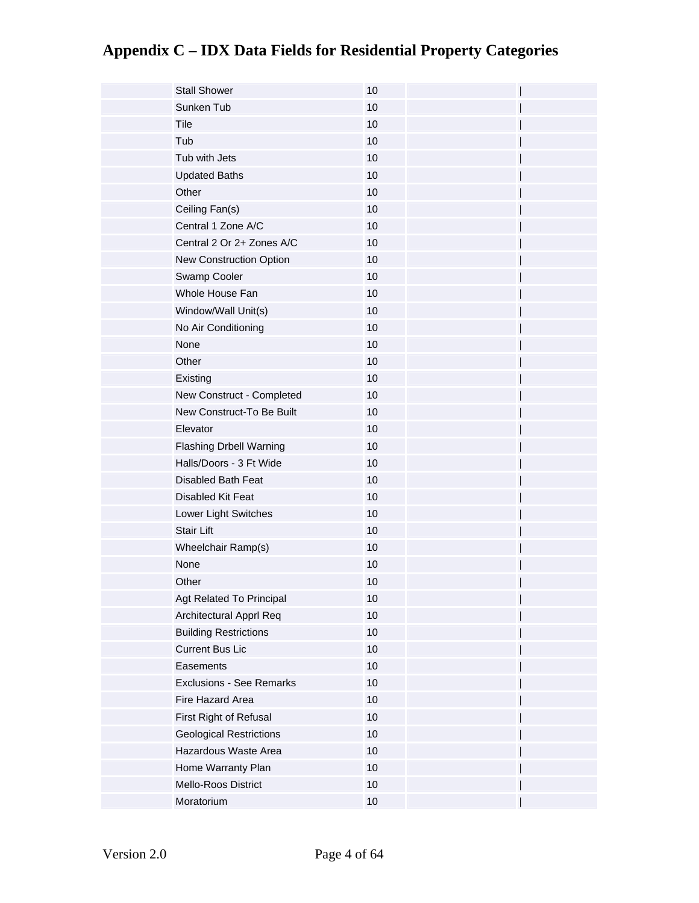# Appendix C – IDX Data Fields for Residential Property Categories

| | | | | |
|---|---|---|---|---|
| | Stall Shower | 10 | | \| |
| | Sunken Tub | 10 | | \| |
| | Tile | 10 | | \| |
| | Tub | 10 | | \| |
| | Tub with Jets | 10 | | \| |
| | Updated Baths | 10 | | \| |
| | Other | 10 | | \| |
| | Ceiling Fan(s) | 10 | | \| |
| | Central 1 Zone A/C | 10 | | \| |
| | Central 2 Or 2+ Zones A/C | 10 | | \| |
| | New Construction Option | 10 | | \| |
| | Swamp Cooler | 10 | | \| |
| | Whole House Fan | 10 | | \| |
| | Window/Wall Unit(s) | 10 | | \| |
| | No Air Conditioning | 10 | | \| |
| | None | 10 | | \| |
| | Other | 10 | | \| |
| | Existing | 10 | | \| |
| | New Construct - Completed | 10 | | \| |
| | New Construct-To Be Built | 10 | | \| |
| | Elevator | 10 | | \| |
| | Flashing Drbell Warning | 10 | | \| |
| | Halls/Doors - 3 Ft Wide | 10 | | \| |
| | Disabled Bath Feat | 10 | | \| |
| | Disabled Kit Feat | 10 | | \| |
| | Lower Light Switches | 10 | | \| |
| | Stair Lift | 10 | | \| |
| | Wheelchair Ramp(s) | 10 | | \| |
| | None | 10 | | \| |
| | Other | 10 | | \| |
| | Agt Related To Principal | 10 | | \| |
| | Architectural Apprl Req | 10 | | \| |
| | Building Restrictions | 10 | | \| |
| | Current Bus Lic | 10 | | \| |
| | Easements | 10 | | \| |
| | Exclusions - See Remarks | 10 | | \| |
| | Fire Hazard Area | 10 | | \| |
| | First Right of Refusal | 10 | | \| |
| | Geological Restrictions | 10 | | \| |
| | Hazardous Waste Area | 10 | | \| |
| | Home Warranty Plan | 10 | | \| |
| | Mello-Roos District | 10 | | \| |
| | Moratorium | 10 | | \| |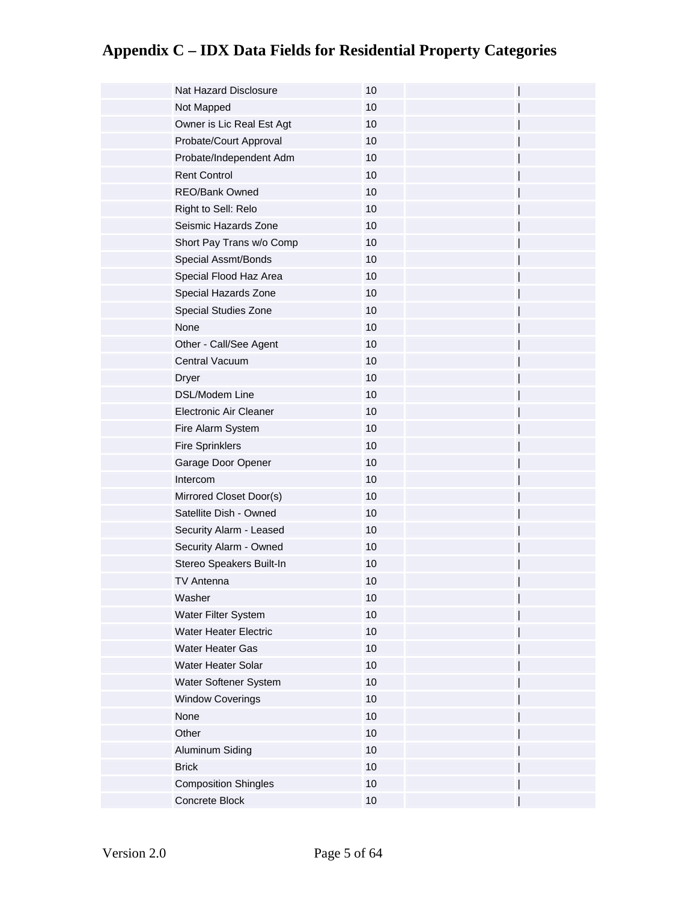# Appendix C – IDX Data Fields for Residential Property Categories

| | | | | |
|---|---|---|---|---|
| | Nat Hazard Disclosure | 10 | | \| |
| | Not Mapped | 10 | | \| |
| | Owner is Lic Real Est Agt | 10 | | \| |
| | Probate/Court Approval | 10 | | \| |
| | Probate/Independent Adm | 10 | | \| |
| | Rent Control | 10 | | \| |
| | REO/Bank Owned | 10 | | \| |
| | Right to Sell: Relo | 10 | | \| |
| | Seismic Hazards Zone | 10 | | \| |
| | Short Pay Trans w/o Comp | 10 | | \| |
| | Special Assmt/Bonds | 10 | | \| |
| | Special Flood Haz Area | 10 | | \| |
| | Special Hazards Zone | 10 | | \| |
| | Special Studies Zone | 10 | | \| |
| | None | 10 | | \| |
| | Other - Call/See Agent | 10 | | \| |
| | Central Vacuum | 10 | | \| |
| | Dryer | 10 | | \| |
| | DSL/Modem Line | 10 | | \| |
| | Electronic Air Cleaner | 10 | | \| |
| | Fire Alarm System | 10 | | \| |
| | Fire Sprinklers | 10 | | \| |
| | Garage Door Opener | 10 | | \| |
| | Intercom | 10 | | \| |
| | Mirrored Closet Door(s) | 10 | | \| |
| | Satellite Dish - Owned | 10 | | \| |
| | Security Alarm - Leased | 10 | | \| |
| | Security Alarm - Owned | 10 | | \| |
| | Stereo Speakers Built-In | 10 | | \| |
| | TV Antenna | 10 | | \| |
| | Washer | 10 | | \| |
| | Water Filter System | 10 | | \| |
| | Water Heater Electric | 10 | | \| |
| | Water Heater Gas | 10 | | \| |
| | Water Heater Solar | 10 | | \| |
| | Water Softener System | 10 | | \| |
| | Window Coverings | 10 | | \| |
| | None | 10 | | \| |
| | Other | 10 | | \| |
| | Aluminum Siding | 10 | | \| |
| | Brick | 10 | | \| |
| | Composition Shingles | 10 | | \| |
| | Concrete Block | 10 | | \| |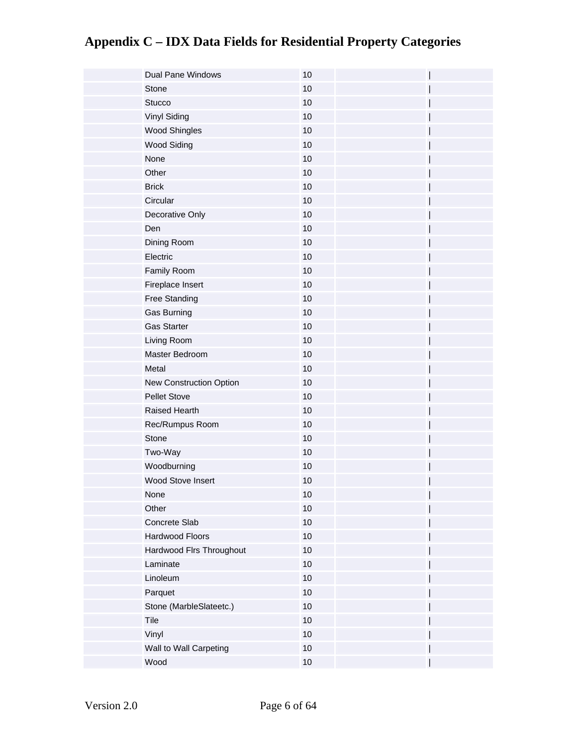# Appendix C – IDX Data Fields for Residential Property Categories

| | | | | |
|---|---|---|---|---|
| | Dual Pane Windows | 10 | | \| |
| | Stone | 10 | | \| |
| | Stucco | 10 | | \| |
| | Vinyl Siding | 10 | | \| |
| | Wood Shingles | 10 | | \| |
| | Wood Siding | 10 | | \| |
| | None | 10 | | \| |
| | Other | 10 | | \| |
| | Brick | 10 | | \| |
| | Circular | 10 | | \| |
| | Decorative Only | 10 | | \| |
| | Den | 10 | | \| |
| | Dining Room | 10 | | \| |
| | Electric | 10 | | \| |
| | Family Room | 10 | | \| |
| | Fireplace Insert | 10 | | \| |
| | Free Standing | 10 | | \| |
| | Gas Burning | 10 | | \| |
| | Gas Starter | 10 | | \| |
| | Living Room | 10 | | \| |
| | Master Bedroom | 10 | | \| |
| | Metal | 10 | | \| |
| | New Construction Option | 10 | | \| |
| | Pellet Stove | 10 | | \| |
| | Raised Hearth | 10 | | \| |
| | Rec/Rumpus Room | 10 | | \| |
| | Stone | 10 | | \| |
| | Two-Way | 10 | | \| |
| | Woodburning | 10 | | \| |
| | Wood Stove Insert | 10 | | \| |
| | None | 10 | | \| |
| | Other | 10 | | \| |
| | Concrete Slab | 10 | | \| |
| | Hardwood Floors | 10 | | \| |
| | Hardwood Flrs Throughout | 10 | | \| |
| | Laminate | 10 | | \| |
| | Linoleum | 10 | | \| |
| | Parquet | 10 | | \| |
| | Stone (MarbleSlateetc.) | 10 | | \| |
| | Tile | 10 | | \| |
| | Vinyl | 10 | | \| |
| | Wall to Wall Carpeting | 10 | | \| |
| | Wood | 10 | | \| |

Version 2.0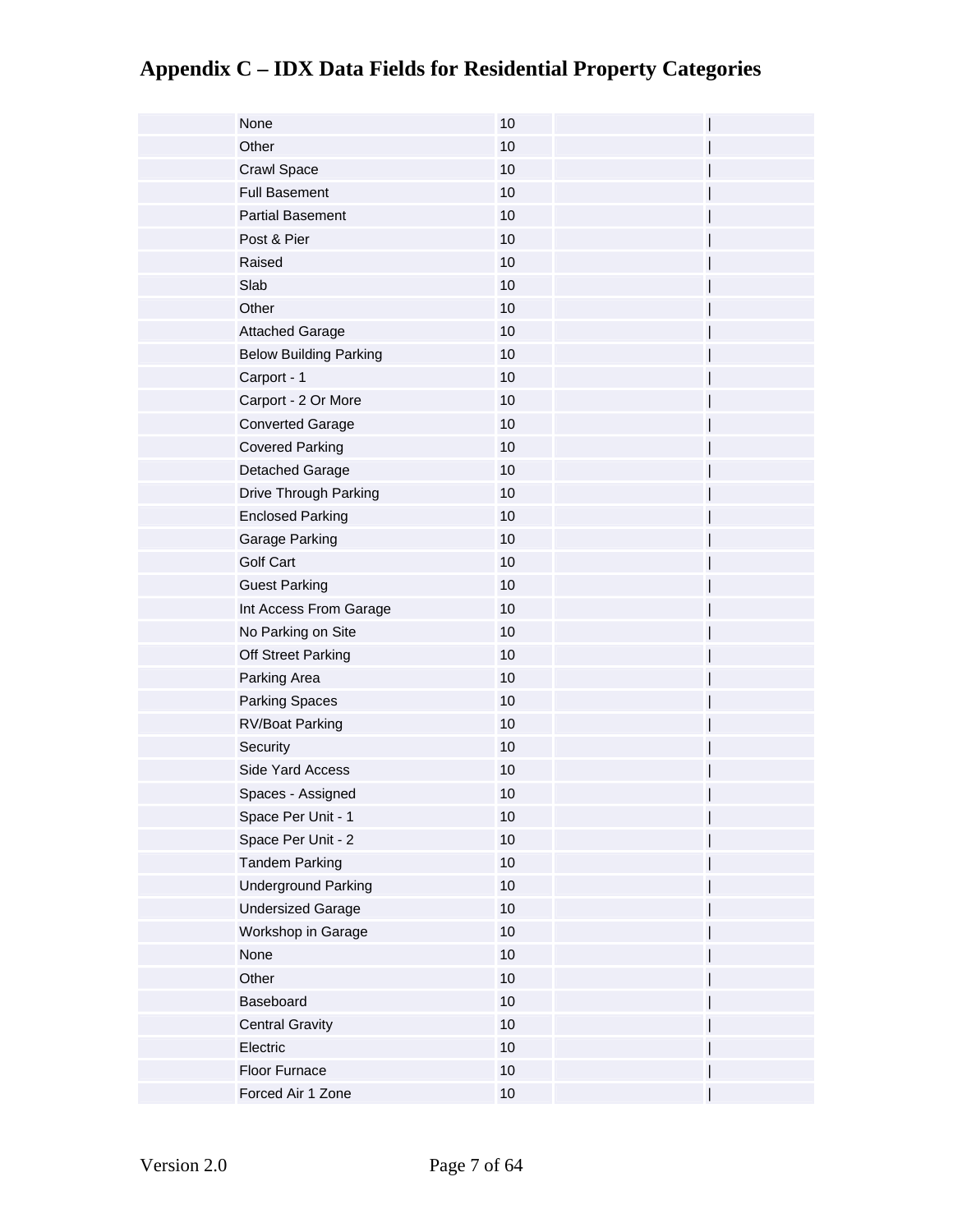# Appendix C – IDX Data Fields for Residential Property Categories

| | | | | |
|---|---|---|---|---|
| | None | 10 | | \| |
| | Other | 10 | | \| |
| | Crawl Space | 10 | | \| |
| | Full Basement | 10 | | \| |
| | Partial Basement | 10 | | \| |
| | Post & Pier | 10 | | \| |
| | Raised | 10 | | \| |
| | Slab | 10 | | \| |
| | Other | 10 | | \| |
| | Attached Garage | 10 | | \| |
| | Below Building Parking | 10 | | \| |
| | Carport - 1 | 10 | | \| |
| | Carport - 2 Or More | 10 | | \| |
| | Converted Garage | 10 | | \| |
| | Covered Parking | 10 | | \| |
| | Detached Garage | 10 | | \| |
| | Drive Through Parking | 10 | | \| |
| | Enclosed Parking | 10 | | \| |
| | Garage Parking | 10 | | \| |
| | Golf Cart | 10 | | \| |
| | Guest Parking | 10 | | \| |
| | Int Access From Garage | 10 | | \| |
| | No Parking on Site | 10 | | \| |
| | Off Street Parking | 10 | | \| |
| | Parking Area | 10 | | \| |
| | Parking Spaces | 10 | | \| |
| | RV/Boat Parking | 10 | | \| |
| | Security | 10 | | \| |
| | Side Yard Access | 10 | | \| |
| | Spaces - Assigned | 10 | | \| |
| | Space Per Unit - 1 | 10 | | \| |
| | Space Per Unit - 2 | 10 | | \| |
| | Tandem Parking | 10 | | \| |
| | Underground Parking | 10 | | \| |
| | Undersized Garage | 10 | | \| |
| | Workshop in Garage | 10 | | \| |
| | None | 10 | | \| |
| | Other | 10 | | \| |
| | Baseboard | 10 | | \| |
| | Central Gravity | 10 | | \| |
| | Electric | 10 | | \| |
| | Floor Furnace | 10 | | \| |
| | Forced Air 1 Zone | 10 | | \| |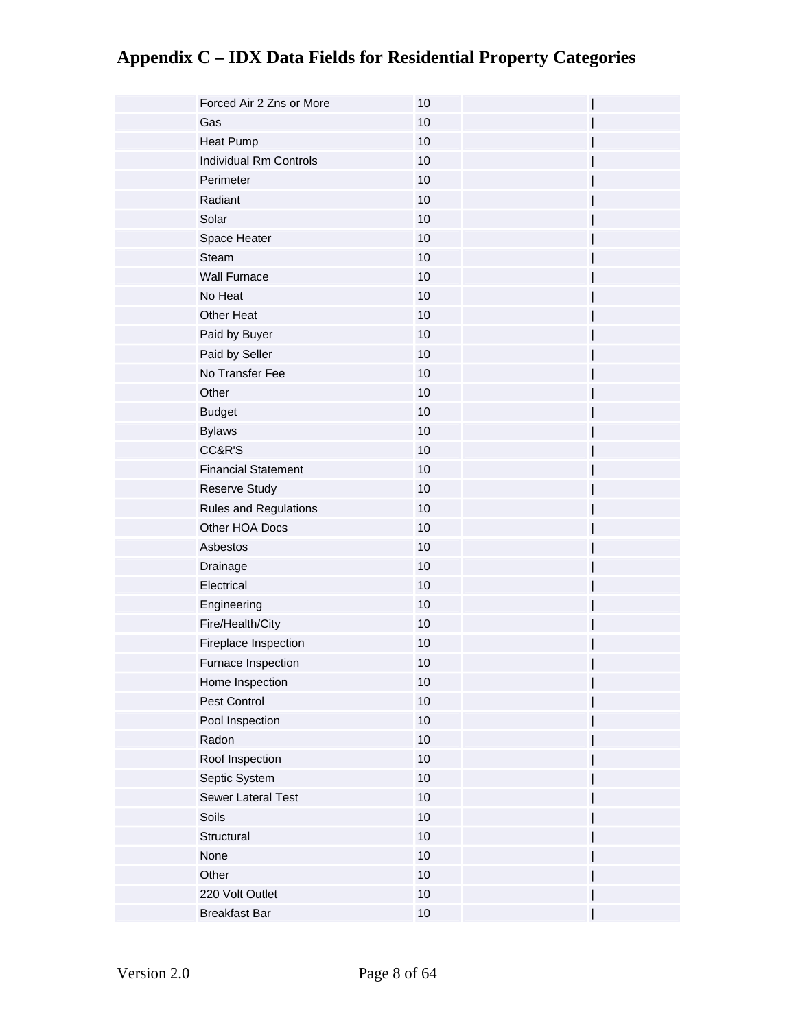# Appendix C – IDX Data Fields for Residential Property Categories

| | | | | |
|---|---|---|---|---|
| | Forced Air 2 Zns or More | 10 | | \| |
| | Gas | 10 | | \| |
| | Heat Pump | 10 | | \| |
| | Individual Rm Controls | 10 | | \| |
| | Perimeter | 10 | | \| |
| | Radiant | 10 | | \| |
| | Solar | 10 | | \| |
| | Space Heater | 10 | | \| |
| | Steam | 10 | | \| |
| | Wall Furnace | 10 | | \| |
| | No Heat | 10 | | \| |
| | Other Heat | 10 | | \| |
| | Paid by Buyer | 10 | | \| |
| | Paid by Seller | 10 | | \| |
| | No Transfer Fee | 10 | | \| |
| | Other | 10 | | \| |
| | Budget | 10 | | \| |
| | Bylaws | 10 | | \| |
| | CC&R'S | 10 | | \| |
| | Financial Statement | 10 | | \| |
| | Reserve Study | 10 | | \| |
| | Rules and Regulations | 10 | | \| |
| | Other HOA Docs | 10 | | \| |
| | Asbestos | 10 | | \| |
| | Drainage | 10 | | \| |
| | Electrical | 10 | | \| |
| | Engineering | 10 | | \| |
| | Fire/Health/City | 10 | | \| |
| | Fireplace Inspection | 10 | | \| |
| | Furnace Inspection | 10 | | \| |
| | Home Inspection | 10 | | \| |
| | Pest Control | 10 | | \| |
| | Pool Inspection | 10 | | \| |
| | Radon | 10 | | \| |
| | Roof Inspection | 10 | | \| |
| | Septic System | 10 | | \| |
| | Sewer Lateral Test | 10 | | \| |
| | Soils | 10 | | \| |
| | Structural | 10 | | \| |
| | None | 10 | | \| |
| | Other | 10 | | \| |
| | 220 Volt Outlet | 10 | | \| |
| | Breakfast Bar | 10 | | \| |

Version 2.0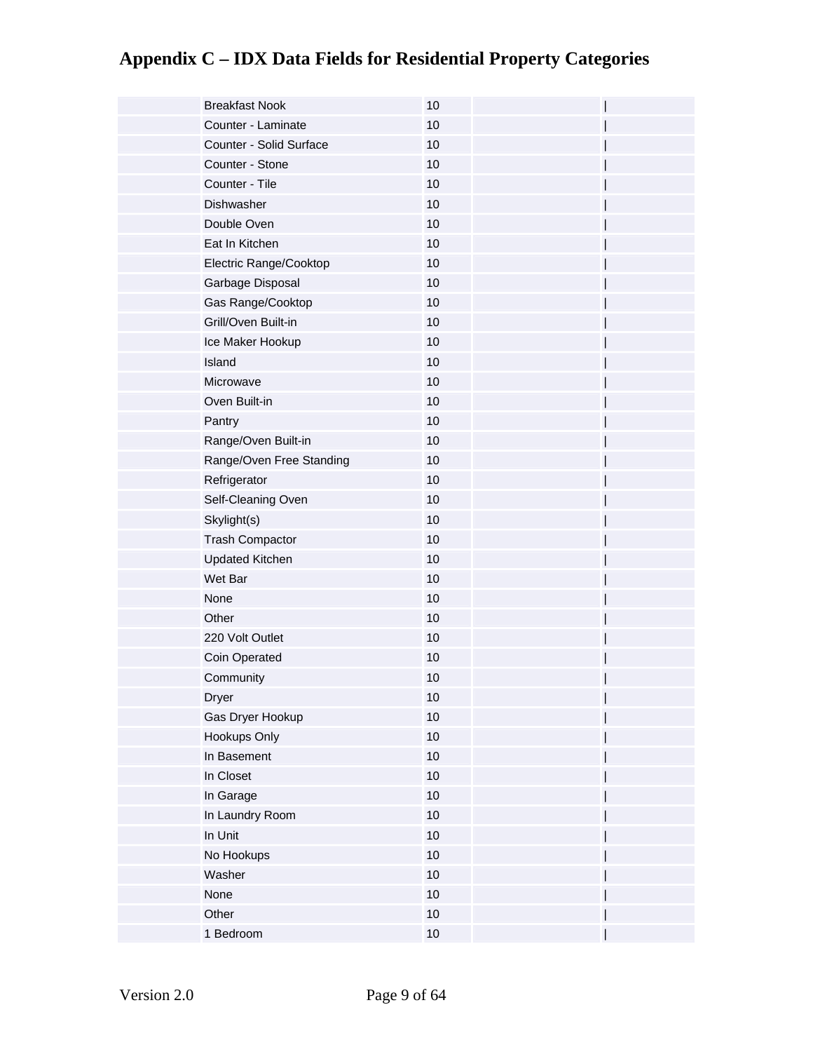# Appendix C – IDX Data Fields for Residential Property Categories

| | | | | |
|---|---|---|---|---|
| | Breakfast Nook | 10 | | \| |
| | Counter - Laminate | 10 | | \| |
| | Counter - Solid Surface | 10 | | \| |
| | Counter - Stone | 10 | | \| |
| | Counter - Tile | 10 | | \| |
| | Dishwasher | 10 | | \| |
| | Double Oven | 10 | | \| |
| | Eat In Kitchen | 10 | | \| |
| | Electric Range/Cooktop | 10 | | \| |
| | Garbage Disposal | 10 | | \| |
| | Gas Range/Cooktop | 10 | | \| |
| | Grill/Oven Built-in | 10 | | \| |
| | Ice Maker Hookup | 10 | | \| |
| | Island | 10 | | \| |
| | Microwave | 10 | | \| |
| | Oven Built-in | 10 | | \| |
| | Pantry | 10 | | \| |
| | Range/Oven Built-in | 10 | | \| |
| | Range/Oven Free Standing | 10 | | \| |
| | Refrigerator | 10 | | \| |
| | Self-Cleaning Oven | 10 | | \| |
| | Skylight(s) | 10 | | \| |
| | Trash Compactor | 10 | | \| |
| | Updated Kitchen | 10 | | \| |
| | Wet Bar | 10 | | \| |
| | None | 10 | | \| |
| | Other | 10 | | \| |
| | 220 Volt Outlet | 10 | | \| |
| | Coin Operated | 10 | | \| |
| | Community | 10 | | \| |
| | Dryer | 10 | | \| |
| | Gas Dryer Hookup | 10 | | \| |
| | Hookups Only | 10 | | \| |
| | In Basement | 10 | | \| |
| | In Closet | 10 | | \| |
| | In Garage | 10 | | \| |
| | In Laundry Room | 10 | | \| |
| | In Unit | 10 | | \| |
| | No Hookups | 10 | | \| |
| | Washer | 10 | | \| |
| | None | 10 | | \| |
| | Other | 10 | | \| |
| | 1 Bedroom | 10 | | \| |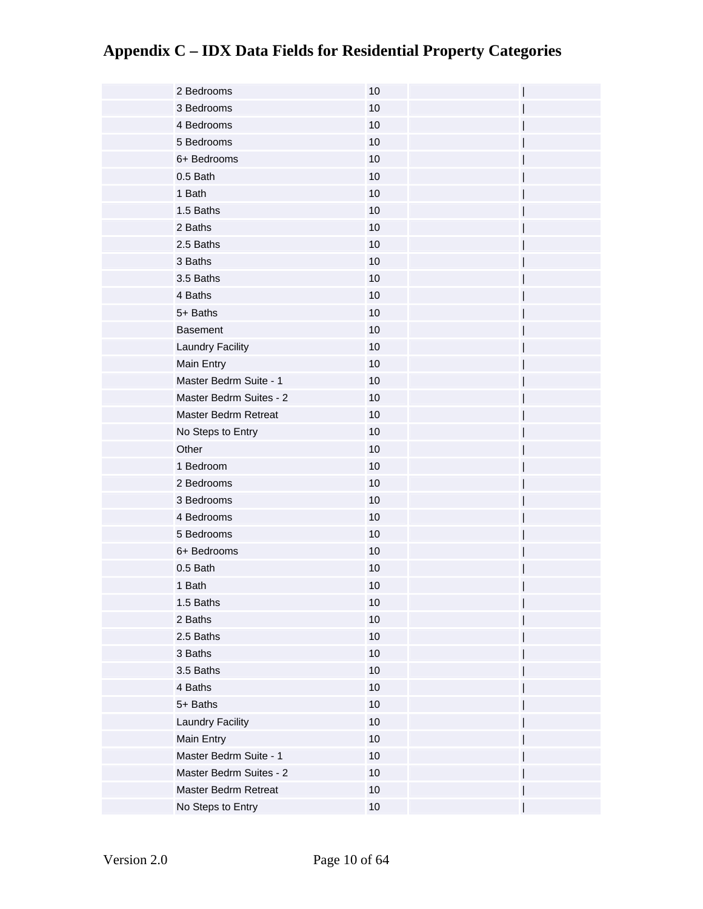# Appendix C – IDX Data Fields for Residential Property Categories

| | | | | |
|---|---|---|---|---|
| | 2 Bedrooms | 10 | | \| |
| | 3 Bedrooms | 10 | | \| |
| | 4 Bedrooms | 10 | | \| |
| | 5 Bedrooms | 10 | | \| |
| | 6+ Bedrooms | 10 | | \| |
| | 0.5 Bath | 10 | | \| |
| | 1 Bath | 10 | | \| |
| | 1.5 Baths | 10 | | \| |
| | 2 Baths | 10 | | \| |
| | 2.5 Baths | 10 | | \| |
| | 3 Baths | 10 | | \| |
| | 3.5 Baths | 10 | | \| |
| | 4 Baths | 10 | | \| |
| | 5+ Baths | 10 | | \| |
| | Basement | 10 | | \| |
| | Laundry Facility | 10 | | \| |
| | Main Entry | 10 | | \| |
| | Master Bedrm Suite - 1 | 10 | | \| |
| | Master Bedrm Suites - 2 | 10 | | \| |
| | Master Bedrm Retreat | 10 | | \| |
| | No Steps to Entry | 10 | | \| |
| | Other | 10 | | \| |
| | 1 Bedroom | 10 | | \| |
| | 2 Bedrooms | 10 | | \| |
| | 3 Bedrooms | 10 | | \| |
| | 4 Bedrooms | 10 | | \| |
| | 5 Bedrooms | 10 | | \| |
| | 6+ Bedrooms | 10 | | \| |
| | 0.5 Bath | 10 | | \| |
| | 1 Bath | 10 | | \| |
| | 1.5 Baths | 10 | | \| |
| | 2 Baths | 10 | | \| |
| | 2.5 Baths | 10 | | \| |
| | 3 Baths | 10 | | \| |
| | 3.5 Baths | 10 | | \| |
| | 4 Baths | 10 | | \| |
| | 5+ Baths | 10 | | \| |
| | Laundry Facility | 10 | | \| |
| | Main Entry | 10 | | \| |
| | Master Bedrm Suite - 1 | 10 | | \| |
| | Master Bedrm Suites - 2 | 10 | | \| |
| | Master Bedrm Retreat | 10 | | \| |
| | No Steps to Entry | 10 | | \| |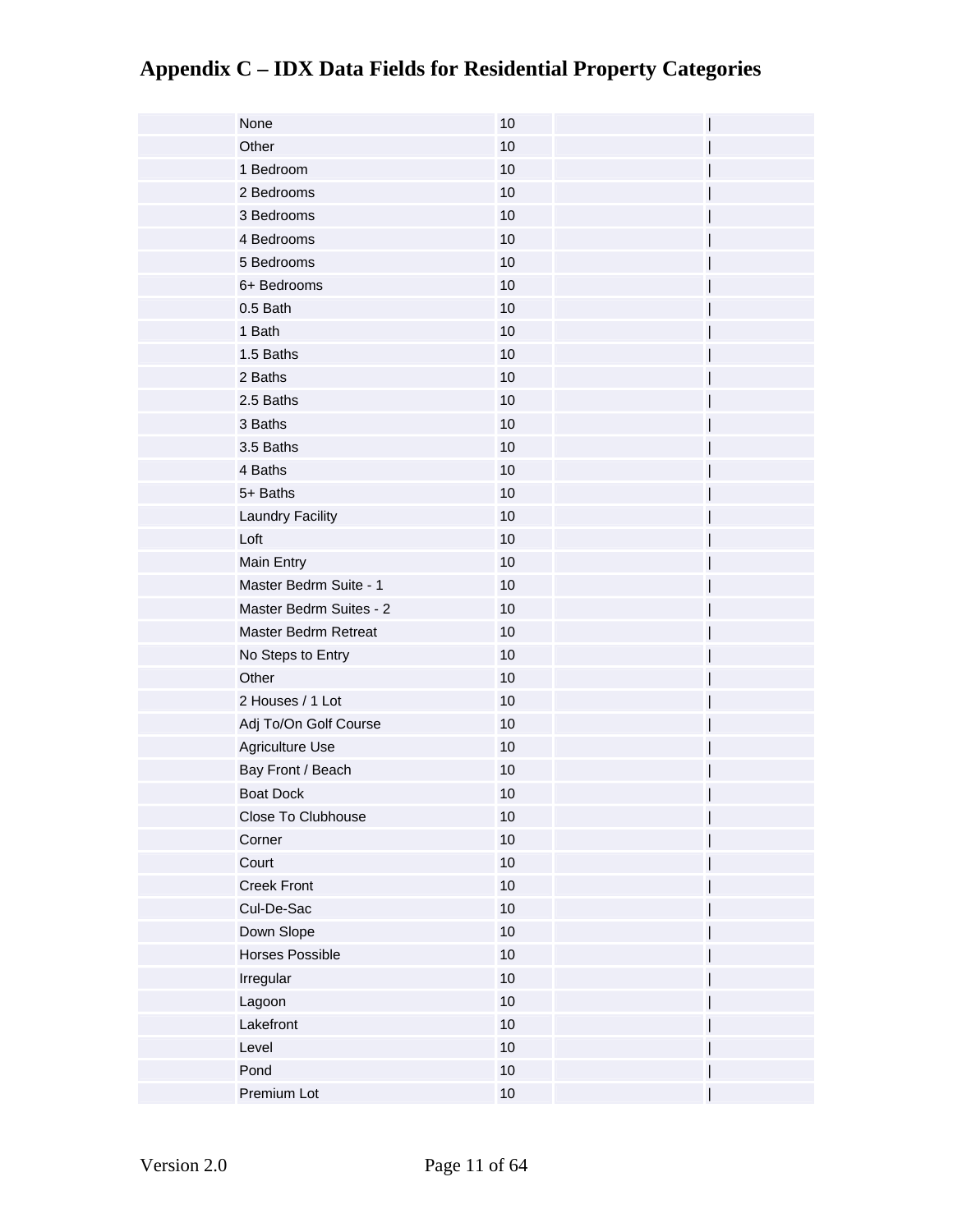# Appendix C – IDX Data Fields for Residential Property Categories

| | | | | |
|---|---|---|---|---|
| | None | 10 | | \| |
| | Other | 10 | | \| |
| | 1 Bedroom | 10 | | \| |
| | 2 Bedrooms | 10 | | \| |
| | 3 Bedrooms | 10 | | \| |
| | 4 Bedrooms | 10 | | \| |
| | 5 Bedrooms | 10 | | \| |
| | 6+ Bedrooms | 10 | | \| |
| | 0.5 Bath | 10 | | \| |
| | 1 Bath | 10 | | \| |
| | 1.5 Baths | 10 | | \| |
| | 2 Baths | 10 | | \| |
| | 2.5 Baths | 10 | | \| |
| | 3 Baths | 10 | | \| |
| | 3.5 Baths | 10 | | \| |
| | 4 Baths | 10 | | \| |
| | 5+ Baths | 10 | | \| |
| | Laundry Facility | 10 | | \| |
| | Loft | 10 | | \| |
| | Main Entry | 10 | | \| |
| | Master Bedrm Suite - 1 | 10 | | \| |
| | Master Bedrm Suites - 2 | 10 | | \| |
| | Master Bedrm Retreat | 10 | | \| |
| | No Steps to Entry | 10 | | \| |
| | Other | 10 | | \| |
| | 2 Houses / 1 Lot | 10 | | \| |
| | Adj To/On Golf Course | 10 | | \| |
| | Agriculture Use | 10 | | \| |
| | Bay Front / Beach | 10 | | \| |
| | Boat Dock | 10 | | \| |
| | Close To Clubhouse | 10 | | \| |
| | Corner | 10 | | \| |
| | Court | 10 | | \| |
| | Creek Front | 10 | | \| |
| | Cul-De-Sac | 10 | | \| |
| | Down Slope | 10 | | \| |
| | Horses Possible | 10 | | \| |
| | Irregular | 10 | | \| |
| | Lagoon | 10 | | \| |
| | Lakefront | 10 | | \| |
| | Level | 10 | | \| |
| | Pond | 10 | | \| |
| | Premium Lot | 10 | | \| |

Version 2.0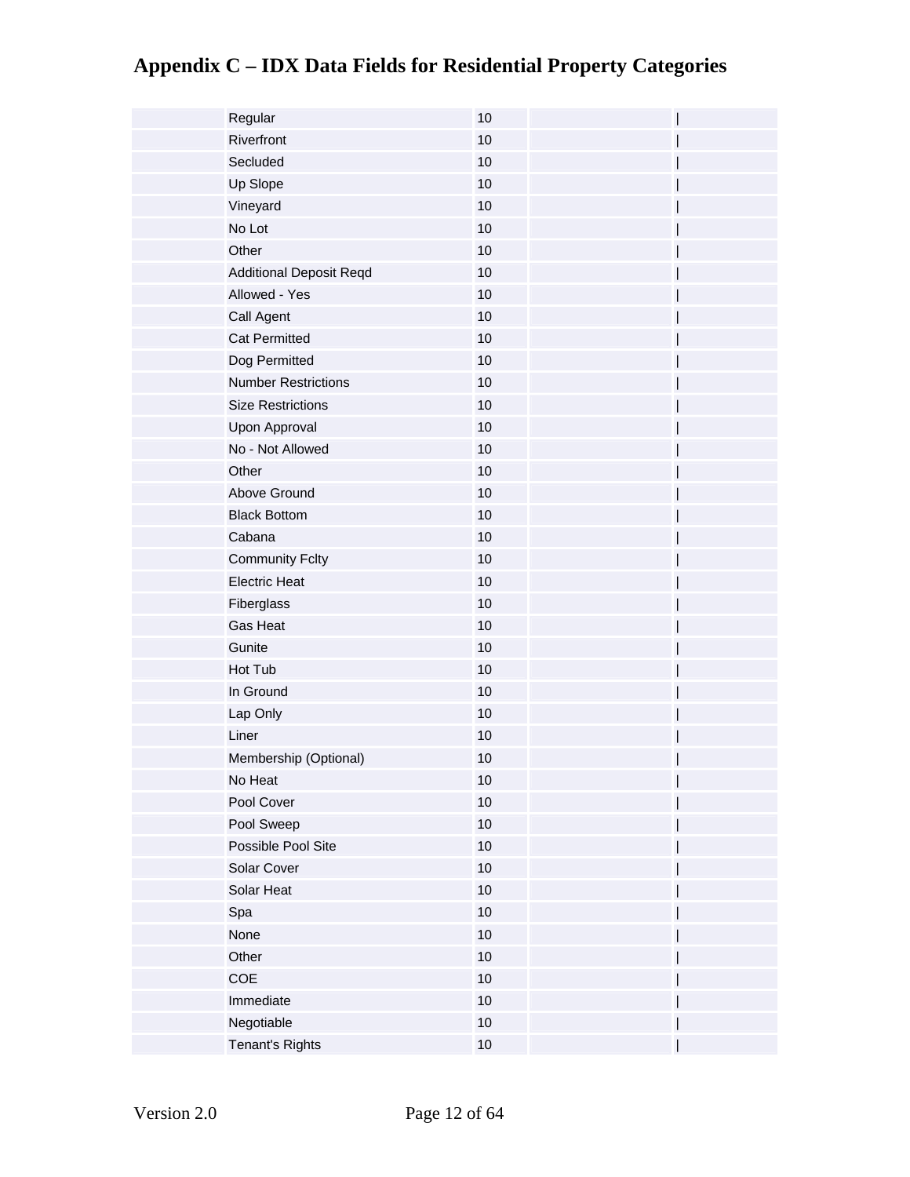# Appendix C – IDX Data Fields for Residential Property Categories

| | | | | |
|---|---|---|---|---|
| | Regular | 10 | | \| |
| | Riverfront | 10 | | \| |
| | Secluded | 10 | | \| |
| | Up Slope | 10 | | \| |
| | Vineyard | 10 | | \| |
| | No Lot | 10 | | \| |
| | Other | 10 | | \| |
| | Additional Deposit Reqd | 10 | | \| |
| | Allowed - Yes | 10 | | \| |
| | Call Agent | 10 | | \| |
| | Cat Permitted | 10 | | \| |
| | Dog Permitted | 10 | | \| |
| | Number Restrictions | 10 | | \| |
| | Size Restrictions | 10 | | \| |
| | Upon Approval | 10 | | \| |
| | No - Not Allowed | 10 | | \| |
| | Other | 10 | | \| |
| | Above Ground | 10 | | \| |
| | Black Bottom | 10 | | \| |
| | Cabana | 10 | | \| |
| | Community Fclty | 10 | | \| |
| | Electric Heat | 10 | | \| |
| | Fiberglass | 10 | | \| |
| | Gas Heat | 10 | | \| |
| | Gunite | 10 | | \| |
| | Hot Tub | 10 | | \| |
| | In Ground | 10 | | \| |
| | Lap Only | 10 | | \| |
| | Liner | 10 | | \| |
| | Membership (Optional) | 10 | | \| |
| | No Heat | 10 | | \| |
| | Pool Cover | 10 | | \| |
| | Pool Sweep | 10 | | \| |
| | Possible Pool Site | 10 | | \| |
| | Solar Cover | 10 | | \| |
| | Solar Heat | 10 | | \| |
| | Spa | 10 | | \| |
| | None | 10 | | \| |
| | Other | 10 | | \| |
| | COE | 10 | | \| |
| | Immediate | 10 | | \| |
| | Negotiable | 10 | | \| |
| | Tenant's Rights | 10 | | \| |

Version 2.0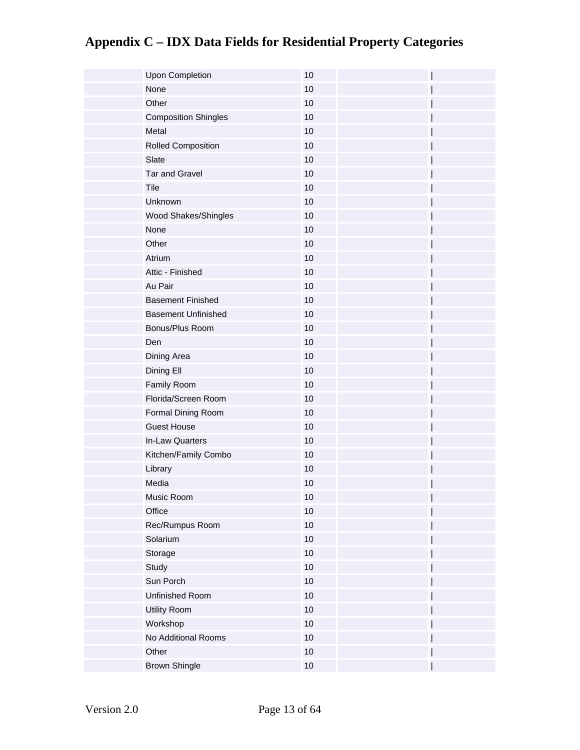# Appendix C – IDX Data Fields for Residential Property Categories

| | | | | |
|---|---|---|---|---|
| | Upon Completion | 10 | | \| |
| | None | 10 | | \| |
| | Other | 10 | | \| |
| | Composition Shingles | 10 | | \| |
| | Metal | 10 | | \| |
| | Rolled Composition | 10 | | \| |
| | Slate | 10 | | \| |
| | Tar and Gravel | 10 | | \| |
| | Tile | 10 | | \| |
| | Unknown | 10 | | \| |
| | Wood Shakes/Shingles | 10 | | \| |
| | None | 10 | | \| |
| | Other | 10 | | \| |
| | Atrium | 10 | | \| |
| | Attic - Finished | 10 | | \| |
| | Au Pair | 10 | | \| |
| | Basement Finished | 10 | | \| |
| | Basement Unfinished | 10 | | \| |
| | Bonus/Plus Room | 10 | | \| |
| | Den | 10 | | \| |
| | Dining Area | 10 | | \| |
| | Dining Ell | 10 | | \| |
| | Family Room | 10 | | \| |
| | Florida/Screen Room | 10 | | \| |
| | Formal Dining Room | 10 | | \| |
| | Guest House | 10 | | \| |
| | In-Law Quarters | 10 | | \| |
| | Kitchen/Family Combo | 10 | | \| |
| | Library | 10 | | \| |
| | Media | 10 | | \| |
| | Music Room | 10 | | \| |
| | Office | 10 | | \| |
| | Rec/Rumpus Room | 10 | | \| |
| | Solarium | 10 | | \| |
| | Storage | 10 | | \| |
| | Study | 10 | | \| |
| | Sun Porch | 10 | | \| |
| | Unfinished Room | 10 | | \| |
| | Utility Room | 10 | | \| |
| | Workshop | 10 | | \| |
| | No Additional Rooms | 10 | | \| |
| | Other | 10 | | \| |
| | Brown Shingle | 10 | | \| |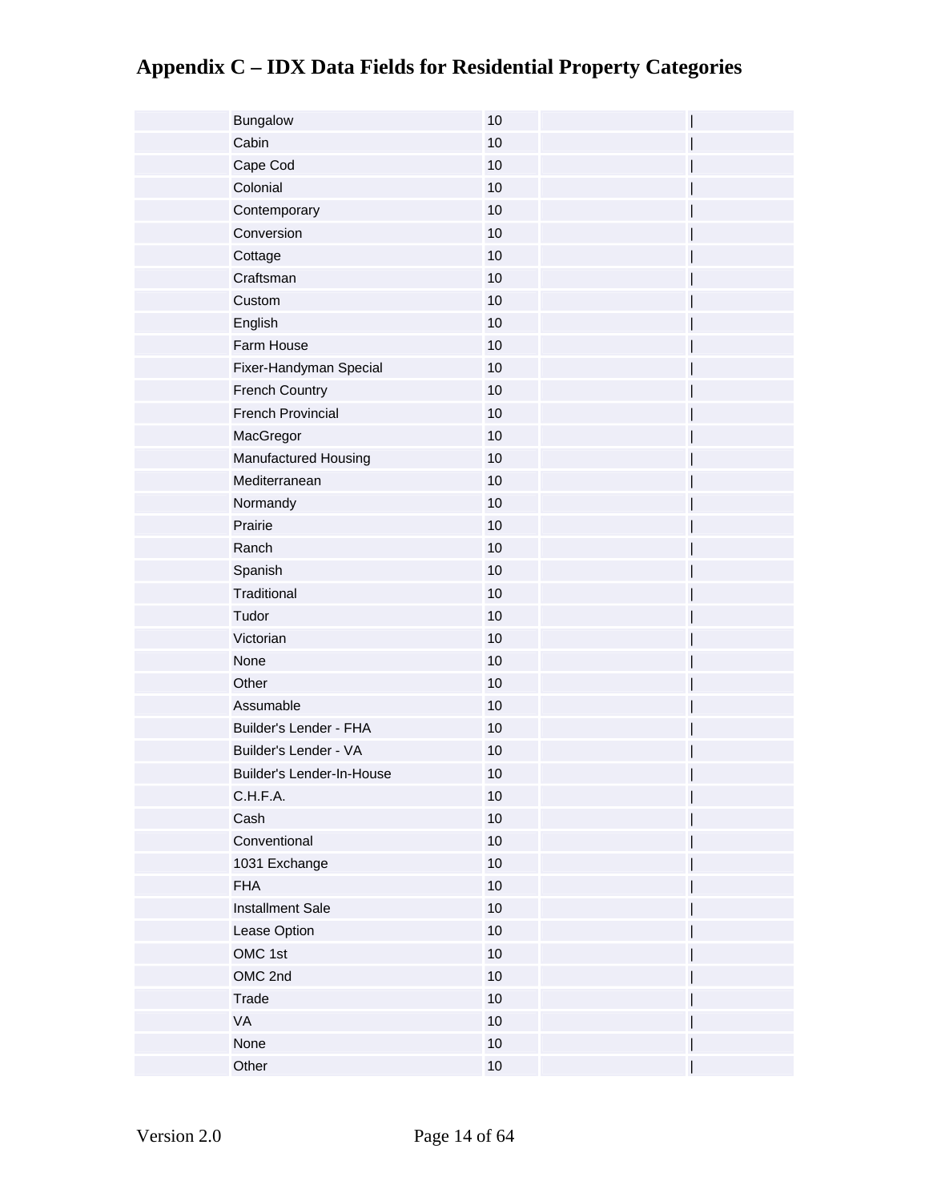# Appendix C – IDX Data Fields for Residential Property Categories

| | | | | |
|---|---|---|---|---|
| | Bungalow | 10 | | \| |
| | Cabin | 10 | | \| |
| | Cape Cod | 10 | | \| |
| | Colonial | 10 | | \| |
| | Contemporary | 10 | | \| |
| | Conversion | 10 | | \| |
| | Cottage | 10 | | \| |
| | Craftsman | 10 | | \| |
| | Custom | 10 | | \| |
| | English | 10 | | \| |
| | Farm House | 10 | | \| |
| | Fixer-Handyman Special | 10 | | \| |
| | French Country | 10 | | \| |
| | French Provincial | 10 | | \| |
| | MacGregor | 10 | | \| |
| | Manufactured Housing | 10 | | \| |
| | Mediterranean | 10 | | \| |
| | Normandy | 10 | | \| |
| | Prairie | 10 | | \| |
| | Ranch | 10 | | \| |
| | Spanish | 10 | | \| |
| | Traditional | 10 | | \| |
| | Tudor | 10 | | \| |
| | Victorian | 10 | | \| |
| | None | 10 | | \| |
| | Other | 10 | | \| |
| | Assumable | 10 | | \| |
| | Builder's Lender - FHA | 10 | | \| |
| | Builder's Lender - VA | 10 | | \| |
| | Builder's Lender-In-House | 10 | | \| |
| | C.H.F.A. | 10 | | \| |
| | Cash | 10 | | \| |
| | Conventional | 10 | | \| |
| | 1031 Exchange | 10 | | \| |
| | FHA | 10 | | \| |
| | Installment Sale | 10 | | \| |
| | Lease Option | 10 | | \| |
| | OMC 1st | 10 | | \| |
| | OMC 2nd | 10 | | \| |
| | Trade | 10 | | \| |
| | VA | 10 | | \| |
| | None | 10 | | \| |
| | Other | 10 | | \| |

Version 2.0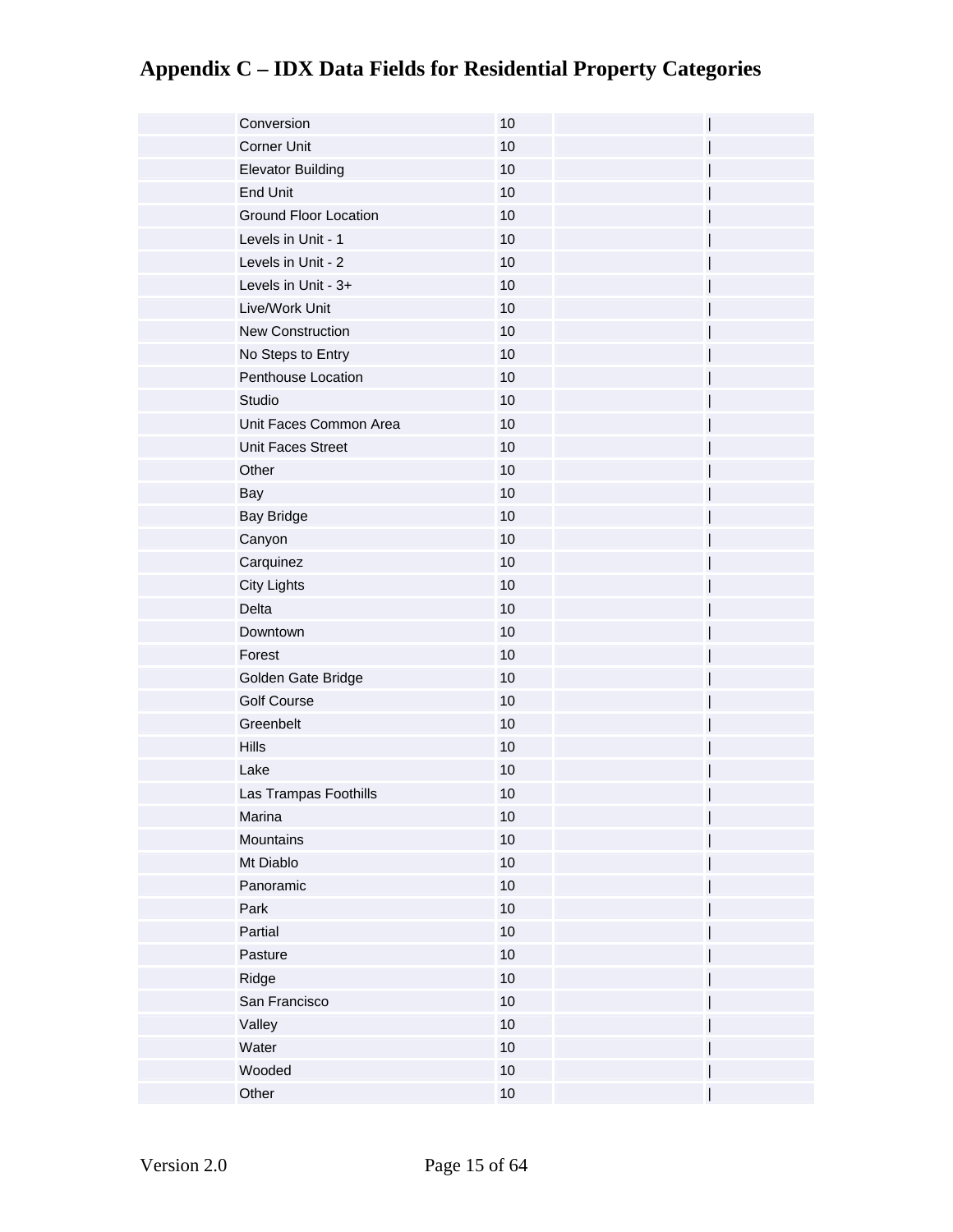# Appendix C – IDX Data Fields for Residential Property Categories

| | | | | |
|---|---|---|---|---|
| | Conversion | 10 | | \| |
| | Corner Unit | 10 | | \| |
| | Elevator Building | 10 | | \| |
| | End Unit | 10 | | \| |
| | Ground Floor Location | 10 | | \| |
| | Levels in Unit - 1 | 10 | | \| |
| | Levels in Unit - 2 | 10 | | \| |
| | Levels in Unit - 3+ | 10 | | \| |
| | Live/Work Unit | 10 | | \| |
| | New Construction | 10 | | \| |
| | No Steps to Entry | 10 | | \| |
| | Penthouse Location | 10 | | \| |
| | Studio | 10 | | \| |
| | Unit Faces Common Area | 10 | | \| |
| | Unit Faces Street | 10 | | \| |
| | Other | 10 | | \| |
| | Bay | 10 | | \| |
| | Bay Bridge | 10 | | \| |
| | Canyon | 10 | | \| |
| | Carquinez | 10 | | \| |
| | City Lights | 10 | | \| |
| | Delta | 10 | | \| |
| | Downtown | 10 | | \| |
| | Forest | 10 | | \| |
| | Golden Gate Bridge | 10 | | \| |
| | Golf Course | 10 | | \| |
| | Greenbelt | 10 | | \| |
| | Hills | 10 | | \| |
| | Lake | 10 | | \| |
| | Las Trampas Foothills | 10 | | \| |
| | Marina | 10 | | \| |
| | Mountains | 10 | | \| |
| | Mt Diablo | 10 | | \| |
| | Panoramic | 10 | | \| |
| | Park | 10 | | \| |
| | Partial | 10 | | \| |
| | Pasture | 10 | | \| |
| | Ridge | 10 | | \| |
| | San Francisco | 10 | | \| |
| | Valley | 10 | | \| |
| | Water | 10 | | \| |
| | Wooded | 10 | | \| |
| | Other | 10 | | \| |

Version 2.0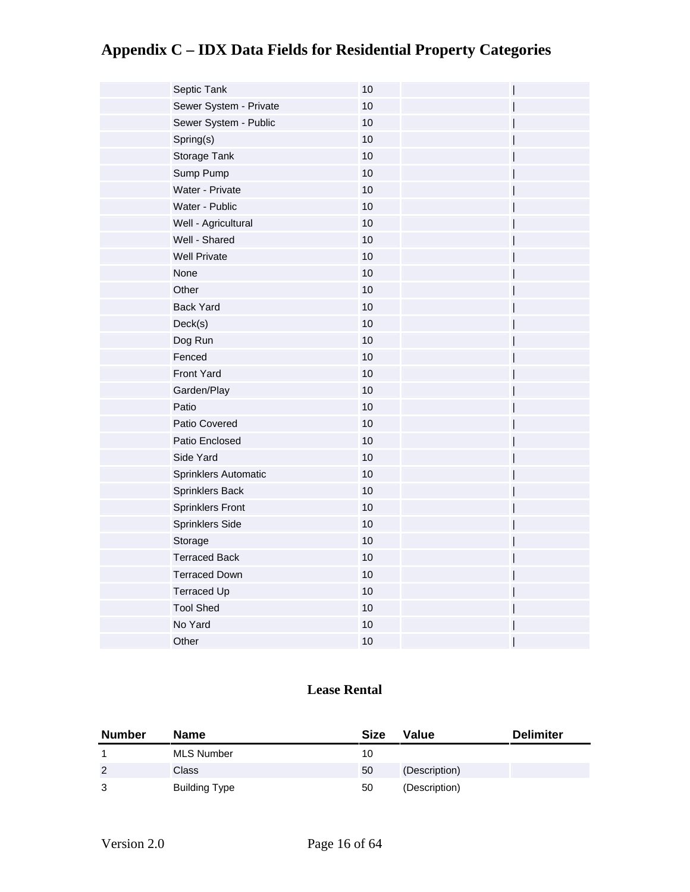| Number | Name | Size | Value | Delimiter |
|---|---|---|---|---|
| | Septic Tank | 10 | | \| |
| | Sewer System - Private | 10 | | \| |
| | Sewer System - Public | 10 | | \| |
| | Spring(s) | 10 | | \| |
| | Storage Tank | 10 | | \| |
| | Sump Pump | 10 | | \| |
| | Water - Private | 10 | | \| |
| | Water - Public | 10 | | \| |
| | Well - Agricultural | 10 | | \| |
| | Well - Shared | 10 | | \| |
| | Well Private | 10 | | \| |
| | None | 10 | | \| |
| | Other | 10 | | \| |
| | Back Yard | 10 | | \| |
| | Deck(s) | 10 | | \| |
| | Dog Run | 10 | | \| |
| | Fenced | 10 | | \| |
| | Front Yard | 10 | | \| |
| | Garden/Play | 10 | | \| |
| | Patio | 10 | | \| |
| | Patio Covered | 10 | | \| |
| | Patio Enclosed | 10 | | \| |
| | Side Yard | 10 | | \| |
| | Sprinklers Automatic | 10 | | \| |
| | Sprinklers Back | 10 | | \| |
| | Sprinklers Front | 10 | | \| |
| | Sprinklers Side | 10 | | \| |
| | Storage | 10 | | \| |
| | Terraced Back | 10 | | \| |
| | Terraced Down | 10 | | \| |
| | Terraced Up | 10 | | \| |
| | Tool Shed | 10 | | \| |
| | No Yard | 10 | | \| |
| | Other | 10 | | \| |

## Lease Rental

| Number | Name | Size | Value | Delimiter |
|---|---|---|---|---|
| 1 | MLS Number | 10 | | |
| 2 | Class | 50 | (Description) | |
| 3 | Building Type | 50 | (Description) | |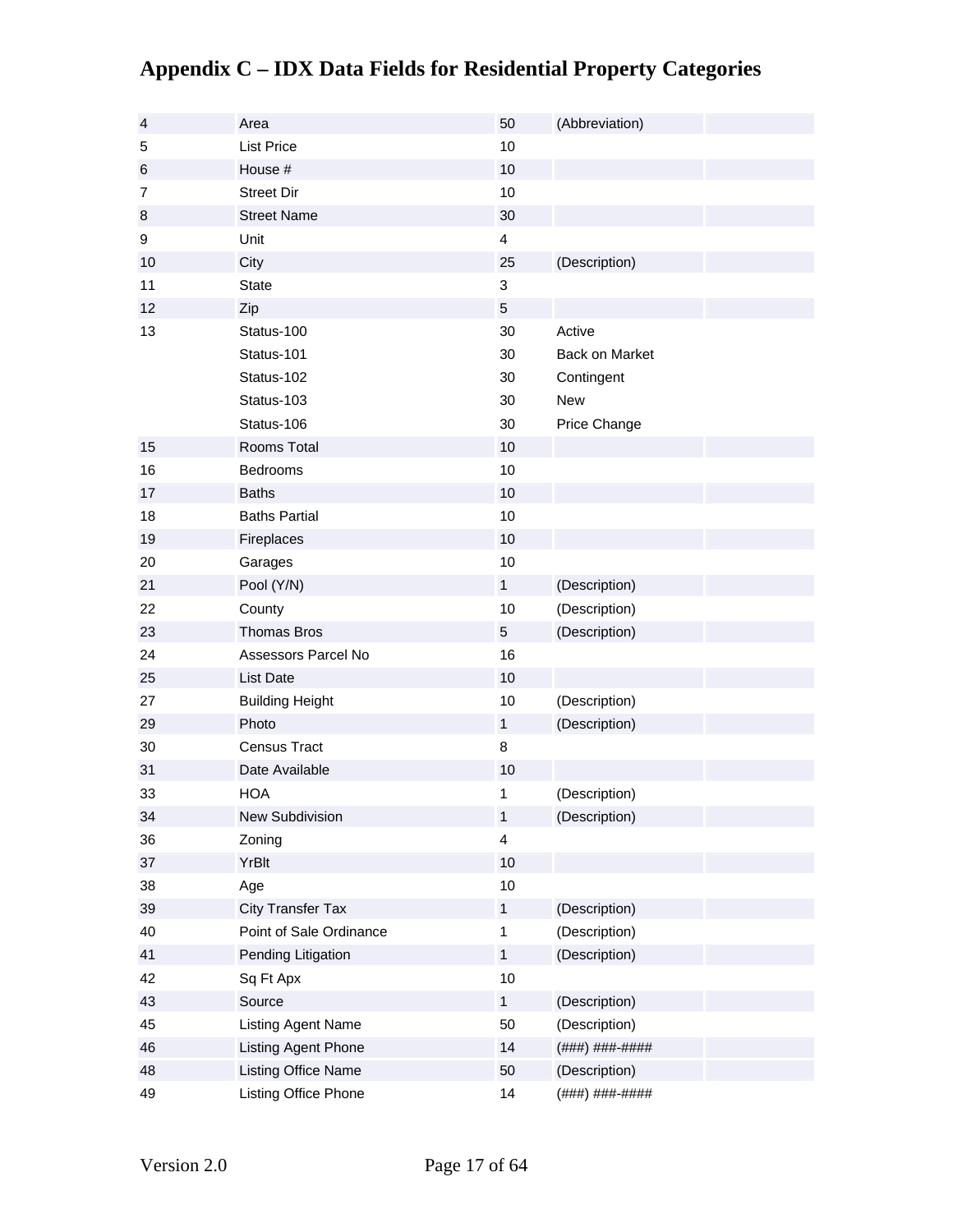# Appendix C – IDX Data Fields for Residential Property Categories

| | | | | |
|---|---|---|---|---|
| 4 | Area | 50 | (Abbreviation) | |
| 5 | List Price | 10 | | |
| 6 | House # | 10 | | |
| 7 | Street Dir | 10 | | |
| 8 | Street Name | 30 | | |
| 9 | Unit | 4 | | |
| 10 | City | 25 | (Description) | |
| 11 | State | 3 | | |
| 12 | Zip | 5 | | |
| 13 | Status-100 | 30 | Active | |
| | Status-101 | 30 | Back on Market | |
| | Status-102 | 30 | Contingent | |
| | Status-103 | 30 | New | |
| | Status-106 | 30 | Price Change | |
| 15 | Rooms Total | 10 | | |
| 16 | Bedrooms | 10 | | |
| 17 | Baths | 10 | | |
| 18 | Baths Partial | 10 | | |
| 19 | Fireplaces | 10 | | |
| 20 | Garages | 10 | | |
| 21 | Pool (Y/N) | 1 | (Description) | |
| 22 | County | 10 | (Description) | |
| 23 | Thomas Bros | 5 | (Description) | |
| 24 | Assessors Parcel No | 16 | | |
| 25 | List Date | 10 | | |
| 27 | Building Height | 10 | (Description) | |
| 29 | Photo | 1 | (Description) | |
| 30 | Census Tract | 8 | | |
| 31 | Date Available | 10 | | |
| 33 | HOA | 1 | (Description) | |
| 34 | New Subdivision | 1 | (Description) | |
| 36 | Zoning | 4 | | |
| 37 | YrBlt | 10 | | |
| 38 | Age | 10 | | |
| 39 | City Transfer Tax | 1 | (Description) | |
| 40 | Point of Sale Ordinance | 1 | (Description) | |
| 41 | Pending Litigation | 1 | (Description) | |
| 42 | Sq Ft Apx | 10 | | |
| 43 | Source | 1 | (Description) | |
| 45 | Listing Agent Name | 50 | (Description) | |
| 46 | Listing Agent Phone | 14 | (###) ###-#### | |
| 48 | Listing Office Name | 50 | (Description) | |
| 49 | Listing Office Phone | 14 | (###) ###-#### | |

Version 2.0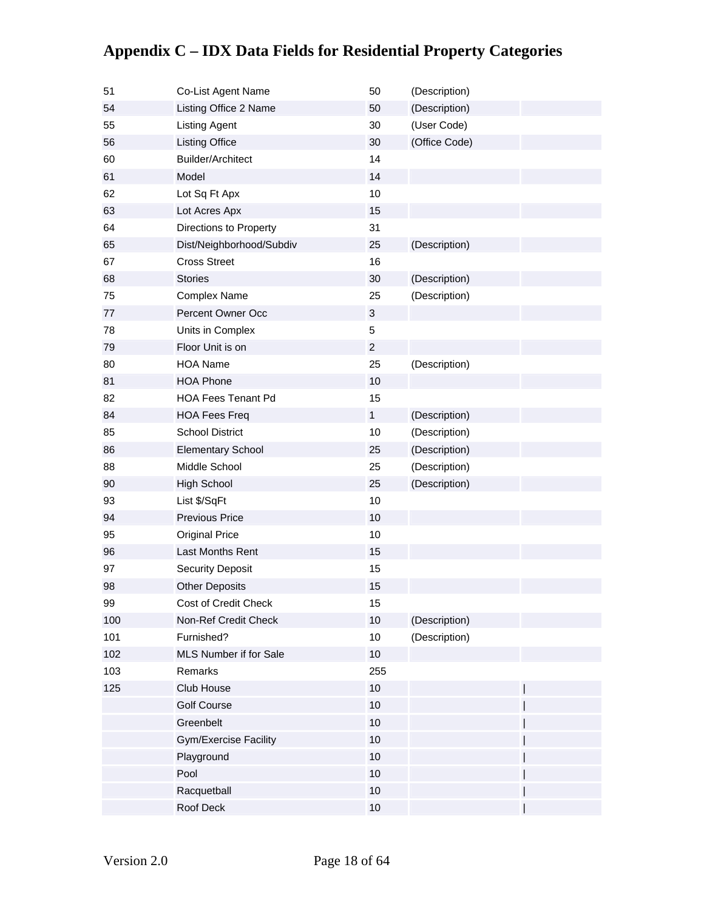# Appendix C – IDX Data Fields for Residential Property Categories

| | | | | |
|---|---|---|---|---|
| 51 | Co-List Agent Name | 50 | (Description) | |
| 54 | Listing Office 2 Name | 50 | (Description) | |
| 55 | Listing Agent | 30 | (User Code) | |
| 56 | Listing Office | 30 | (Office Code) | |
| 60 | Builder/Architect | 14 | | |
| 61 | Model | 14 | | |
| 62 | Lot Sq Ft Apx | 10 | | |
| 63 | Lot Acres Apx | 15 | | |
| 64 | Directions to Property | 31 | | |
| 65 | Dist/Neighborhood/Subdiv | 25 | (Description) | |
| 67 | Cross Street | 16 | | |
| 68 | Stories | 30 | (Description) | |
| 75 | Complex Name | 25 | (Description) | |
| 77 | Percent Owner Occ | 3 | | |
| 78 | Units in Complex | 5 | | |
| 79 | Floor Unit is on | 2 | | |
| 80 | HOA Name | 25 | (Description) | |
| 81 | HOA Phone | 10 | | |
| 82 | HOA Fees Tenant Pd | 15 | | |
| 84 | HOA Fees Freq | 1 | (Description) | |
| 85 | School District | 10 | (Description) | |
| 86 | Elementary School | 25 | (Description) | |
| 88 | Middle School | 25 | (Description) | |
| 90 | High School | 25 | (Description) | |
| 93 | List $/SqFt | 10 | | |
| 94 | Previous Price | 10 | | |
| 95 | Original Price | 10 | | |
| 96 | Last Months Rent | 15 | | |
| 97 | Security Deposit | 15 | | |
| 98 | Other Deposits | 15 | | |
| 99 | Cost of Credit Check | 15 | | |
| 100 | Non-Ref Credit Check | 10 | (Description) | |
| 101 | Furnished? | 10 | (Description) | |
| 102 | MLS Number if for Sale | 10 | | |
| 103 | Remarks | 255 | | |
| 125 | Club House | 10 | | \| |
| | Golf Course | 10 | | \| |
| | Greenbelt | 10 | | \| |
| | Gym/Exercise Facility | 10 | | \| |
| | Playground | 10 | | \| |
| | Pool | 10 | | \| |
| | Racquetball | 10 | | \| |
| | Roof Deck | 10 | | \| |

Version 2.0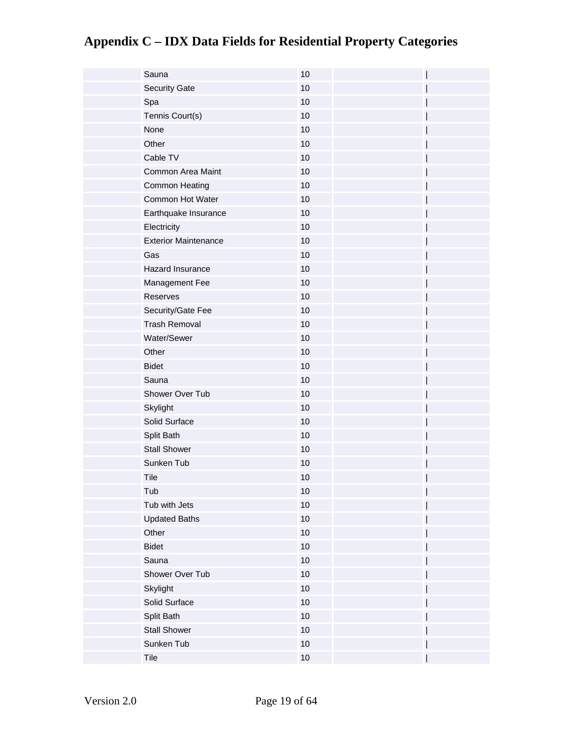# Appendix C – IDX Data Fields for Residential Property Categories

| | | | | |
|---|---|---|---|---|
| | Sauna | 10 | | \| |
| | Security Gate | 10 | | \| |
| | Spa | 10 | | \| |
| | Tennis Court(s) | 10 | | \| |
| | None | 10 | | \| |
| | Other | 10 | | \| |
| | Cable TV | 10 | | \| |
| | Common Area Maint | 10 | | \| |
| | Common Heating | 10 | | \| |
| | Common Hot Water | 10 | | \| |
| | Earthquake Insurance | 10 | | \| |
| | Electricity | 10 | | \| |
| | Exterior Maintenance | 10 | | \| |
| | Gas | 10 | | \| |
| | Hazard Insurance | 10 | | \| |
| | Management Fee | 10 | | \| |
| | Reserves | 10 | | \| |
| | Security/Gate Fee | 10 | | \| |
| | Trash Removal | 10 | | \| |
| | Water/Sewer | 10 | | \| |
| | Other | 10 | | \| |
| | Bidet | 10 | | \| |
| | Sauna | 10 | | \| |
| | Shower Over Tub | 10 | | \| |
| | Skylight | 10 | | \| |
| | Solid Surface | 10 | | \| |
| | Split Bath | 10 | | \| |
| | Stall Shower | 10 | | \| |
| | Sunken Tub | 10 | | \| |
| | Tile | 10 | | \| |
| | Tub | 10 | | \| |
| | Tub with Jets | 10 | | \| |
| | Updated Baths | 10 | | \| |
| | Other | 10 | | \| |
| | Bidet | 10 | | \| |
| | Sauna | 10 | | \| |
| | Shower Over Tub | 10 | | \| |
| | Skylight | 10 | | \| |
| | Solid Surface | 10 | | \| |
| | Split Bath | 10 | | \| |
| | Stall Shower | 10 | | \| |
| | Sunken Tub | 10 | | \| |
| | Tile | 10 | | \| |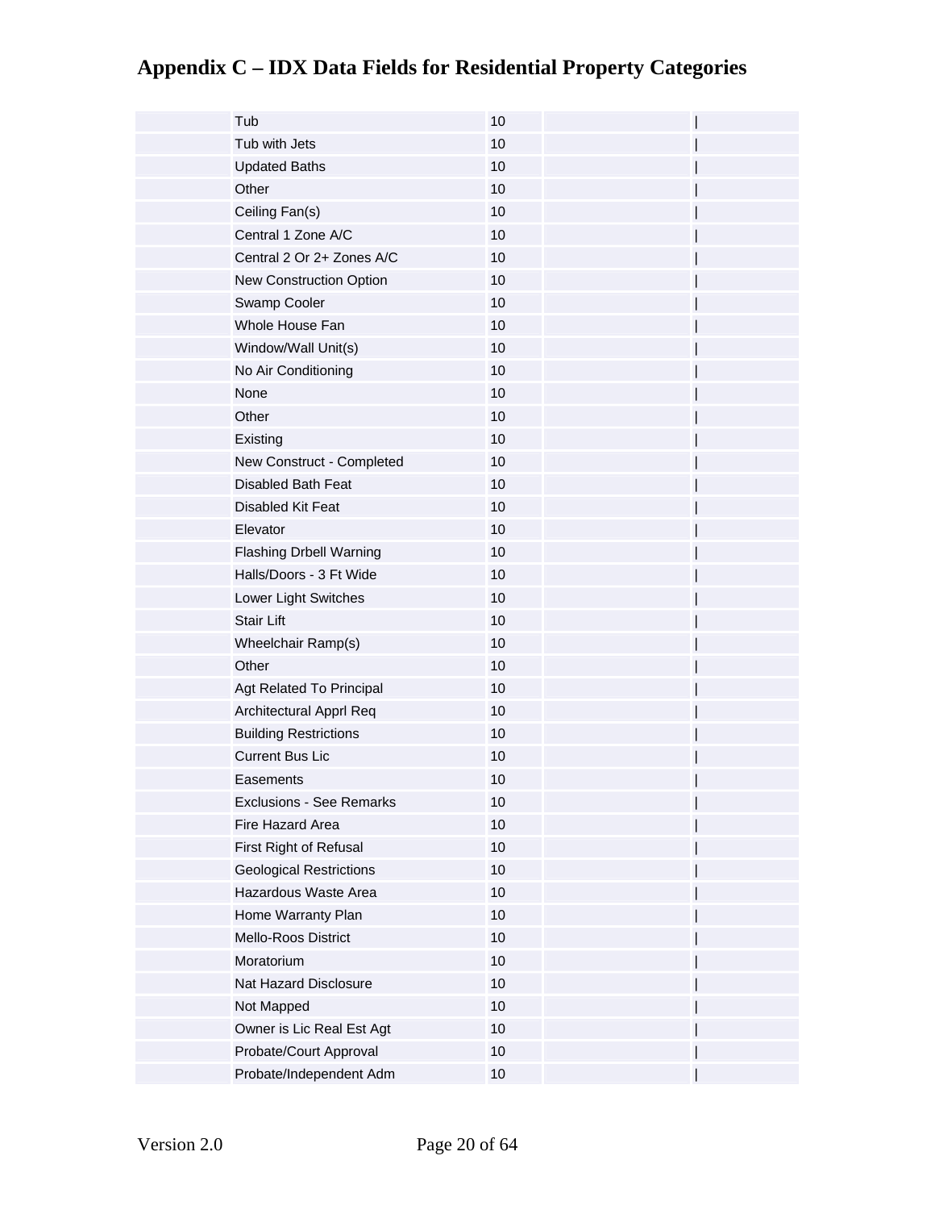# Appendix C – IDX Data Fields for Residential Property Categories

| | | | | |
|---|---|---|---|---|
| | Tub | 10 | | \| |
| | Tub with Jets | 10 | | \| |
| | Updated Baths | 10 | | \| |
| | Other | 10 | | \| |
| | Ceiling Fan(s) | 10 | | \| |
| | Central 1 Zone A/C | 10 | | \| |
| | Central 2 Or 2+ Zones A/C | 10 | | \| |
| | New Construction Option | 10 | | \| |
| | Swamp Cooler | 10 | | \| |
| | Whole House Fan | 10 | | \| |
| | Window/Wall Unit(s) | 10 | | \| |
| | No Air Conditioning | 10 | | \| |
| | None | 10 | | \| |
| | Other | 10 | | \| |
| | Existing | 10 | | \| |
| | New Construct - Completed | 10 | | \| |
| | Disabled Bath Feat | 10 | | \| |
| | Disabled Kit Feat | 10 | | \| |
| | Elevator | 10 | | \| |
| | Flashing Drbell Warning | 10 | | \| |
| | Halls/Doors - 3 Ft Wide | 10 | | \| |
| | Lower Light Switches | 10 | | \| |
| | Stair Lift | 10 | | \| |
| | Wheelchair Ramp(s) | 10 | | \| |
| | Other | 10 | | \| |
| | Agt Related To Principal | 10 | | \| |
| | Architectural Apprl Req | 10 | | \| |
| | Building Restrictions | 10 | | \| |
| | Current Bus Lic | 10 | | \| |
| | Easements | 10 | | \| |
| | Exclusions - See Remarks | 10 | | \| |
| | Fire Hazard Area | 10 | | \| |
| | First Right of Refusal | 10 | | \| |
| | Geological Restrictions | 10 | | \| |
| | Hazardous Waste Area | 10 | | \| |
| | Home Warranty Plan | 10 | | \| |
| | Mello-Roos District | 10 | | \| |
| | Moratorium | 10 | | \| |
| | Nat Hazard Disclosure | 10 | | \| |
| | Not Mapped | 10 | | \| |
| | Owner is Lic Real Est Agt | 10 | | \| |
| | Probate/Court Approval | 10 | | \| |
| | Probate/Independent Adm | 10 | | \| |

Version 2.0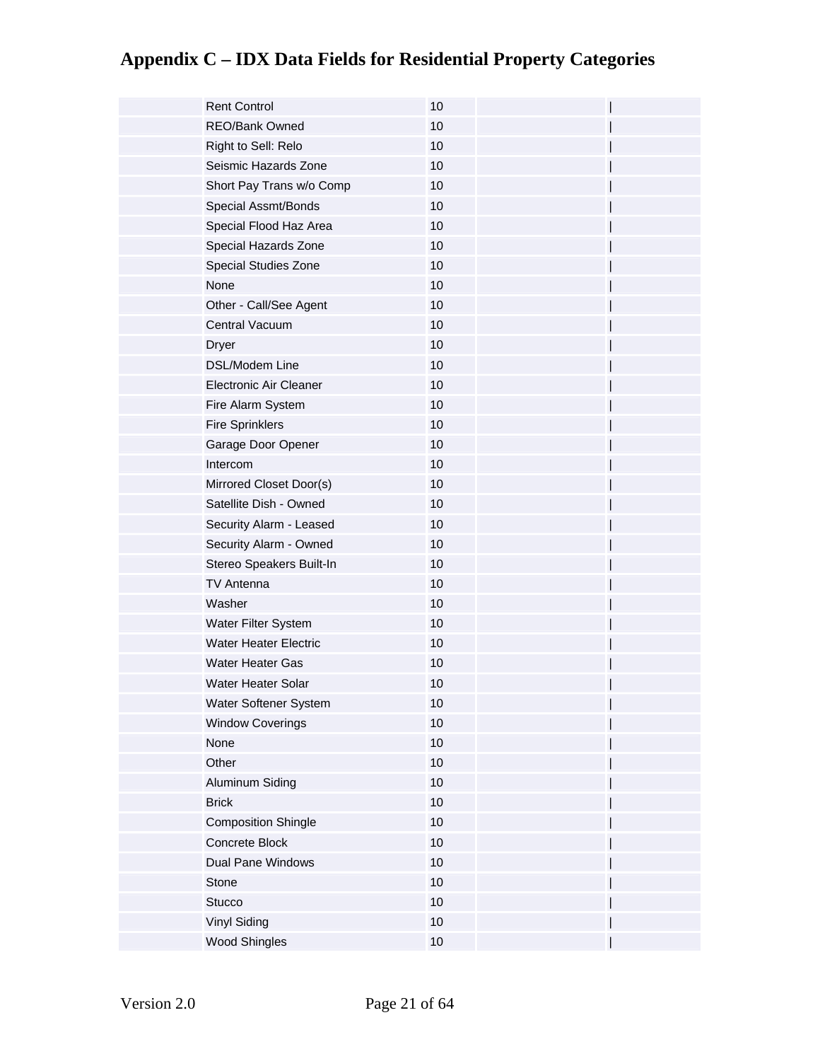# Appendix C – IDX Data Fields for Residential Property Categories

| | | | | |
|---|---|---|---|---|
| | Rent Control | 10 | | \| |
| | REO/Bank Owned | 10 | | \| |
| | Right to Sell: Relo | 10 | | \| |
| | Seismic Hazards Zone | 10 | | \| |
| | Short Pay Trans w/o Comp | 10 | | \| |
| | Special Assmt/Bonds | 10 | | \| |
| | Special Flood Haz Area | 10 | | \| |
| | Special Hazards Zone | 10 | | \| |
| | Special Studies Zone | 10 | | \| |
| | None | 10 | | \| |
| | Other - Call/See Agent | 10 | | \| |
| | Central Vacuum | 10 | | \| |
| | Dryer | 10 | | \| |
| | DSL/Modem Line | 10 | | \| |
| | Electronic Air Cleaner | 10 | | \| |
| | Fire Alarm System | 10 | | \| |
| | Fire Sprinklers | 10 | | \| |
| | Garage Door Opener | 10 | | \| |
| | Intercom | 10 | | \| |
| | Mirrored Closet Door(s) | 10 | | \| |
| | Satellite Dish - Owned | 10 | | \| |
| | Security Alarm - Leased | 10 | | \| |
| | Security Alarm - Owned | 10 | | \| |
| | Stereo Speakers Built-In | 10 | | \| |
| | TV Antenna | 10 | | \| |
| | Washer | 10 | | \| |
| | Water Filter System | 10 | | \| |
| | Water Heater Electric | 10 | | \| |
| | Water Heater Gas | 10 | | \| |
| | Water Heater Solar | 10 | | \| |
| | Water Softener System | 10 | | \| |
| | Window Coverings | 10 | | \| |
| | None | 10 | | \| |
| | Other | 10 | | \| |
| | Aluminum Siding | 10 | | \| |
| | Brick | 10 | | \| |
| | Composition Shingle | 10 | | \| |
| | Concrete Block | 10 | | \| |
| | Dual Pane Windows | 10 | | \| |
| | Stone | 10 | | \| |
| | Stucco | 10 | | \| |
| | Vinyl Siding | 10 | | \| |
| | Wood Shingles | 10 | | \| |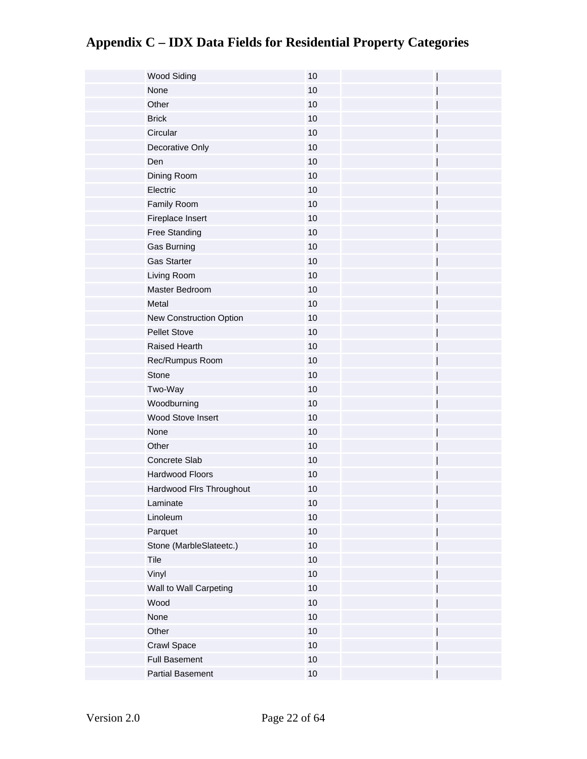# Appendix C – IDX Data Fields for Residential Property Categories

| | | | | |
|---|---|---|---|---|
| | Wood Siding | 10 | | \| |
| | None | 10 | | \| |
| | Other | 10 | | \| |
| | Brick | 10 | | \| |
| | Circular | 10 | | \| |
| | Decorative Only | 10 | | \| |
| | Den | 10 | | \| |
| | Dining Room | 10 | | \| |
| | Electric | 10 | | \| |
| | Family Room | 10 | | \| |
| | Fireplace Insert | 10 | | \| |
| | Free Standing | 10 | | \| |
| | Gas Burning | 10 | | \| |
| | Gas Starter | 10 | | \| |
| | Living Room | 10 | | \| |
| | Master Bedroom | 10 | | \| |
| | Metal | 10 | | \| |
| | New Construction Option | 10 | | \| |
| | Pellet Stove | 10 | | \| |
| | Raised Hearth | 10 | | \| |
| | Rec/Rumpus Room | 10 | | \| |
| | Stone | 10 | | \| |
| | Two-Way | 10 | | \| |
| | Woodburning | 10 | | \| |
| | Wood Stove Insert | 10 | | \| |
| | None | 10 | | \| |
| | Other | 10 | | \| |
| | Concrete Slab | 10 | | \| |
| | Hardwood Floors | 10 | | \| |
| | Hardwood Flrs Throughout | 10 | | \| |
| | Laminate | 10 | | \| |
| | Linoleum | 10 | | \| |
| | Parquet | 10 | | \| |
| | Stone (MarbleSlateetc.) | 10 | | \| |
| | Tile | 10 | | \| |
| | Vinyl | 10 | | \| |
| | Wall to Wall Carpeting | 10 | | \| |
| | Wood | 10 | | \| |
| | None | 10 | | \| |
| | Other | 10 | | \| |
| | Crawl Space | 10 | | \| |
| | Full Basement | 10 | | \| |
| | Partial Basement | 10 | | \| |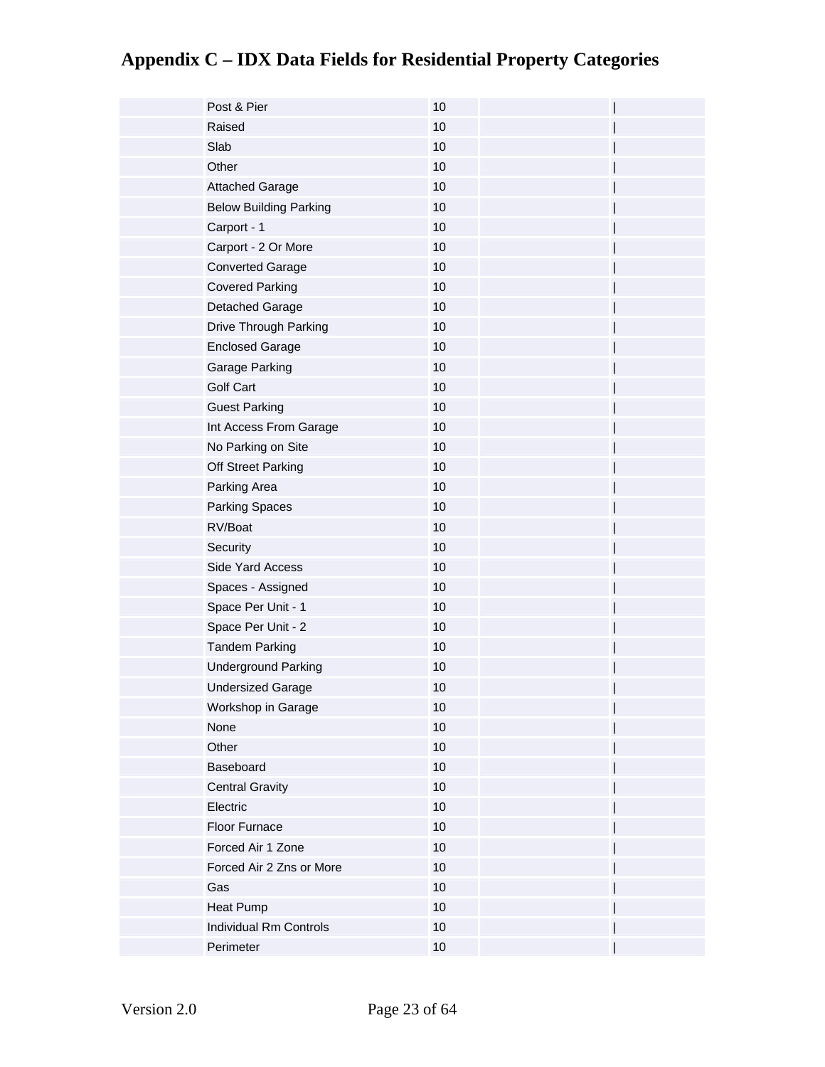# Appendix C – IDX Data Fields for Residential Property Categories

| | | | | |
|---|---|---|---|---|
| | Post & Pier | 10 | | \| |
| | Raised | 10 | | \| |
| | Slab | 10 | | \| |
| | Other | 10 | | \| |
| | Attached Garage | 10 | | \| |
| | Below Building Parking | 10 | | \| |
| | Carport - 1 | 10 | | \| |
| | Carport - 2 Or More | 10 | | \| |
| | Converted Garage | 10 | | \| |
| | Covered Parking | 10 | | \| |
| | Detached Garage | 10 | | \| |
| | Drive Through Parking | 10 | | \| |
| | Enclosed Garage | 10 | | \| |
| | Garage Parking | 10 | | \| |
| | Golf Cart | 10 | | \| |
| | Guest Parking | 10 | | \| |
| | Int Access From Garage | 10 | | \| |
| | No Parking on Site | 10 | | \| |
| | Off Street Parking | 10 | | \| |
| | Parking Area | 10 | | \| |
| | Parking Spaces | 10 | | \| |
| | RV/Boat | 10 | | \| |
| | Security | 10 | | \| |
| | Side Yard Access | 10 | | \| |
| | Spaces - Assigned | 10 | | \| |
| | Space Per Unit - 1 | 10 | | \| |
| | Space Per Unit - 2 | 10 | | \| |
| | Tandem Parking | 10 | | \| |
| | Underground Parking | 10 | | \| |
| | Undersized Garage | 10 | | \| |
| | Workshop in Garage | 10 | | \| |
| | None | 10 | | \| |
| | Other | 10 | | \| |
| | Baseboard | 10 | | \| |
| | Central Gravity | 10 | | \| |
| | Electric | 10 | | \| |
| | Floor Furnace | 10 | | \| |
| | Forced Air 1 Zone | 10 | | \| |
| | Forced Air 2 Zns or More | 10 | | \| |
| | Gas | 10 | | \| |
| | Heat Pump | 10 | | \| |
| | Individual Rm Controls | 10 | | \| |
| | Perimeter | 10 | | \| |

Version 2.0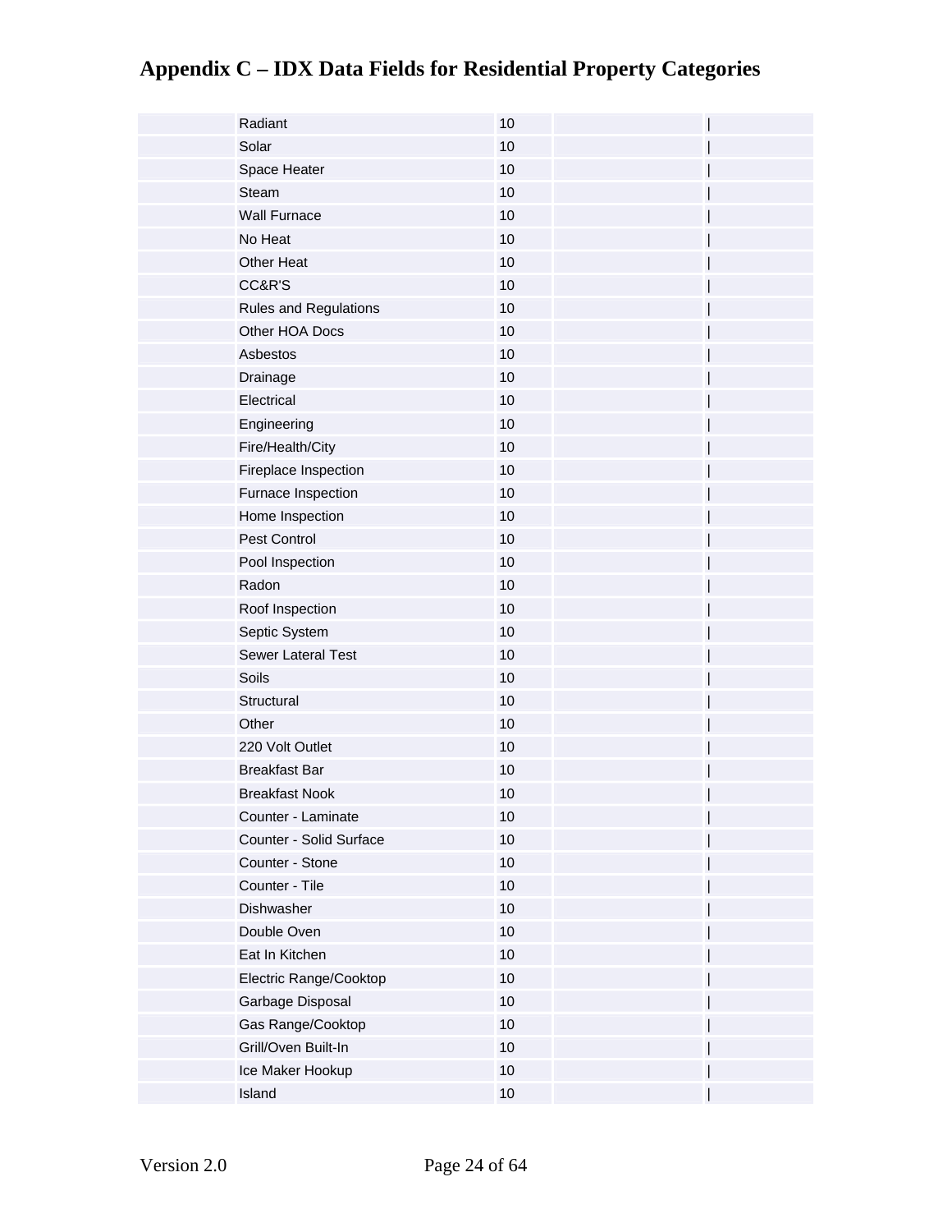# Appendix C – IDX Data Fields for Residential Property Categories

| | | | | |
|---|---|---|---|---|
| | Radiant | 10 | | \| |
| | Solar | 10 | | \| |
| | Space Heater | 10 | | \| |
| | Steam | 10 | | \| |
| | Wall Furnace | 10 | | \| |
| | No Heat | 10 | | \| |
| | Other Heat | 10 | | \| |
| | CC&R'S | 10 | | \| |
| | Rules and Regulations | 10 | | \| |
| | Other HOA Docs | 10 | | \| |
| | Asbestos | 10 | | \| |
| | Drainage | 10 | | \| |
| | Electrical | 10 | | \| |
| | Engineering | 10 | | \| |
| | Fire/Health/City | 10 | | \| |
| | Fireplace Inspection | 10 | | \| |
| | Furnace Inspection | 10 | | \| |
| | Home Inspection | 10 | | \| |
| | Pest Control | 10 | | \| |
| | Pool Inspection | 10 | | \| |
| | Radon | 10 | | \| |
| | Roof Inspection | 10 | | \| |
| | Septic System | 10 | | \| |
| | Sewer Lateral Test | 10 | | \| |
| | Soils | 10 | | \| |
| | Structural | 10 | | \| |
| | Other | 10 | | \| |
| | 220 Volt Outlet | 10 | | \| |
| | Breakfast Bar | 10 | | \| |
| | Breakfast Nook | 10 | | \| |
| | Counter - Laminate | 10 | | \| |
| | Counter - Solid Surface | 10 | | \| |
| | Counter - Stone | 10 | | \| |
| | Counter - Tile | 10 | | \| |
| | Dishwasher | 10 | | \| |
| | Double Oven | 10 | | \| |
| | Eat In Kitchen | 10 | | \| |
| | Electric Range/Cooktop | 10 | | \| |
| | Garbage Disposal | 10 | | \| |
| | Gas Range/Cooktop | 10 | | \| |
| | Grill/Oven Built-In | 10 | | \| |
| | Ice Maker Hookup | 10 | | \| |
| | Island | 10 | | \| |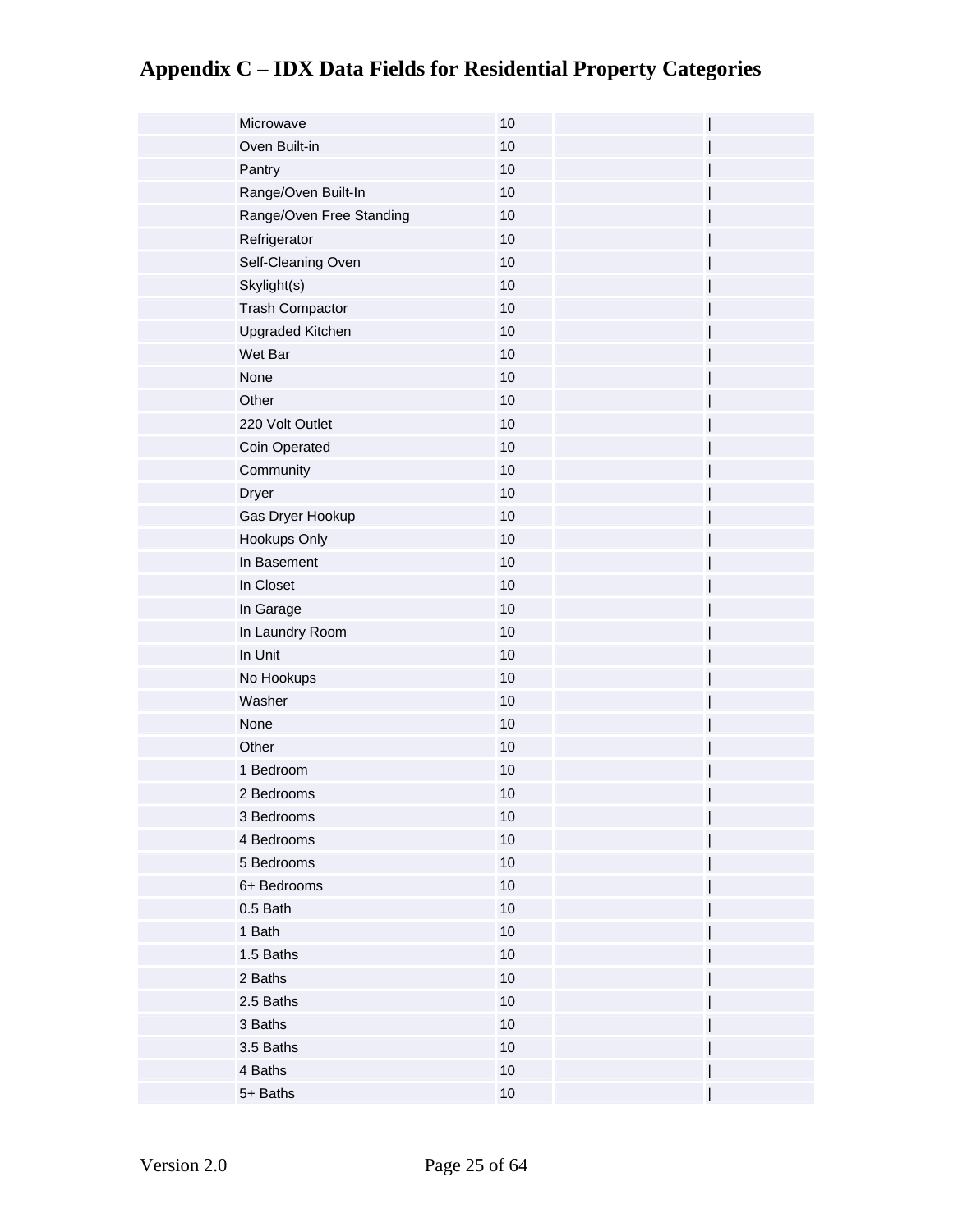# Appendix C – IDX Data Fields for Residential Property Categories

| | | | | |
|---|---|---|---|---|
| | Microwave | 10 | | \| |
| | Oven Built-in | 10 | | \| |
| | Pantry | 10 | | \| |
| | Range/Oven Built-In | 10 | | \| |
| | Range/Oven Free Standing | 10 | | \| |
| | Refrigerator | 10 | | \| |
| | Self-Cleaning Oven | 10 | | \| |
| | Skylight(s) | 10 | | \| |
| | Trash Compactor | 10 | | \| |
| | Upgraded Kitchen | 10 | | \| |
| | Wet Bar | 10 | | \| |
| | None | 10 | | \| |
| | Other | 10 | | \| |
| | 220 Volt Outlet | 10 | | \| |
| | Coin Operated | 10 | | \| |
| | Community | 10 | | \| |
| | Dryer | 10 | | \| |
| | Gas Dryer Hookup | 10 | | \| |
| | Hookups Only | 10 | | \| |
| | In Basement | 10 | | \| |
| | In Closet | 10 | | \| |
| | In Garage | 10 | | \| |
| | In Laundry Room | 10 | | \| |
| | In Unit | 10 | | \| |
| | No Hookups | 10 | | \| |
| | Washer | 10 | | \| |
| | None | 10 | | \| |
| | Other | 10 | | \| |
| | 1 Bedroom | 10 | | \| |
| | 2 Bedrooms | 10 | | \| |
| | 3 Bedrooms | 10 | | \| |
| | 4 Bedrooms | 10 | | \| |
| | 5 Bedrooms | 10 | | \| |
| | 6+ Bedrooms | 10 | | \| |
| | 0.5 Bath | 10 | | \| |
| | 1 Bath | 10 | | \| |
| | 1.5 Baths | 10 | | \| |
| | 2 Baths | 10 | | \| |
| | 2.5 Baths | 10 | | \| |
| | 3 Baths | 10 | | \| |
| | 3.5 Baths | 10 | | \| |
| | 4 Baths | 10 | | \| |
| | 5+ Baths | 10 | | \| |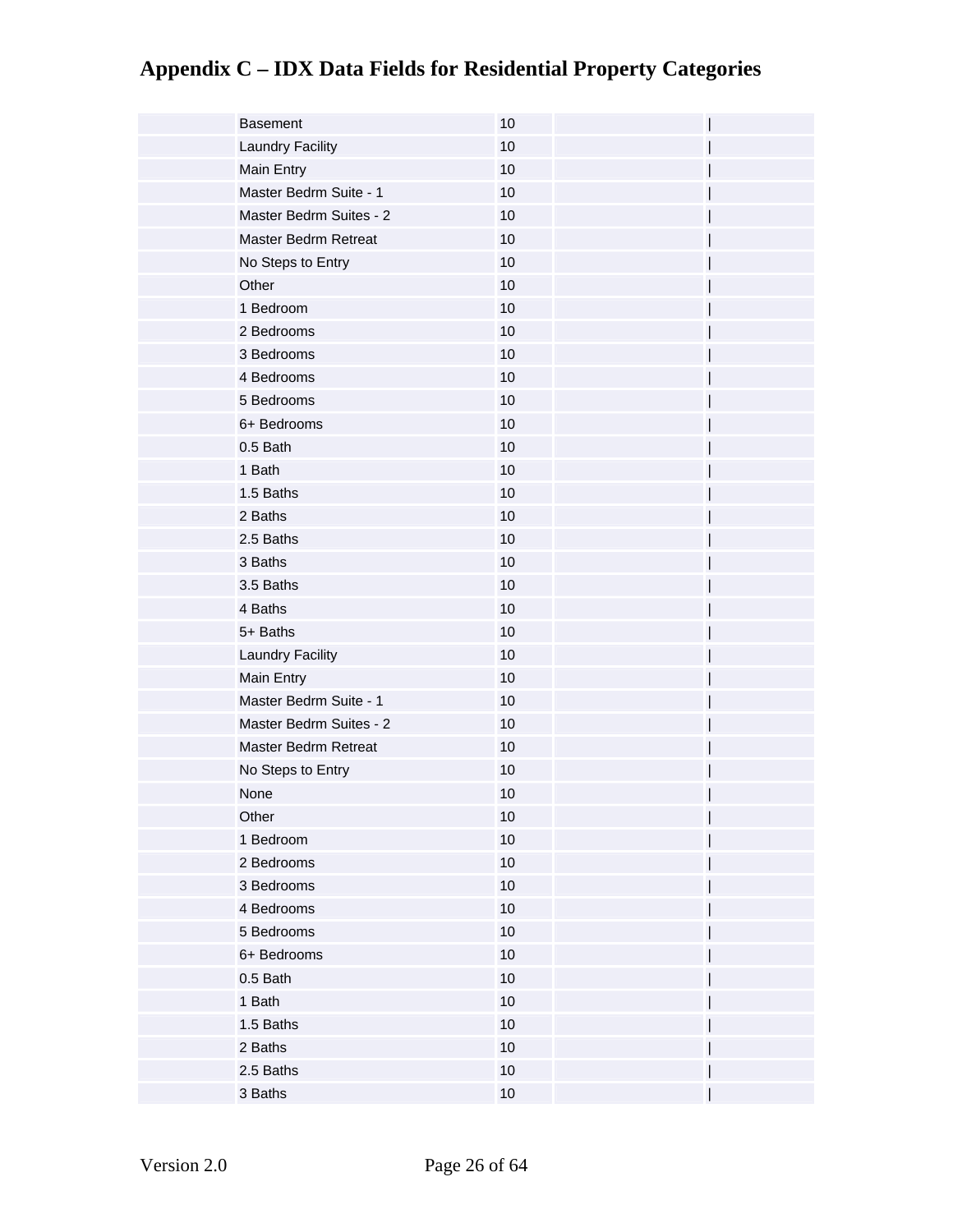# Appendix C – IDX Data Fields for Residential Property Categories

| | | | | |
|---|---|---|---|---|
| | Basement | 10 | | \| |
| | Laundry Facility | 10 | | \| |
| | Main Entry | 10 | | \| |
| | Master Bedrm Suite - 1 | 10 | | \| |
| | Master Bedrm Suites - 2 | 10 | | \| |
| | Master Bedrm Retreat | 10 | | \| |
| | No Steps to Entry | 10 | | \| |
| | Other | 10 | | \| |
| | 1 Bedroom | 10 | | \| |
| | 2 Bedrooms | 10 | | \| |
| | 3 Bedrooms | 10 | | \| |
| | 4 Bedrooms | 10 | | \| |
| | 5 Bedrooms | 10 | | \| |
| | 6+ Bedrooms | 10 | | \| |
| | 0.5 Bath | 10 | | \| |
| | 1 Bath | 10 | | \| |
| | 1.5 Baths | 10 | | \| |
| | 2 Baths | 10 | | \| |
| | 2.5 Baths | 10 | | \| |
| | 3 Baths | 10 | | \| |
| | 3.5 Baths | 10 | | \| |
| | 4 Baths | 10 | | \| |
| | 5+ Baths | 10 | | \| |
| | Laundry Facility | 10 | | \| |
| | Main Entry | 10 | | \| |
| | Master Bedrm Suite - 1 | 10 | | \| |
| | Master Bedrm Suites - 2 | 10 | | \| |
| | Master Bedrm Retreat | 10 | | \| |
| | No Steps to Entry | 10 | | \| |
| | None | 10 | | \| |
| | Other | 10 | | \| |
| | 1 Bedroom | 10 | | \| |
| | 2 Bedrooms | 10 | | \| |
| | 3 Bedrooms | 10 | | \| |
| | 4 Bedrooms | 10 | | \| |
| | 5 Bedrooms | 10 | | \| |
| | 6+ Bedrooms | 10 | | \| |
| | 0.5 Bath | 10 | | \| |
| | 1 Bath | 10 | | \| |
| | 1.5 Baths | 10 | | \| |
| | 2 Baths | 10 | | \| |
| | 2.5 Baths | 10 | | \| |
| | 3 Baths | 10 | | \| |

Version 2.0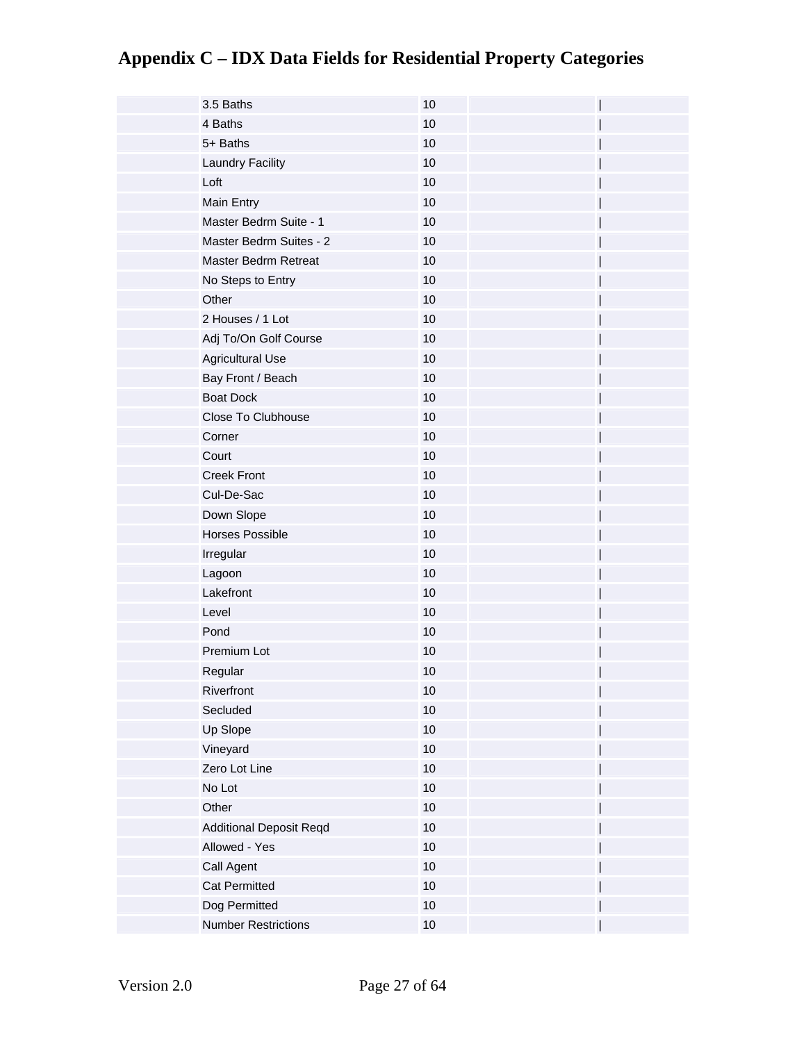# Appendix C – IDX Data Fields for Residential Property Categories

| | | | | |
|---|---|---|---|---|
| | 3.5 Baths | 10 | | \| |
| | 4 Baths | 10 | | \| |
| | 5+ Baths | 10 | | \| |
| | Laundry Facility | 10 | | \| |
| | Loft | 10 | | \| |
| | Main Entry | 10 | | \| |
| | Master Bedrm Suite - 1 | 10 | | \| |
| | Master Bedrm Suites - 2 | 10 | | \| |
| | Master Bedrm Retreat | 10 | | \| |
| | No Steps to Entry | 10 | | \| |
| | Other | 10 | | \| |
| | 2 Houses / 1 Lot | 10 | | \| |
| | Adj To/On Golf Course | 10 | | \| |
| | Agricultural Use | 10 | | \| |
| | Bay Front / Beach | 10 | | \| |
| | Boat Dock | 10 | | \| |
| | Close To Clubhouse | 10 | | \| |
| | Corner | 10 | | \| |
| | Court | 10 | | \| |
| | Creek Front | 10 | | \| |
| | Cul-De-Sac | 10 | | \| |
| | Down Slope | 10 | | \| |
| | Horses Possible | 10 | | \| |
| | Irregular | 10 | | \| |
| | Lagoon | 10 | | \| |
| | Lakefront | 10 | | \| |
| | Level | 10 | | \| |
| | Pond | 10 | | \| |
| | Premium Lot | 10 | | \| |
| | Regular | 10 | | \| |
| | Riverfront | 10 | | \| |
| | Secluded | 10 | | \| |
| | Up Slope | 10 | | \| |
| | Vineyard | 10 | | \| |
| | Zero Lot Line | 10 | | \| |
| | No Lot | 10 | | \| |
| | Other | 10 | | \| |
| | Additional Deposit Reqd | 10 | | \| |
| | Allowed - Yes | 10 | | \| |
| | Call Agent | 10 | | \| |
| | Cat Permitted | 10 | | \| |
| | Dog Permitted | 10 | | \| |
| | Number Restrictions | 10 | | \| |

Version 2.0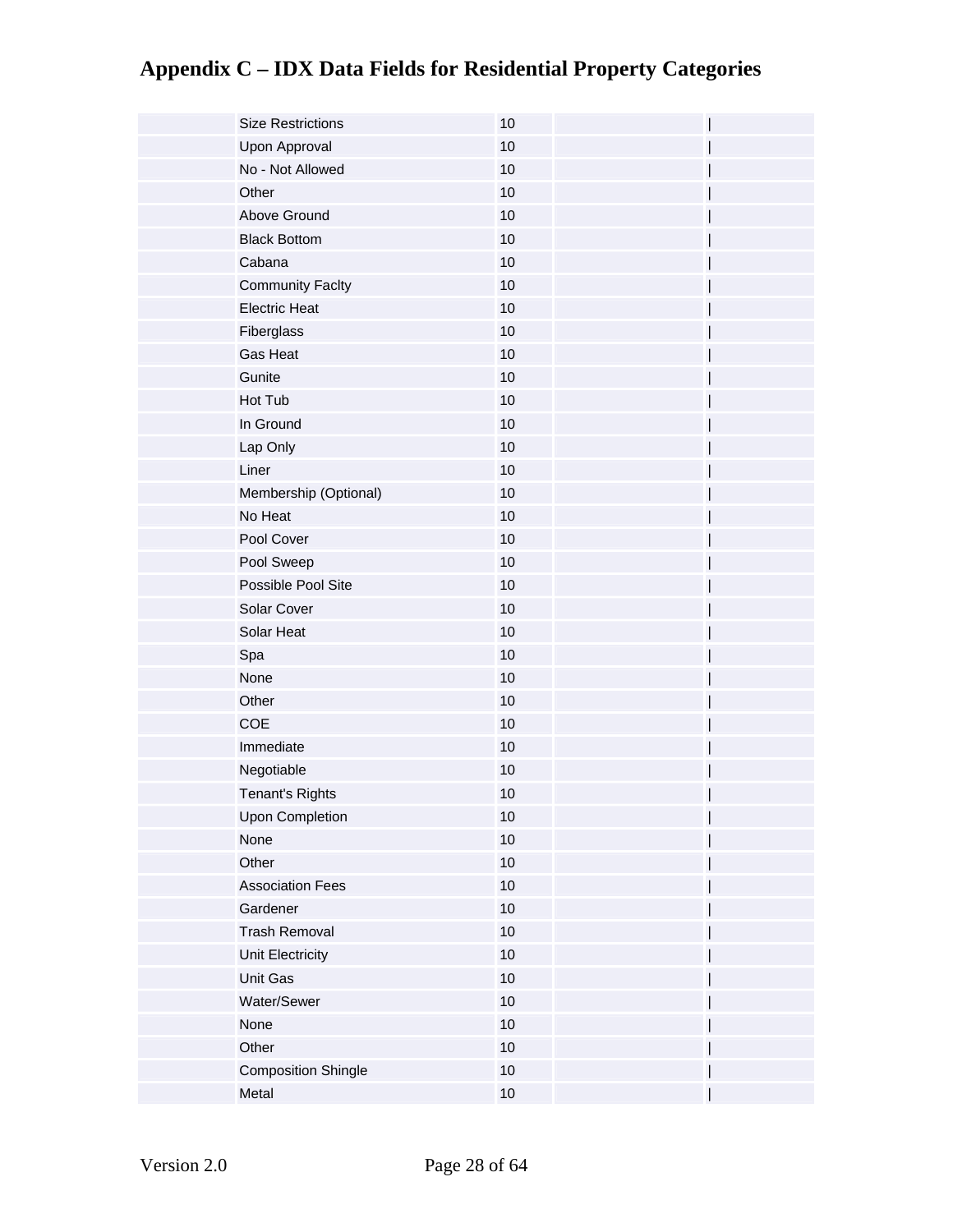# Appendix C – IDX Data Fields for Residential Property Categories

| | | | | |
|---|---|---|---|---|
| | Size Restrictions | 10 | | \| |
| | Upon Approval | 10 | | \| |
| | No - Not Allowed | 10 | | \| |
| | Other | 10 | | \| |
| | Above Ground | 10 | | \| |
| | Black Bottom | 10 | | \| |
| | Cabana | 10 | | \| |
| | Community Faclty | 10 | | \| |
| | Electric Heat | 10 | | \| |
| | Fiberglass | 10 | | \| |
| | Gas Heat | 10 | | \| |
| | Gunite | 10 | | \| |
| | Hot Tub | 10 | | \| |
| | In Ground | 10 | | \| |
| | Lap Only | 10 | | \| |
| | Liner | 10 | | \| |
| | Membership (Optional) | 10 | | \| |
| | No Heat | 10 | | \| |
| | Pool Cover | 10 | | \| |
| | Pool Sweep | 10 | | \| |
| | Possible Pool Site | 10 | | \| |
| | Solar Cover | 10 | | \| |
| | Solar Heat | 10 | | \| |
| | Spa | 10 | | \| |
| | None | 10 | | \| |
| | Other | 10 | | \| |
| | COE | 10 | | \| |
| | Immediate | 10 | | \| |
| | Negotiable | 10 | | \| |
| | Tenant's Rights | 10 | | \| |
| | Upon Completion | 10 | | \| |
| | None | 10 | | \| |
| | Other | 10 | | \| |
| | Association Fees | 10 | | \| |
| | Gardener | 10 | | \| |
| | Trash Removal | 10 | | \| |
| | Unit Electricity | 10 | | \| |
| | Unit Gas | 10 | | \| |
| | Water/Sewer | 10 | | \| |
| | None | 10 | | \| |
| | Other | 10 | | \| |
| | Composition Shingle | 10 | | \| |
| | Metal | 10 | | \| |

Version 2.0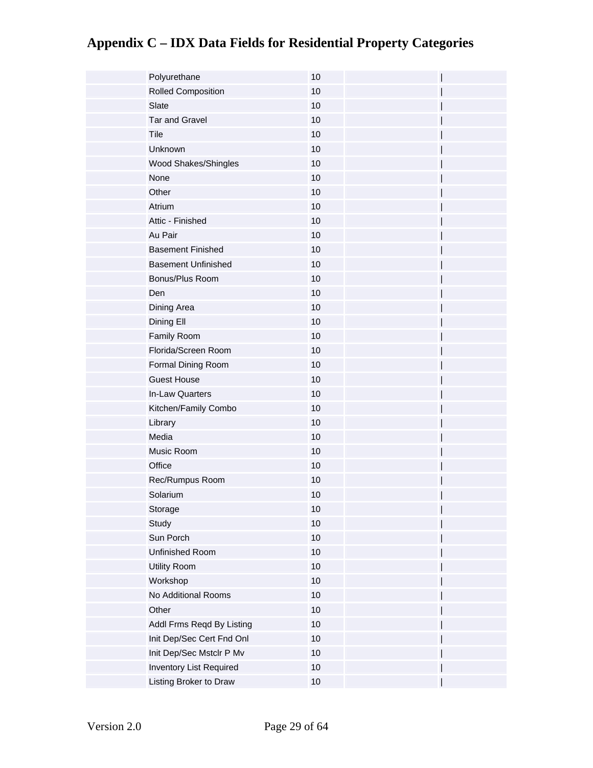# Appendix C – IDX Data Fields for Residential Property Categories

| | | | | |
|---|---|---|---|---|
| | Polyurethane | 10 | | \| |
| | Rolled Composition | 10 | | \| |
| | Slate | 10 | | \| |
| | Tar and Gravel | 10 | | \| |
| | Tile | 10 | | \| |
| | Unknown | 10 | | \| |
| | Wood Shakes/Shingles | 10 | | \| |
| | None | 10 | | \| |
| | Other | 10 | | \| |
| | Atrium | 10 | | \| |
| | Attic - Finished | 10 | | \| |
| | Au Pair | 10 | | \| |
| | Basement Finished | 10 | | \| |
| | Basement Unfinished | 10 | | \| |
| | Bonus/Plus Room | 10 | | \| |
| | Den | 10 | | \| |
| | Dining Area | 10 | | \| |
| | Dining Ell | 10 | | \| |
| | Family Room | 10 | | \| |
| | Florida/Screen Room | 10 | | \| |
| | Formal Dining Room | 10 | | \| |
| | Guest House | 10 | | \| |
| | In-Law Quarters | 10 | | \| |
| | Kitchen/Family Combo | 10 | | \| |
| | Library | 10 | | \| |
| | Media | 10 | | \| |
| | Music Room | 10 | | \| |
| | Office | 10 | | \| |
| | Rec/Rumpus Room | 10 | | \| |
| | Solarium | 10 | | \| |
| | Storage | 10 | | \| |
| | Study | 10 | | \| |
| | Sun Porch | 10 | | \| |
| | Unfinished Room | 10 | | \| |
| | Utility Room | 10 | | \| |
| | Workshop | 10 | | \| |
| | No Additional Rooms | 10 | | \| |
| | Other | 10 | | \| |
| | Addl Frms Reqd By Listing | 10 | | \| |
| | Init Dep/Sec Cert Fnd Onl | 10 | | \| |
| | Init Dep/Sec Mstclr P Mv | 10 | | \| |
| | Inventory List Required | 10 | | \| |
| | Listing Broker to Draw | 10 | | \| |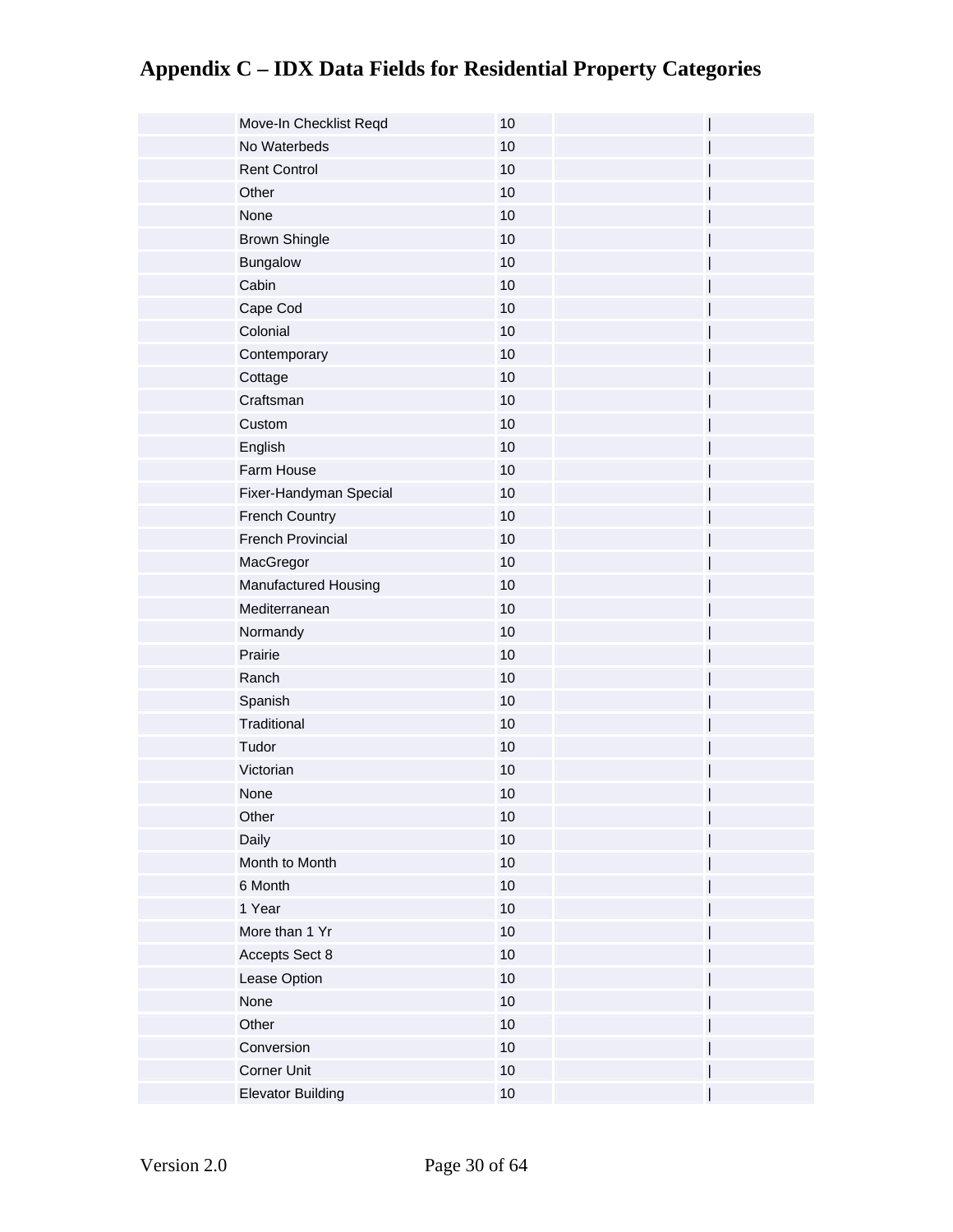# Appendix C – IDX Data Fields for Residential Property Categories

| | | | | |
|---|---|---|---|---|
| | Move-In Checklist Reqd | 10 | | \| |
| | No Waterbeds | 10 | | \| |
| | Rent Control | 10 | | \| |
| | Other | 10 | | \| |
| | None | 10 | | \| |
| | Brown Shingle | 10 | | \| |
| | Bungalow | 10 | | \| |
| | Cabin | 10 | | \| |
| | Cape Cod | 10 | | \| |
| | Colonial | 10 | | \| |
| | Contemporary | 10 | | \| |
| | Cottage | 10 | | \| |
| | Craftsman | 10 | | \| |
| | Custom | 10 | | \| |
| | English | 10 | | \| |
| | Farm House | 10 | | \| |
| | Fixer-Handyman Special | 10 | | \| |
| | French Country | 10 | | \| |
| | French Provincial | 10 | | \| |
| | MacGregor | 10 | | \| |
| | Manufactured Housing | 10 | | \| |
| | Mediterranean | 10 | | \| |
| | Normandy | 10 | | \| |
| | Prairie | 10 | | \| |
| | Ranch | 10 | | \| |
| | Spanish | 10 | | \| |
| | Traditional | 10 | | \| |
| | Tudor | 10 | | \| |
| | Victorian | 10 | | \| |
| | None | 10 | | \| |
| | Other | 10 | | \| |
| | Daily | 10 | | \| |
| | Month to Month | 10 | | \| |
| | 6 Month | 10 | | \| |
| | 1 Year | 10 | | \| |
| | More than 1 Yr | 10 | | \| |
| | Accepts Sect 8 | 10 | | \| |
| | Lease Option | 10 | | \| |
| | None | 10 | | \| |
| | Other | 10 | | \| |
| | Conversion | 10 | | \| |
| | Corner Unit | 10 | | \| |
| | Elevator Building | 10 | | \| |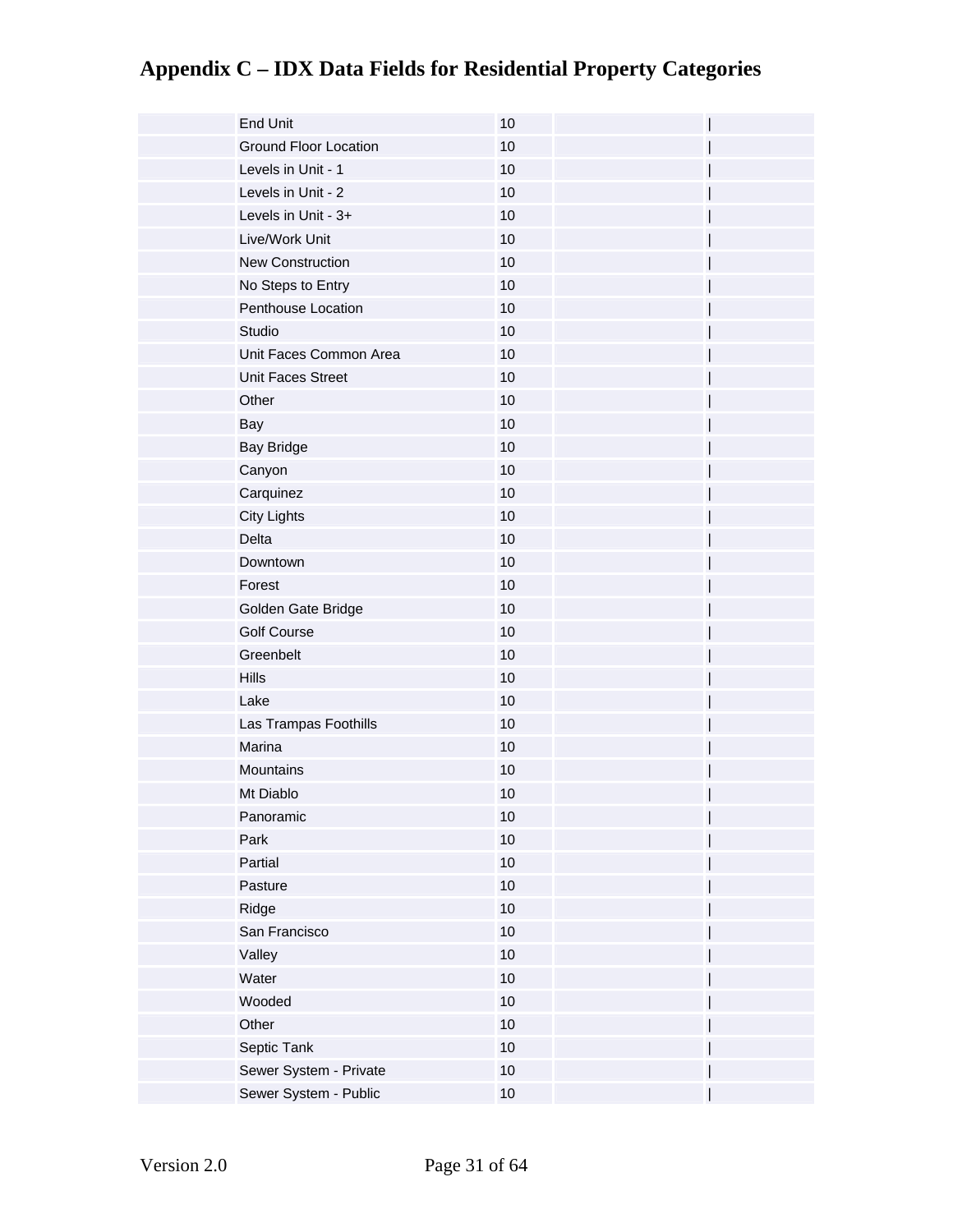# Appendix C – IDX Data Fields for Residential Property Categories

| | | | | |
|---|---|---|---|---|
| | End Unit | 10 | | \| |
| | Ground Floor Location | 10 | | \| |
| | Levels in Unit - 1 | 10 | | \| |
| | Levels in Unit - 2 | 10 | | \| |
| | Levels in Unit - 3+ | 10 | | \| |
| | Live/Work Unit | 10 | | \| |
| | New Construction | 10 | | \| |
| | No Steps to Entry | 10 | | \| |
| | Penthouse Location | 10 | | \| |
| | Studio | 10 | | \| |
| | Unit Faces Common Area | 10 | | \| |
| | Unit Faces Street | 10 | | \| |
| | Other | 10 | | \| |
| | Bay | 10 | | \| |
| | Bay Bridge | 10 | | \| |
| | Canyon | 10 | | \| |
| | Carquinez | 10 | | \| |
| | City Lights | 10 | | \| |
| | Delta | 10 | | \| |
| | Downtown | 10 | | \| |
| | Forest | 10 | | \| |
| | Golden Gate Bridge | 10 | | \| |
| | Golf Course | 10 | | \| |
| | Greenbelt | 10 | | \| |
| | Hills | 10 | | \| |
| | Lake | 10 | | \| |
| | Las Trampas Foothills | 10 | | \| |
| | Marina | 10 | | \| |
| | Mountains | 10 | | \| |
| | Mt Diablo | 10 | | \| |
| | Panoramic | 10 | | \| |
| | Park | 10 | | \| |
| | Partial | 10 | | \| |
| | Pasture | 10 | | \| |
| | Ridge | 10 | | \| |
| | San Francisco | 10 | | \| |
| | Valley | 10 | | \| |
| | Water | 10 | | \| |
| | Wooded | 10 | | \| |
| | Other | 10 | | \| |
| | Septic Tank | 10 | | \| |
| | Sewer System - Private | 10 | | \| |
| | Sewer System - Public | 10 | | \| |

Version 2.0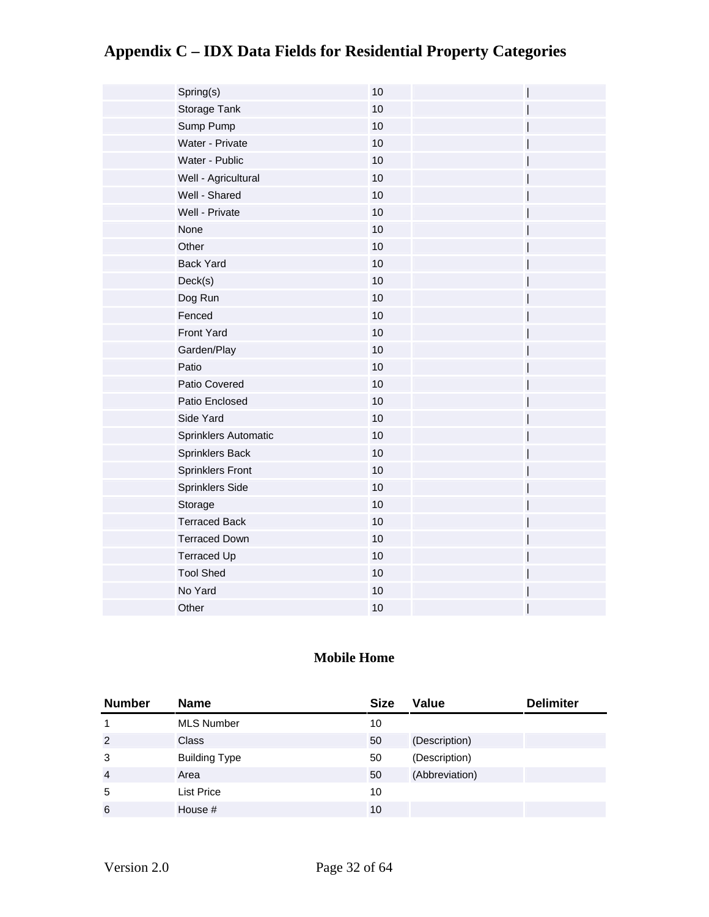# Appendix C – IDX Data Fields for Residential Property Categories

| | | | | |
|---|---|---|---|---|
| | Spring(s) | 10 | | \| |
| | Storage Tank | 10 | | \| |
| | Sump Pump | 10 | | \| |
| | Water - Private | 10 | | \| |
| | Water - Public | 10 | | \| |
| | Well - Agricultural | 10 | | \| |
| | Well - Shared | 10 | | \| |
| | Well - Private | 10 | | \| |
| | None | 10 | | \| |
| | Other | 10 | | \| |
| | Back Yard | 10 | | \| |
| | Deck(s) | 10 | | \| |
| | Dog Run | 10 | | \| |
| | Fenced | 10 | | \| |
| | Front Yard | 10 | | \| |
| | Garden/Play | 10 | | \| |
| | Patio | 10 | | \| |
| | Patio Covered | 10 | | \| |
| | Patio Enclosed | 10 | | \| |
| | Side Yard | 10 | | \| |
| | Sprinklers Automatic | 10 | | \| |
| | Sprinklers Back | 10 | | \| |
| | Sprinklers Front | 10 | | \| |
| | Sprinklers Side | 10 | | \| |
| | Storage | 10 | | \| |
| | Terraced Back | 10 | | \| |
| | Terraced Down | 10 | | \| |
| | Terraced Up | 10 | | \| |
| | Tool Shed | 10 | | \| |
| | No Yard | 10 | | \| |
| | Other | 10 | | \| |

### Mobile Home

| Number | Name | Size | Value | Delimiter |
|---|---|---|---|---|
| 1 | MLS Number | 10 | | |
| 2 | Class | 50 | (Description) | |
| 3 | Building Type | 50 | (Description) | |
| 4 | Area | 50 | (Abbreviation) | |
| 5 | List Price | 10 | | |
| 6 | House # | 10 | | |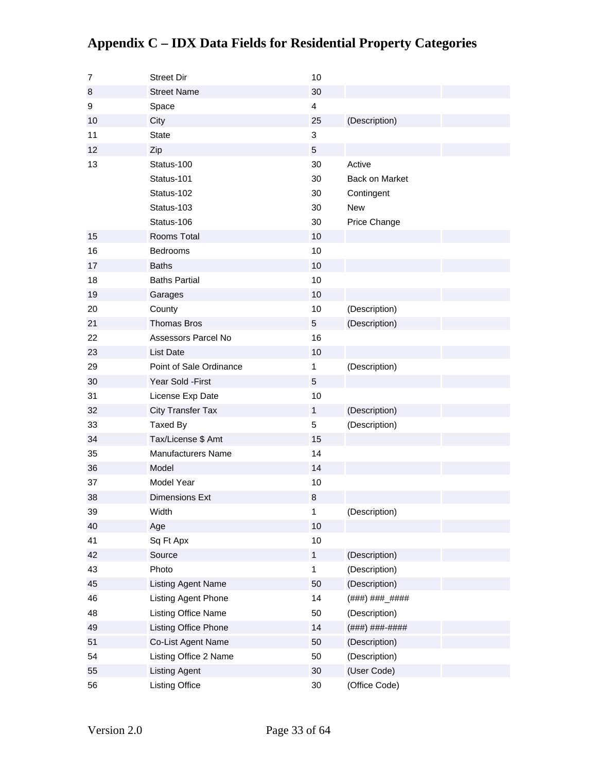# Appendix C – IDX Data Fields for Residential Property Categories

| | | | | |
|---|---|---|---|---|
| 7 | Street Dir | 10 | | |
| 8 | Street Name | 30 | | |
| 9 | Space | 4 | | |
| 10 | City | 25 | (Description) | |
| 11 | State | 3 | | |
| 12 | Zip | 5 | | |
| 13 | Status-100 | 30 | Active | |
| | Status-101 | 30 | Back on Market | |
| | Status-102 | 30 | Contingent | |
| | Status-103 | 30 | New | |
| | Status-106 | 30 | Price Change | |
| 15 | Rooms Total | 10 | | |
| 16 | Bedrooms | 10 | | |
| 17 | Baths | 10 | | |
| 18 | Baths Partial | 10 | | |
| 19 | Garages | 10 | | |
| 20 | County | 10 | (Description) | |
| 21 | Thomas Bros | 5 | (Description) | |
| 22 | Assessors Parcel No | 16 | | |
| 23 | List Date | 10 | | |
| 29 | Point of Sale Ordinance | 1 | (Description) | |
| 30 | Year Sold -First | 5 | | |
| 31 | License Exp Date | 10 | | |
| 32 | City Transfer Tax | 1 | (Description) | |
| 33 | Taxed By | 5 | (Description) | |
| 34 | Tax/License $ Amt | 15 | | |
| 35 | Manufacturers Name | 14 | | |
| 36 | Model | 14 | | |
| 37 | Model Year | 10 | | |
| 38 | Dimensions Ext | 8 | | |
| 39 | Width | 1 | (Description) | |
| 40 | Age | 10 | | |
| 41 | Sq Ft Apx | 10 | | |
| 42 | Source | 1 | (Description) | |
| 43 | Photo | 1 | (Description) | |
| 45 | Listing Agent Name | 50 | (Description) | |
| 46 | Listing Agent Phone | 14 | (###) ###_#### | |
| 48 | Listing Office Name | 50 | (Description) | |
| 49 | Listing Office Phone | 14 | (###) ###-#### | |
| 51 | Co-List Agent Name | 50 | (Description) | |
| 54 | Listing Office 2 Name | 50 | (Description) | |
| 55 | Listing Agent | 30 | (User Code) | |
| 56 | Listing Office | 30 | (Office Code) | |

Version 2.0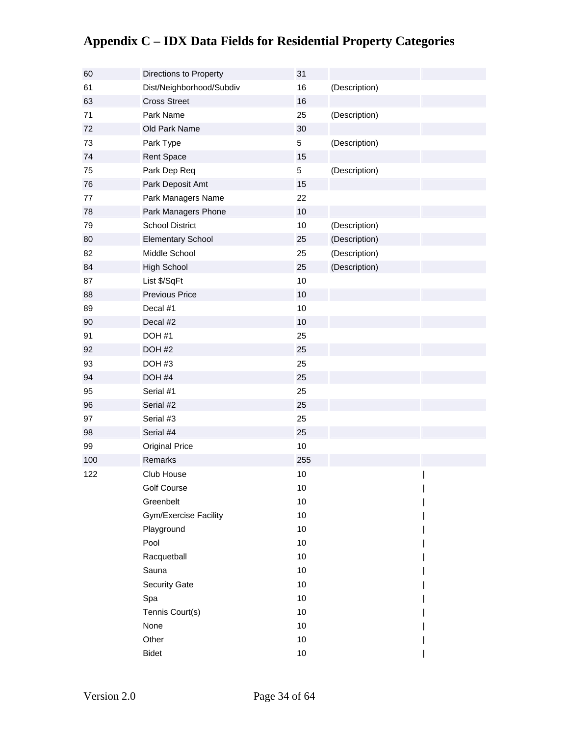# Appendix C – IDX Data Fields for Residential Property Categories

| | | | | |
|---|---|---|---|---|
| 60 | Directions to Property | 31 | | |
| 61 | Dist/Neighborhood/Subdiv | 16 | (Description) | |
| 63 | Cross Street | 16 | | |
| 71 | Park Name | 25 | (Description) | |
| 72 | Old Park Name | 30 | | |
| 73 | Park Type | 5 | (Description) | |
| 74 | Rent Space | 15 | | |
| 75 | Park Dep Req | 5 | (Description) | |
| 76 | Park Deposit Amt | 15 | | |
| 77 | Park Managers Name | 22 | | |
| 78 | Park Managers Phone | 10 | | |
| 79 | School District | 10 | (Description) | |
| 80 | Elementary School | 25 | (Description) | |
| 82 | Middle School | 25 | (Description) | |
| 84 | High School | 25 | (Description) | |
| 87 | List $/SqFt | 10 | | |
| 88 | Previous Price | 10 | | |
| 89 | Decal #1 | 10 | | |
| 90 | Decal #2 | 10 | | |
| 91 | DOH #1 | 25 | | |
| 92 | DOH #2 | 25 | | |
| 93 | DOH #3 | 25 | | |
| 94 | DOH #4 | 25 | | |
| 95 | Serial #1 | 25 | | |
| 96 | Serial #2 | 25 | | |
| 97 | Serial #3 | 25 | | |
| 98 | Serial #4 | 25 | | |
| 99 | Original Price | 10 | | |
| 100 | Remarks | 255 | | |
| 122 | Club House | 10 | | \| |
| | Golf Course | 10 | | \| |
| | Greenbelt | 10 | | \| |
| | Gym/Exercise Facility | 10 | | \| |
| | Playground | 10 | | \| |
| | Pool | 10 | | \| |
| | Racquetball | 10 | | \| |
| | Sauna | 10 | | \| |
| | Security Gate | 10 | | \| |
| | Spa | 10 | | \| |
| | Tennis Court(s) | 10 | | \| |
| | None | 10 | | \| |
| | Other | 10 | | \| |
| | Bidet | 10 | | \| |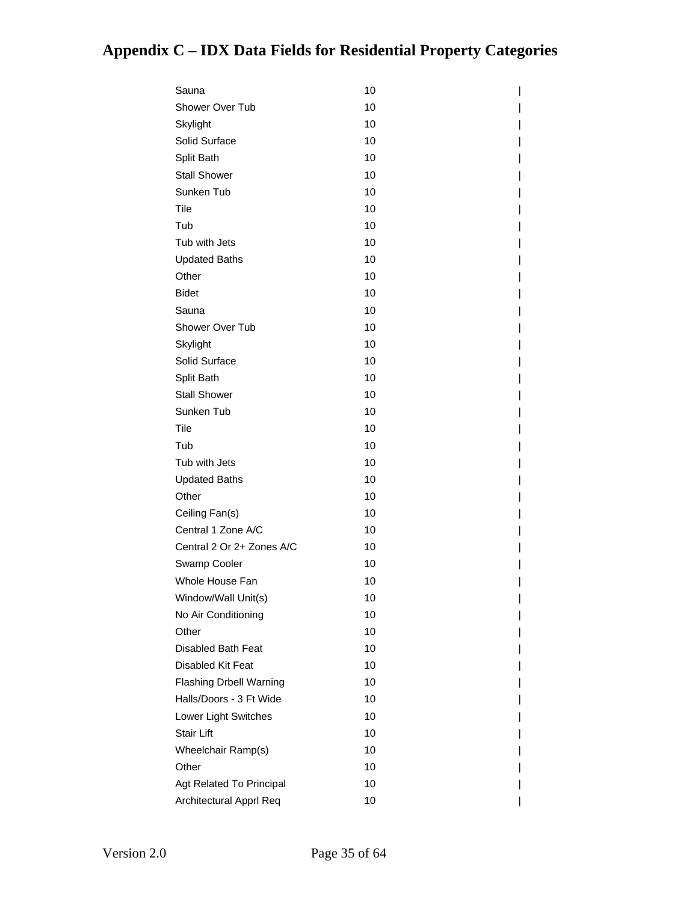# Appendix C – IDX Data Fields for Residential Property Categories

| | | |
|---|---|---|
| Sauna | 10 | |
| Shower Over Tub | 10 | |
| Skylight | 10 | |
| Solid Surface | 10 | |
| Split Bath | 10 | |
| Stall Shower | 10 | |
| Sunken Tub | 10 | |
| Tile | 10 | |
| Tub | 10 | |
| Tub with Jets | 10 | |
| Updated Baths | 10 | |
| Other | 10 | |
| Bidet | 10 | |
| Sauna | 10 | |
| Shower Over Tub | 10 | |
| Skylight | 10 | |
| Solid Surface | 10 | |
| Split Bath | 10 | |
| Stall Shower | 10 | |
| Sunken Tub | 10 | |
| Tile | 10 | |
| Tub | 10 | |
| Tub with Jets | 10 | |
| Updated Baths | 10 | |
| Other | 10 | |
| Ceiling Fan(s) | 10 | |
| Central 1 Zone A/C | 10 | |
| Central 2 Or 2+ Zones A/C | 10 | |
| Swamp Cooler | 10 | |
| Whole House Fan | 10 | |
| Window/Wall Unit(s) | 10 | |
| No Air Conditioning | 10 | |
| Other | 10 | |
| Disabled Bath Feat | 10 | |
| Disabled Kit Feat | 10 | |
| Flashing Drbell Warning | 10 | |
| Halls/Doors - 3 Ft Wide | 10 | |
| Lower Light Switches | 10 | |
| Stair Lift | 10 | |
| Wheelchair Ramp(s) | 10 | |
| Other | 10 | |
| Agt Related To Principal | 10 | |
| Architectural Apprl Req | 10 | |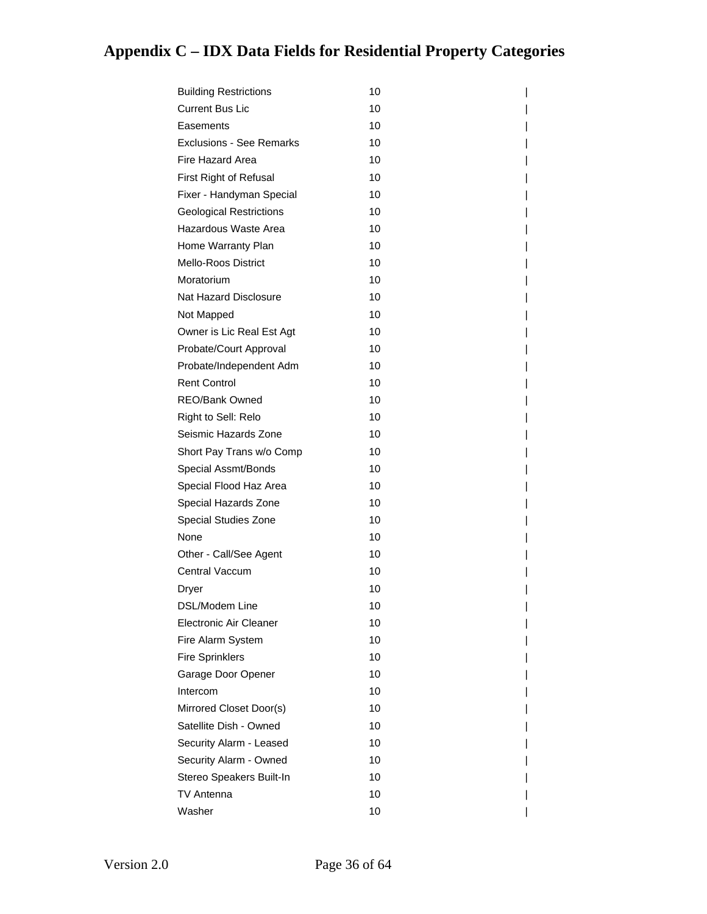# Appendix C – IDX Data Fields for Residential Property Categories

| | | |
|---|---|---|
| Building Restrictions | 10 | \| |
| Current Bus Lic | 10 | \| |
| Easements | 10 | \| |
| Exclusions - See Remarks | 10 | \| |
| Fire Hazard Area | 10 | \| |
| First Right of Refusal | 10 | \| |
| Fixer - Handyman Special | 10 | \| |
| Geological Restrictions | 10 | \| |
| Hazardous Waste Area | 10 | \| |
| Home Warranty Plan | 10 | \| |
| Mello-Roos District | 10 | \| |
| Moratorium | 10 | \| |
| Nat Hazard Disclosure | 10 | \| |
| Not Mapped | 10 | \| |
| Owner is Lic Real Est Agt | 10 | \| |
| Probate/Court Approval | 10 | \| |
| Probate/Independent Adm | 10 | \| |
| Rent Control | 10 | \| |
| REO/Bank Owned | 10 | \| |
| Right to Sell: Relo | 10 | \| |
| Seismic Hazards Zone | 10 | \| |
| Short Pay Trans w/o Comp | 10 | \| |
| Special Assmt/Bonds | 10 | \| |
| Special Flood Haz Area | 10 | \| |
| Special Hazards Zone | 10 | \| |
| Special Studies Zone | 10 | \| |
| None | 10 | \| |
| Other - Call/See Agent | 10 | \| |
| Central Vaccum | 10 | \| |
| Dryer | 10 | \| |
| DSL/Modem Line | 10 | \| |
| Electronic Air Cleaner | 10 | \| |
| Fire Alarm System | 10 | \| |
| Fire Sprinklers | 10 | \| |
| Garage Door Opener | 10 | \| |
| Intercom | 10 | \| |
| Mirrored Closet Door(s) | 10 | \| |
| Satellite Dish - Owned | 10 | \| |
| Security Alarm - Leased | 10 | \| |
| Security Alarm - Owned | 10 | \| |
| Stereo Speakers Built-In | 10 | \| |
| TV Antenna | 10 | \| |
| Washer | 10 | \| |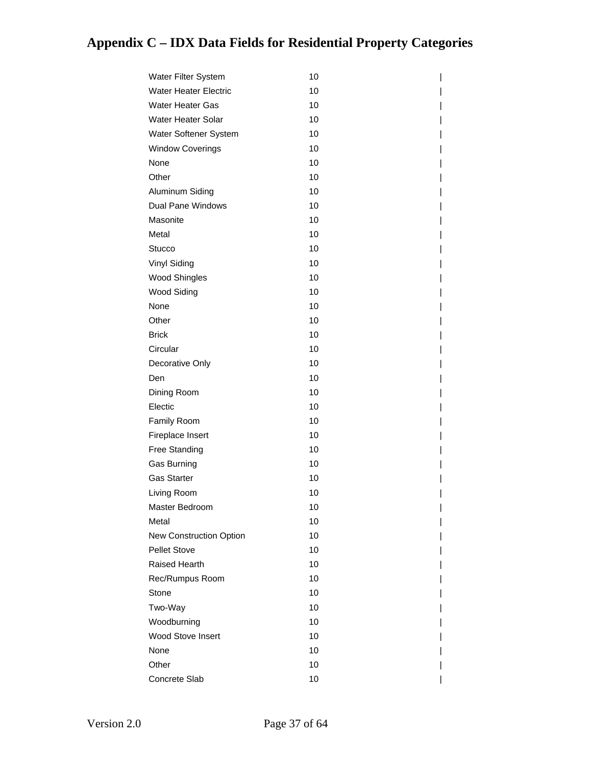# Appendix C – IDX Data Fields for Residential Property Categories

| | | |
|---|---|---|
| Water Filter System | 10 | \| |
| Water Heater Electric | 10 | \| |
| Water Heater Gas | 10 | \| |
| Water Heater Solar | 10 | \| |
| Water Softener System | 10 | \| |
| Window Coverings | 10 | \| |
| None | 10 | \| |
| Other | 10 | \| |
| Aluminum Siding | 10 | \| |
| Dual Pane Windows | 10 | \| |
| Masonite | 10 | \| |
| Metal | 10 | \| |
| Stucco | 10 | \| |
| Vinyl Siding | 10 | \| |
| Wood Shingles | 10 | \| |
| Wood Siding | 10 | \| |
| None | 10 | \| |
| Other | 10 | \| |
| Brick | 10 | \| |
| Circular | 10 | \| |
| Decorative Only | 10 | \| |
| Den | 10 | \| |
| Dining Room | 10 | \| |
| Electic | 10 | \| |
| Family Room | 10 | \| |
| Fireplace Insert | 10 | \| |
| Free Standing | 10 | \| |
| Gas Burning | 10 | \| |
| Gas Starter | 10 | \| |
| Living Room | 10 | \| |
| Master Bedroom | 10 | \| |
| Metal | 10 | \| |
| New Construction Option | 10 | \| |
| Pellet Stove | 10 | \| |
| Raised Hearth | 10 | \| |
| Rec/Rumpus Room | 10 | \| |
| Stone | 10 | \| |
| Two-Way | 10 | \| |
| Woodburning | 10 | \| |
| Wood Stove Insert | 10 | \| |
| None | 10 | \| |
| Other | 10 | \| |
| Concrete Slab | 10 | \| |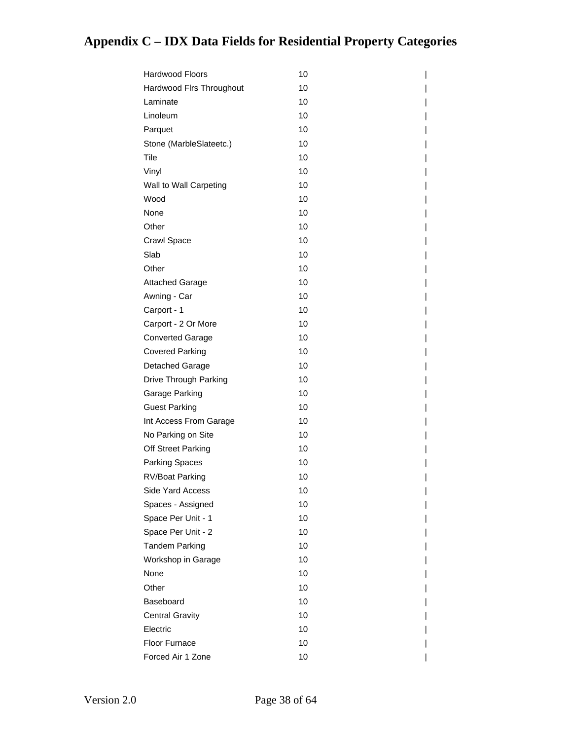# Appendix C – IDX Data Fields for Residential Property Categories

| | | |
|---|---|---|
| Hardwood Floors | 10 | \| |
| Hardwood Flrs Throughout | 10 | \| |
| Laminate | 10 | \| |
| Linoleum | 10 | \| |
| Parquet | 10 | \| |
| Stone (MarbleSlateetc.) | 10 | \| |
| Tile | 10 | \| |
| Vinyl | 10 | \| |
| Wall to Wall Carpeting | 10 | \| |
| Wood | 10 | \| |
| None | 10 | \| |
| Other | 10 | \| |
| Crawl Space | 10 | \| |
| Slab | 10 | \| |
| Other | 10 | \| |
| Attached Garage | 10 | \| |
| Awning - Car | 10 | \| |
| Carport - 1 | 10 | \| |
| Carport - 2 Or More | 10 | \| |
| Converted Garage | 10 | \| |
| Covered Parking | 10 | \| |
| Detached Garage | 10 | \| |
| Drive Through Parking | 10 | \| |
| Garage Parking | 10 | \| |
| Guest Parking | 10 | \| |
| Int Access From Garage | 10 | \| |
| No Parking on Site | 10 | \| |
| Off Street Parking | 10 | \| |
| Parking Spaces | 10 | \| |
| RV/Boat Parking | 10 | \| |
| Side Yard Access | 10 | \| |
| Spaces - Assigned | 10 | \| |
| Space Per Unit - 1 | 10 | \| |
| Space Per Unit - 2 | 10 | \| |
| Tandem Parking | 10 | \| |
| Workshop in Garage | 10 | \| |
| None | 10 | \| |
| Other | 10 | \| |
| Baseboard | 10 | \| |
| Central Gravity | 10 | \| |
| Electric | 10 | \| |
| Floor Furnace | 10 | \| |
| Forced Air 1 Zone | 10 | \| |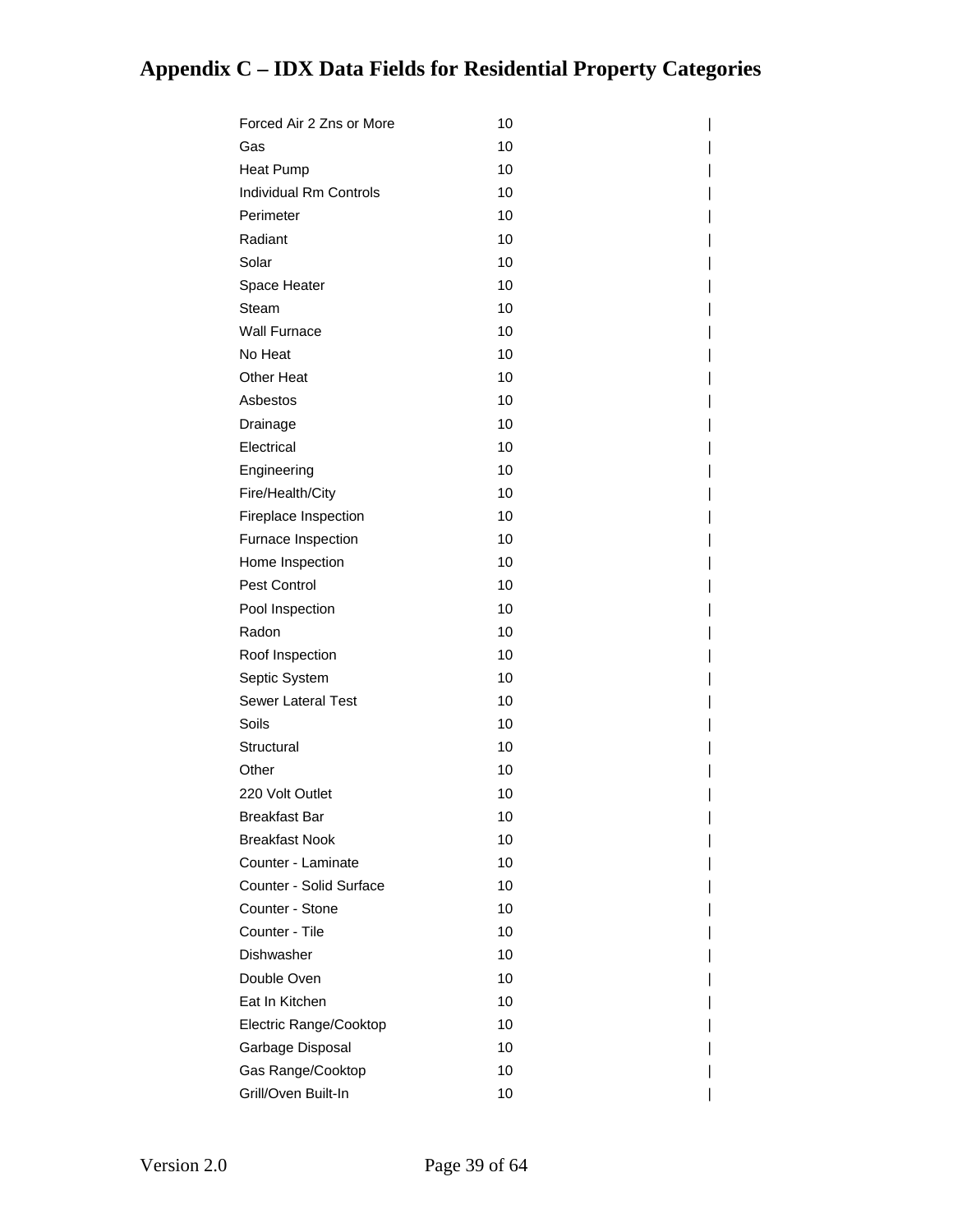# Appendix C – IDX Data Fields for Residential Property Categories

| | | |
|---|---|---|
| Forced Air 2 Zns or More | 10 | \| |
| Gas | 10 | \| |
| Heat Pump | 10 | \| |
| Individual Rm Controls | 10 | \| |
| Perimeter | 10 | \| |
| Radiant | 10 | \| |
| Solar | 10 | \| |
| Space Heater | 10 | \| |
| Steam | 10 | \| |
| Wall Furnace | 10 | \| |
| No Heat | 10 | \| |
| Other Heat | 10 | \| |
| Asbestos | 10 | \| |
| Drainage | 10 | \| |
| Electrical | 10 | \| |
| Engineering | 10 | \| |
| Fire/Health/City | 10 | \| |
| Fireplace Inspection | 10 | \| |
| Furnace Inspection | 10 | \| |
| Home Inspection | 10 | \| |
| Pest Control | 10 | \| |
| Pool Inspection | 10 | \| |
| Radon | 10 | \| |
| Roof Inspection | 10 | \| |
| Septic System | 10 | \| |
| Sewer Lateral Test | 10 | \| |
| Soils | 10 | \| |
| Structural | 10 | \| |
| Other | 10 | \| |
| 220 Volt Outlet | 10 | \| |
| Breakfast Bar | 10 | \| |
| Breakfast Nook | 10 | \| |
| Counter - Laminate | 10 | \| |
| Counter - Solid Surface | 10 | \| |
| Counter - Stone | 10 | \| |
| Counter - Tile | 10 | \| |
| Dishwasher | 10 | \| |
| Double Oven | 10 | \| |
| Eat In Kitchen | 10 | \| |
| Electric Range/Cooktop | 10 | \| |
| Garbage Disposal | 10 | \| |
| Gas Range/Cooktop | 10 | \| |
| Grill/Oven Built-In | 10 | \| |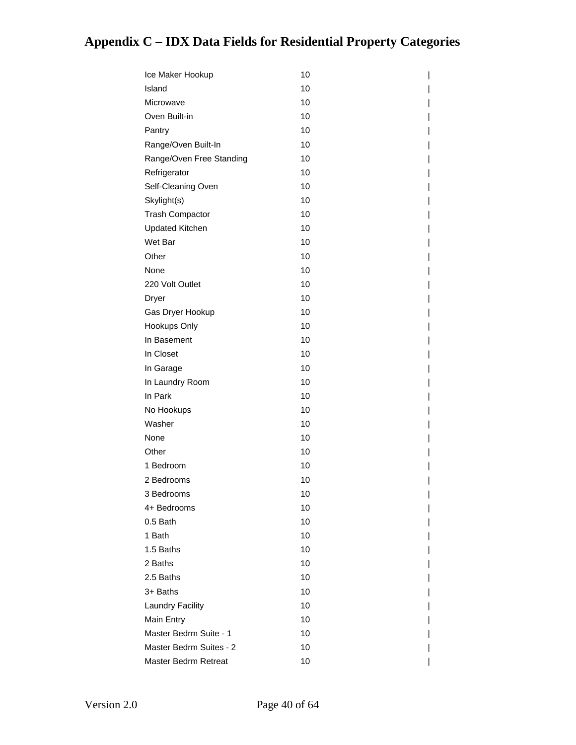# Appendix C – IDX Data Fields for Residential Property Categories

| | | |
|---|---|---|
| Ice Maker Hookup | 10 | \| |
| Island | 10 | \| |
| Microwave | 10 | \| |
| Oven Built-in | 10 | \| |
| Pantry | 10 | \| |
| Range/Oven Built-In | 10 | \| |
| Range/Oven Free Standing | 10 | \| |
| Refrigerator | 10 | \| |
| Self-Cleaning Oven | 10 | \| |
| Skylight(s) | 10 | \| |
| Trash Compactor | 10 | \| |
| Updated Kitchen | 10 | \| |
| Wet Bar | 10 | \| |
| Other | 10 | \| |
| None | 10 | \| |
| 220 Volt Outlet | 10 | \| |
| Dryer | 10 | \| |
| Gas Dryer Hookup | 10 | \| |
| Hookups Only | 10 | \| |
| In Basement | 10 | \| |
| In Closet | 10 | \| |
| In Garage | 10 | \| |
| In Laundry Room | 10 | \| |
| In Park | 10 | \| |
| No Hookups | 10 | \| |
| Washer | 10 | \| |
| None | 10 | \| |
| Other | 10 | \| |
| 1 Bedroom | 10 | \| |
| 2 Bedrooms | 10 | \| |
| 3 Bedrooms | 10 | \| |
| 4+ Bedrooms | 10 | \| |
| 0.5 Bath | 10 | \| |
| 1 Bath | 10 | \| |
| 1.5 Baths | 10 | \| |
| 2 Baths | 10 | \| |
| 2.5 Baths | 10 | \| |
| 3+ Baths | 10 | \| |
| Laundry Facility | 10 | \| |
| Main Entry | 10 | \| |
| Master Bedrm Suite - 1 | 10 | \| |
| Master Bedrm Suites - 2 | 10 | \| |
| Master Bedrm Retreat | 10 | \| |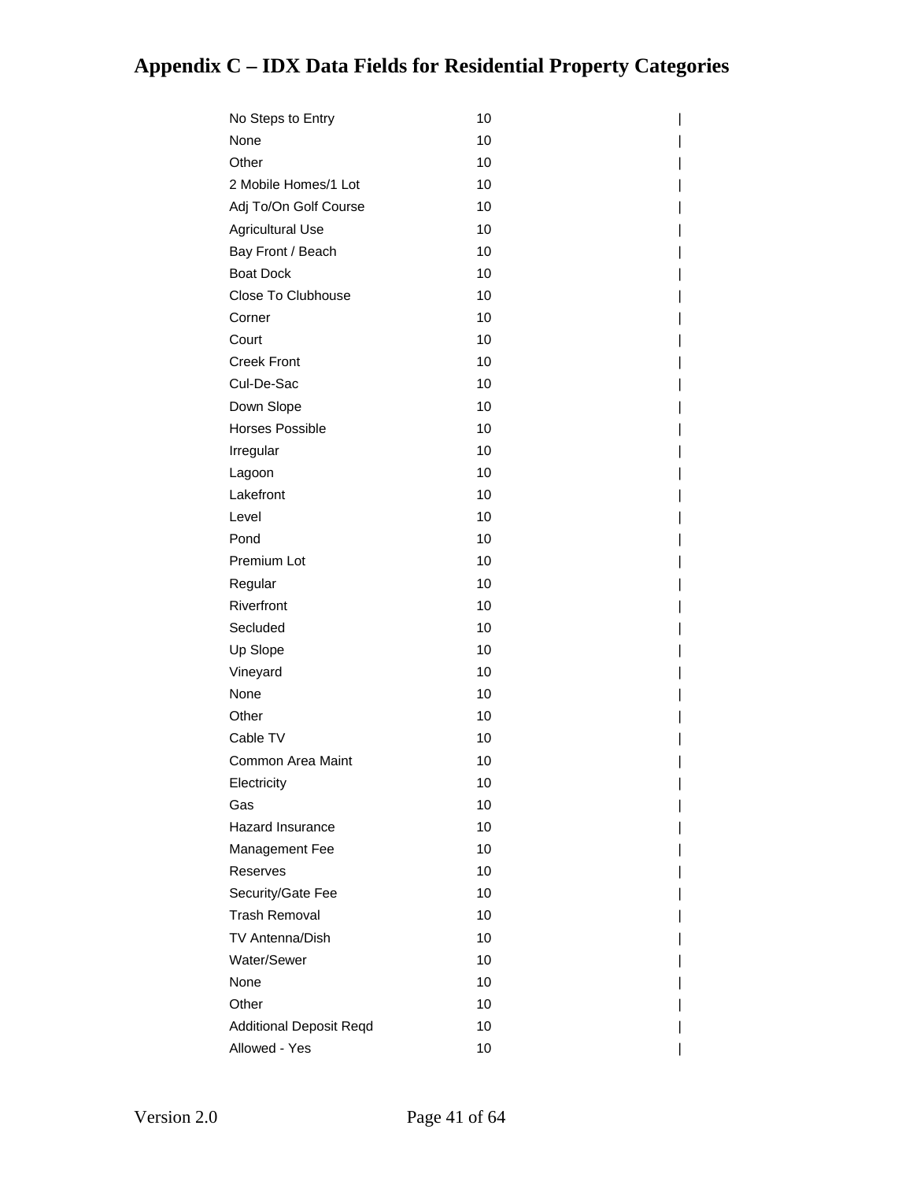# Appendix C – IDX Data Fields for Residential Property Categories

| | | |
|---|---|---|
| No Steps to Entry | 10 | \| |
| None | 10 | \| |
| Other | 10 | \| |
| 2 Mobile Homes/1 Lot | 10 | \| |
| Adj To/On Golf Course | 10 | \| |
| Agricultural Use | 10 | \| |
| Bay Front / Beach | 10 | \| |
| Boat Dock | 10 | \| |
| Close To Clubhouse | 10 | \| |
| Corner | 10 | \| |
| Court | 10 | \| |
| Creek Front | 10 | \| |
| Cul-De-Sac | 10 | \| |
| Down Slope | 10 | \| |
| Horses Possible | 10 | \| |
| Irregular | 10 | \| |
| Lagoon | 10 | \| |
| Lakefront | 10 | \| |
| Level | 10 | \| |
| Pond | 10 | \| |
| Premium Lot | 10 | \| |
| Regular | 10 | \| |
| Riverfront | 10 | \| |
| Secluded | 10 | \| |
| Up Slope | 10 | \| |
| Vineyard | 10 | \| |
| None | 10 | \| |
| Other | 10 | \| |
| Cable TV | 10 | \| |
| Common Area Maint | 10 | \| |
| Electricity | 10 | \| |
| Gas | 10 | \| |
| Hazard Insurance | 10 | \| |
| Management Fee | 10 | \| |
| Reserves | 10 | \| |
| Security/Gate Fee | 10 | \| |
| Trash Removal | 10 | \| |
| TV Antenna/Dish | 10 | \| |
| Water/Sewer | 10 | \| |
| None | 10 | \| |
| Other | 10 | \| |
| Additional Deposit Reqd | 10 | \| |
| Allowed - Yes | 10 | \| |

Version 2.0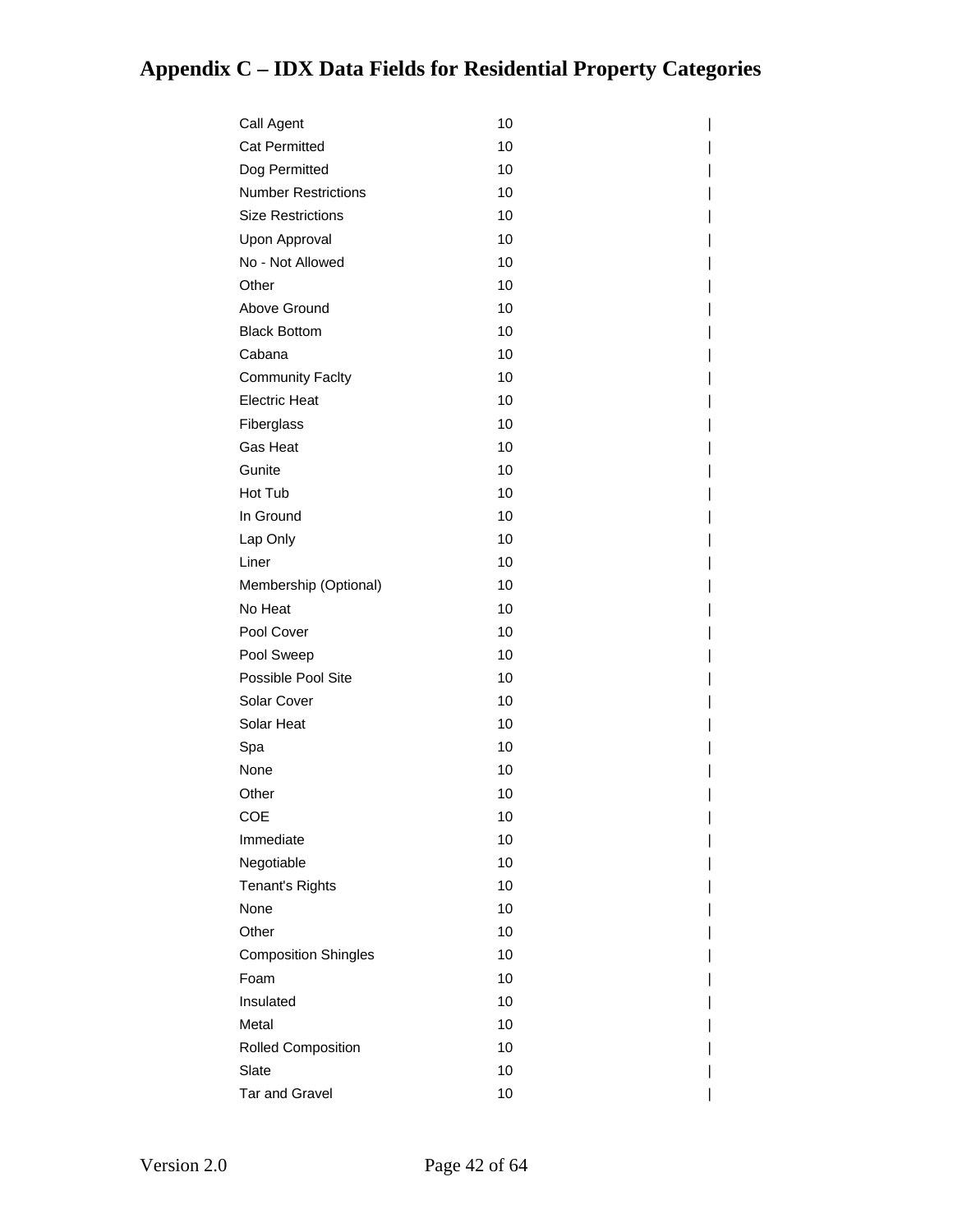# Appendix C – IDX Data Fields for Residential Property Categories

| | | |
|---|---|---|
| Call Agent | 10 | \| |
| Cat Permitted | 10 | \| |
| Dog Permitted | 10 | \| |
| Number Restrictions | 10 | \| |
| Size Restrictions | 10 | \| |
| Upon Approval | 10 | \| |
| No - Not Allowed | 10 | \| |
| Other | 10 | \| |
| Above Ground | 10 | \| |
| Black Bottom | 10 | \| |
| Cabana | 10 | \| |
| Community Faclty | 10 | \| |
| Electric Heat | 10 | \| |
| Fiberglass | 10 | \| |
| Gas Heat | 10 | \| |
| Gunite | 10 | \| |
| Hot Tub | 10 | \| |
| In Ground | 10 | \| |
| Lap Only | 10 | \| |
| Liner | 10 | \| |
| Membership (Optional) | 10 | \| |
| No Heat | 10 | \| |
| Pool Cover | 10 | \| |
| Pool Sweep | 10 | \| |
| Possible Pool Site | 10 | \| |
| Solar Cover | 10 | \| |
| Solar Heat | 10 | \| |
| Spa | 10 | \| |
| None | 10 | \| |
| Other | 10 | \| |
| COE | 10 | \| |
| Immediate | 10 | \| |
| Negotiable | 10 | \| |
| Tenant's Rights | 10 | \| |
| None | 10 | \| |
| Other | 10 | \| |
| Composition Shingles | 10 | \| |
| Foam | 10 | \| |
| Insulated | 10 | \| |
| Metal | 10 | \| |
| Rolled Composition | 10 | \| |
| Slate | 10 | \| |
| Tar and Gravel | 10 | \| |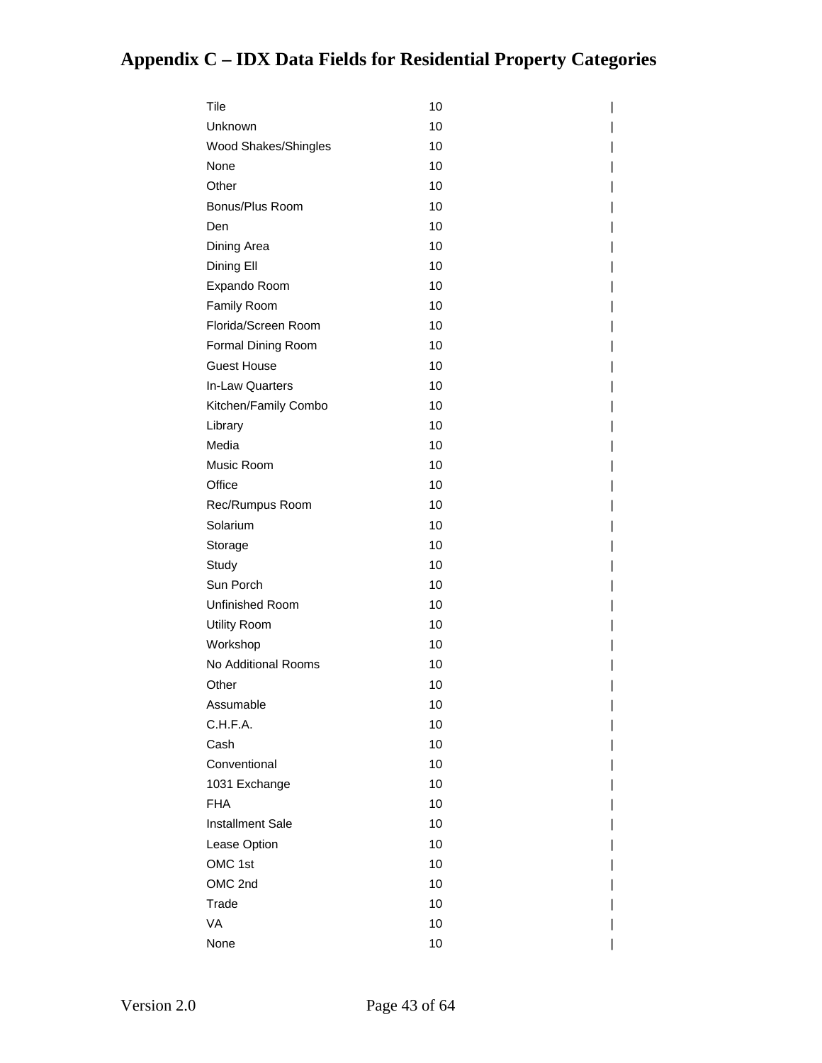# Appendix C – IDX Data Fields for Residential Property Categories

| | | |
|---|---|---|
| Tile | 10 | \| |
| Unknown | 10 | \| |
| Wood Shakes/Shingles | 10 | \| |
| None | 10 | \| |
| Other | 10 | \| |
| Bonus/Plus Room | 10 | \| |
| Den | 10 | \| |
| Dining Area | 10 | \| |
| Dining Ell | 10 | \| |
| Expando Room | 10 | \| |
| Family Room | 10 | \| |
| Florida/Screen Room | 10 | \| |
| Formal Dining Room | 10 | \| |
| Guest House | 10 | \| |
| In-Law Quarters | 10 | \| |
| Kitchen/Family Combo | 10 | \| |
| Library | 10 | \| |
| Media | 10 | \| |
| Music Room | 10 | \| |
| Office | 10 | \| |
| Rec/Rumpus Room | 10 | \| |
| Solarium | 10 | \| |
| Storage | 10 | \| |
| Study | 10 | \| |
| Sun Porch | 10 | \| |
| Unfinished Room | 10 | \| |
| Utility Room | 10 | \| |
| Workshop | 10 | \| |
| No Additional Rooms | 10 | \| |
| Other | 10 | \| |
| Assumable | 10 | \| |
| C.H.F.A. | 10 | \| |
| Cash | 10 | \| |
| Conventional | 10 | \| |
| 1031 Exchange | 10 | \| |
| FHA | 10 | \| |
| Installment Sale | 10 | \| |
| Lease Option | 10 | \| |
| OMC 1st | 10 | \| |
| OMC 2nd | 10 | \| |
| Trade | 10 | \| |
| VA | 10 | \| |
| None | 10 | \| |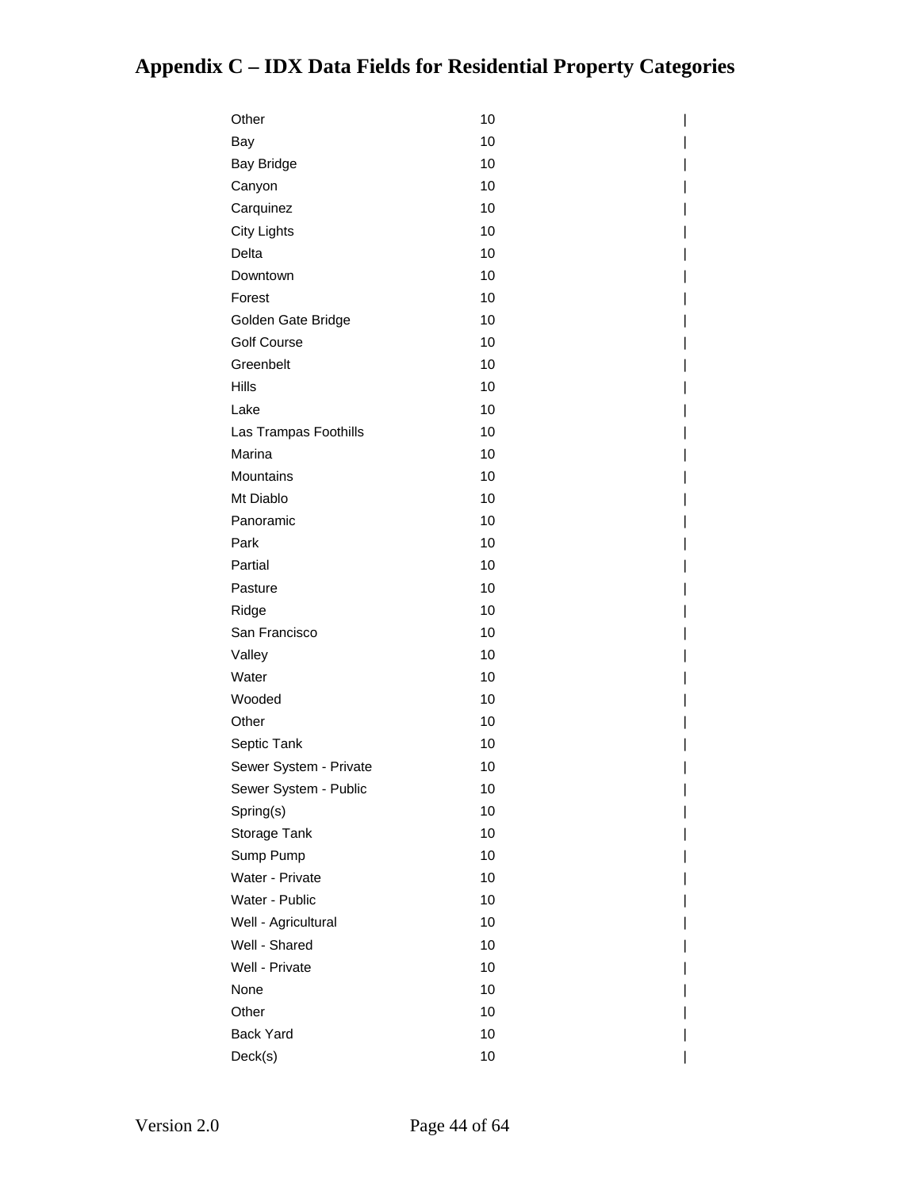# Appendix C – IDX Data Fields for Residential Property Categories

| | | |
|---|---|---|
| Other | 10 | \| |
| Bay | 10 | \| |
| Bay Bridge | 10 | \| |
| Canyon | 10 | \| |
| Carquinez | 10 | \| |
| City Lights | 10 | \| |
| Delta | 10 | \| |
| Downtown | 10 | \| |
| Forest | 10 | \| |
| Golden Gate Bridge | 10 | \| |
| Golf Course | 10 | \| |
| Greenbelt | 10 | \| |
| Hills | 10 | \| |
| Lake | 10 | \| |
| Las Trampas Foothills | 10 | \| |
| Marina | 10 | \| |
| Mountains | 10 | \| |
| Mt Diablo | 10 | \| |
| Panoramic | 10 | \| |
| Park | 10 | \| |
| Partial | 10 | \| |
| Pasture | 10 | \| |
| Ridge | 10 | \| |
| San Francisco | 10 | \| |
| Valley | 10 | \| |
| Water | 10 | \| |
| Wooded | 10 | \| |
| Other | 10 | \| |
| Septic Tank | 10 | \| |
| Sewer System - Private | 10 | \| |
| Sewer System - Public | 10 | \| |
| Spring(s) | 10 | \| |
| Storage Tank | 10 | \| |
| Sump Pump | 10 | \| |
| Water - Private | 10 | \| |
| Water - Public | 10 | \| |
| Well - Agricultural | 10 | \| |
| Well - Shared | 10 | \| |
| Well - Private | 10 | \| |
| None | 10 | \| |
| Other | 10 | \| |
| Back Yard | 10 | \| |
| Deck(s) | 10 | \| |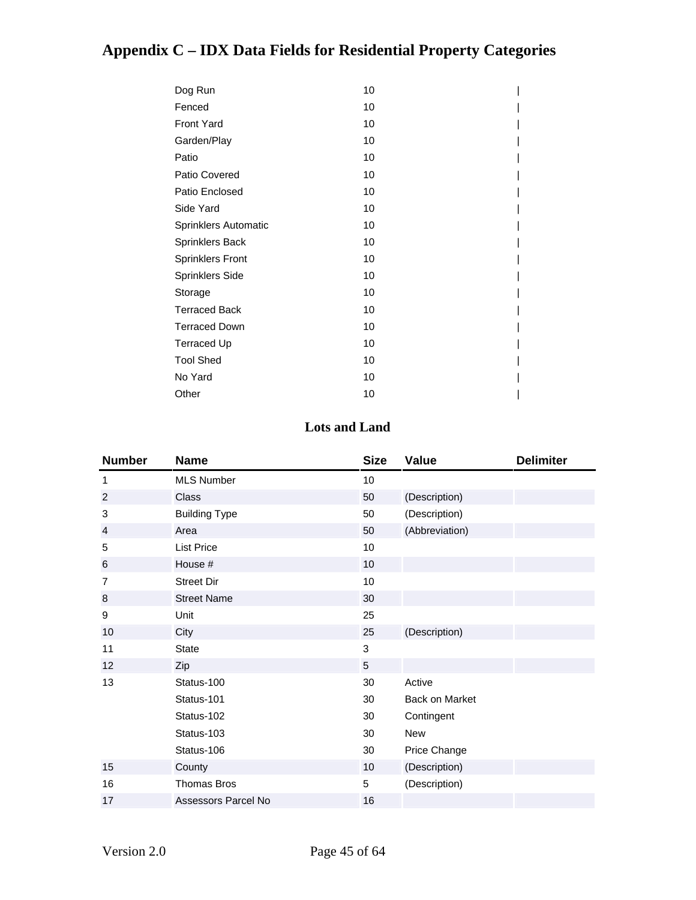# Appendix C – IDX Data Fields for Residential Property Categories

| Number | Name | Size | Value | Delimiter |
|---|---|---|---|---|
| | Dog Run | 10 | | \| |
| | Fenced | 10 | | \| |
| | Front Yard | 10 | | \| |
| | Garden/Play | 10 | | \| |
| | Patio | 10 | | \| |
| | Patio Covered | 10 | | \| |
| | Patio Enclosed | 10 | | \| |
| | Side Yard | 10 | | \| |
| | Sprinklers Automatic | 10 | | \| |
| | Sprinklers Back | 10 | | \| |
| | Sprinklers Front | 10 | | \| |
| | Sprinklers Side | 10 | | \| |
| | Storage | 10 | | \| |
| | Terraced Back | 10 | | \| |
| | Terraced Down | 10 | | \| |
| | Terraced Up | 10 | | \| |
| | Tool Shed | 10 | | \| |
| | No Yard | 10 | | \| |
| | Other | 10 | | \| |

## Lots and Land

| Number | Name | Size | Value | Delimiter |
|---|---|---|---|---|
| 1 | MLS Number | 10 | | |
| 2 | Class | 50 | (Description) | |
| 3 | Building Type | 50 | (Description) | |
| 4 | Area | 50 | (Abbreviation) | |
| 5 | List Price | 10 | | |
| 6 | House # | 10 | | |
| 7 | Street Dir | 10 | | |
| 8 | Street Name | 30 | | |
| 9 | Unit | 25 | | |
| 10 | City | 25 | (Description) | |
| 11 | State | 3 | | |
| 12 | Zip | 5 | | |
| 13 | Status-100 | 30 | Active | |
| | Status-101 | 30 | Back on Market | |
| | Status-102 | 30 | Contingent | |
| | Status-103 | 30 | New | |
| | Status-106 | 30 | Price Change | |
| 15 | County | 10 | (Description) | |
| 16 | Thomas Bros | 5 | (Description) | |
| 17 | Assessors Parcel No | 16 | | |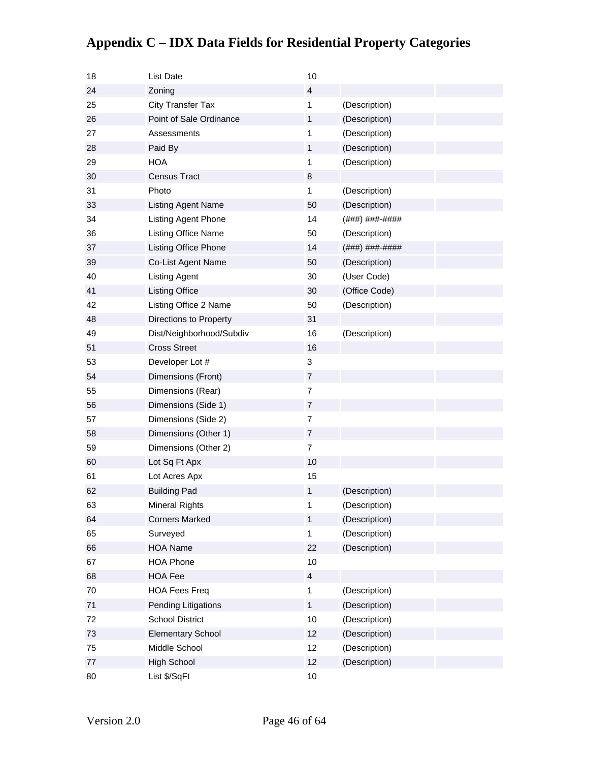# Appendix C – IDX Data Fields for Residential Property Categories

| | | | | |
|---|---|---|---|---|
| 18 | List Date | 10 | | |
| 24 | Zoning | 4 | | |
| 25 | City Transfer Tax | 1 | (Description) | |
| 26 | Point of Sale Ordinance | 1 | (Description) | |
| 27 | Assessments | 1 | (Description) | |
| 28 | Paid By | 1 | (Description) | |
| 29 | HOA | 1 | (Description) | |
| 30 | Census Tract | 8 | | |
| 31 | Photo | 1 | (Description) | |
| 33 | Listing Agent Name | 50 | (Description) | |
| 34 | Listing Agent Phone | 14 | (###) ###-#### | |
| 36 | Listing Office Name | 50 | (Description) | |
| 37 | Listing Office Phone | 14 | (###) ###-#### | |
| 39 | Co-List Agent Name | 50 | (Description) | |
| 40 | Listing Agent | 30 | (User Code) | |
| 41 | Listing Office | 30 | (Office Code) | |
| 42 | Listing Office 2 Name | 50 | (Description) | |
| 48 | Directions to Property | 31 | | |
| 49 | Dist/Neighborhood/Subdiv | 16 | (Description) | |
| 51 | Cross Street | 16 | | |
| 53 | Developer Lot # | 3 | | |
| 54 | Dimensions (Front) | 7 | | |
| 55 | Dimensions (Rear) | 7 | | |
| 56 | Dimensions (Side 1) | 7 | | |
| 57 | Dimensions (Side 2) | 7 | | |
| 58 | Dimensions (Other 1) | 7 | | |
| 59 | Dimensions (Other 2) | 7 | | |
| 60 | Lot Sq Ft Apx | 10 | | |
| 61 | Lot Acres Apx | 15 | | |
| 62 | Building Pad | 1 | (Description) | |
| 63 | Mineral Rights | 1 | (Description) | |
| 64 | Corners Marked | 1 | (Description) | |
| 65 | Surveyed | 1 | (Description) | |
| 66 | HOA Name | 22 | (Description) | |
| 67 | HOA Phone | 10 | | |
| 68 | HOA Fee | 4 | | |
| 70 | HOA Fees Freq | 1 | (Description) | |
| 71 | Pending Litigations | 1 | (Description) | |
| 72 | School District | 10 | (Description) | |
| 73 | Elementary School | 12 | (Description) | |
| 75 | Middle School | 12 | (Description) | |
| 77 | High School | 12 | (Description) | |
| 80 | List $/SqFt | 10 | | |

Version 2.0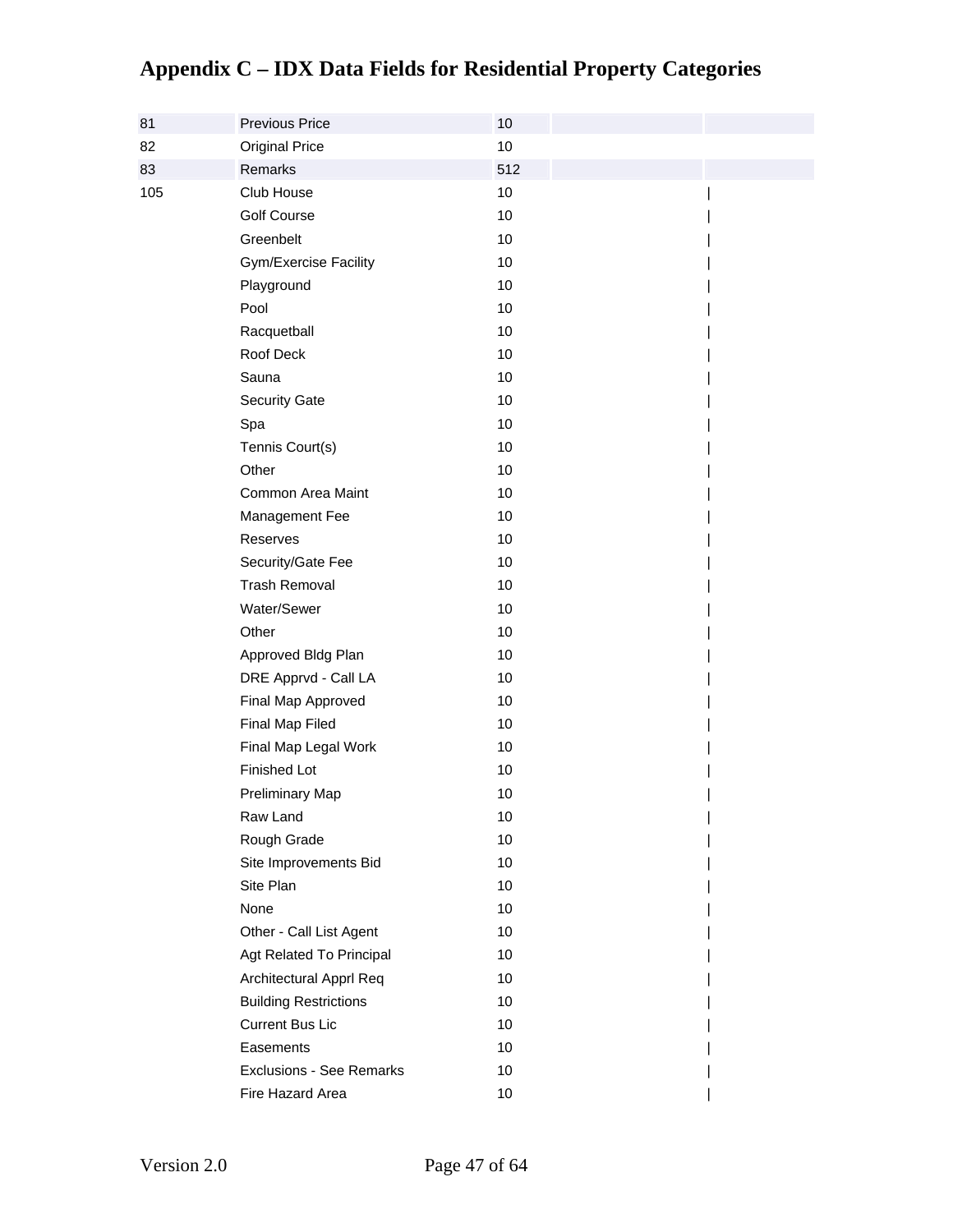# Appendix C – IDX Data Fields for Residential Property Categories

| | | | | |
|---|---|---|---|---|
| 81 | Previous Price | 10 | | |
| 82 | Original Price | 10 | | |
| 83 | Remarks | 512 | | |
| 105 | Club House | 10 | | \| |
| | Golf Course | 10 | | \| |
| | Greenbelt | 10 | | \| |
| | Gym/Exercise Facility | 10 | | \| |
| | Playground | 10 | | \| |
| | Pool | 10 | | \| |
| | Racquetball | 10 | | \| |
| | Roof Deck | 10 | | \| |
| | Sauna | 10 | | \| |
| | Security Gate | 10 | | \| |
| | Spa | 10 | | \| |
| | Tennis Court(s) | 10 | | \| |
| | Other | 10 | | \| |
| | Common Area Maint | 10 | | \| |
| | Management Fee | 10 | | \| |
| | Reserves | 10 | | \| |
| | Security/Gate Fee | 10 | | \| |
| | Trash Removal | 10 | | \| |
| | Water/Sewer | 10 | | \| |
| | Other | 10 | | \| |
| | Approved Bldg Plan | 10 | | \| |
| | DRE Apprvd - Call LA | 10 | | \| |
| | Final Map Approved | 10 | | \| |
| | Final Map Filed | 10 | | \| |
| | Final Map Legal Work | 10 | | \| |
| | Finished Lot | 10 | | \| |
| | Preliminary Map | 10 | | \| |
| | Raw Land | 10 | | \| |
| | Rough Grade | 10 | | \| |
| | Site Improvements Bid | 10 | | \| |
| | Site Plan | 10 | | \| |
| | None | 10 | | \| |
| | Other - Call List Agent | 10 | | \| |
| | Agt Related To Principal | 10 | | \| |
| | Architectural Apprl Req | 10 | | \| |
| | Building Restrictions | 10 | | \| |
| | Current Bus Lic | 10 | | \| |
| | Easements | 10 | | \| |
| | Exclusions - See Remarks | 10 | | \| |
| | Fire Hazard Area | 10 | | \| |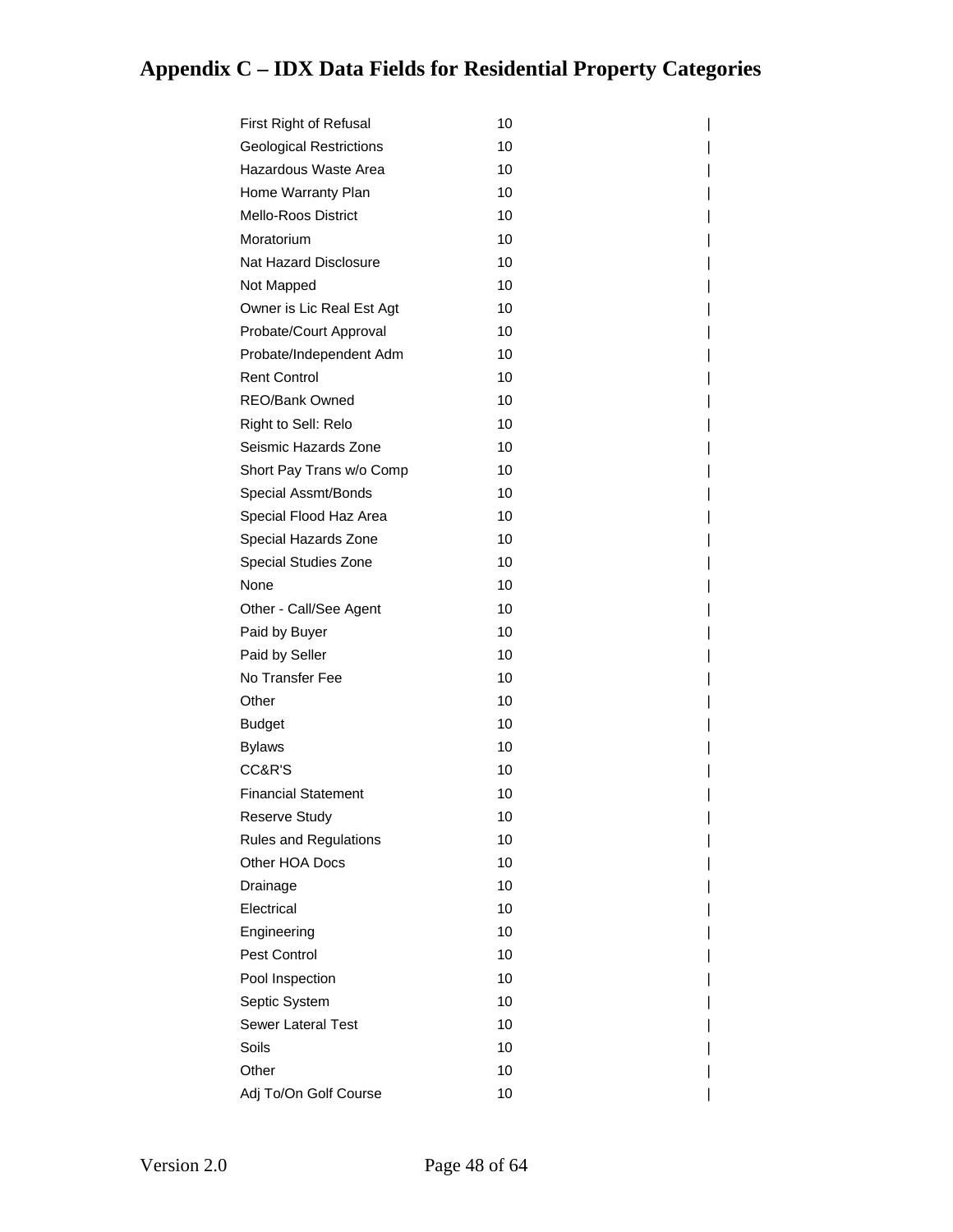# Appendix C – IDX Data Fields for Residential Property Categories

| | | |
|---|---|---|
| First Right of Refusal | 10 | \| |
| Geological Restrictions | 10 | \| |
| Hazardous Waste Area | 10 | \| |
| Home Warranty Plan | 10 | \| |
| Mello-Roos District | 10 | \| |
| Moratorium | 10 | \| |
| Nat Hazard Disclosure | 10 | \| |
| Not Mapped | 10 | \| |
| Owner is Lic Real Est Agt | 10 | \| |
| Probate/Court Approval | 10 | \| |
| Probate/Independent Adm | 10 | \| |
| Rent Control | 10 | \| |
| REO/Bank Owned | 10 | \| |
| Right to Sell: Relo | 10 | \| |
| Seismic Hazards Zone | 10 | \| |
| Short Pay Trans w/o Comp | 10 | \| |
| Special Assmt/Bonds | 10 | \| |
| Special Flood Haz Area | 10 | \| |
| Special Hazards Zone | 10 | \| |
| Special Studies Zone | 10 | \| |
| None | 10 | \| |
| Other - Call/See Agent | 10 | \| |
| Paid by Buyer | 10 | \| |
| Paid by Seller | 10 | \| |
| No Transfer Fee | 10 | \| |
| Other | 10 | \| |
| Budget | 10 | \| |
| Bylaws | 10 | \| |
| CC&R'S | 10 | \| |
| Financial Statement | 10 | \| |
| Reserve Study | 10 | \| |
| Rules and Regulations | 10 | \| |
| Other HOA Docs | 10 | \| |
| Drainage | 10 | \| |
| Electrical | 10 | \| |
| Engineering | 10 | \| |
| Pest Control | 10 | \| |
| Pool Inspection | 10 | \| |
| Septic System | 10 | \| |
| Sewer Lateral Test | 10 | \| |
| Soils | 10 | \| |
| Other | 10 | \| |
| Adj To/On Golf Course | 10 | \| |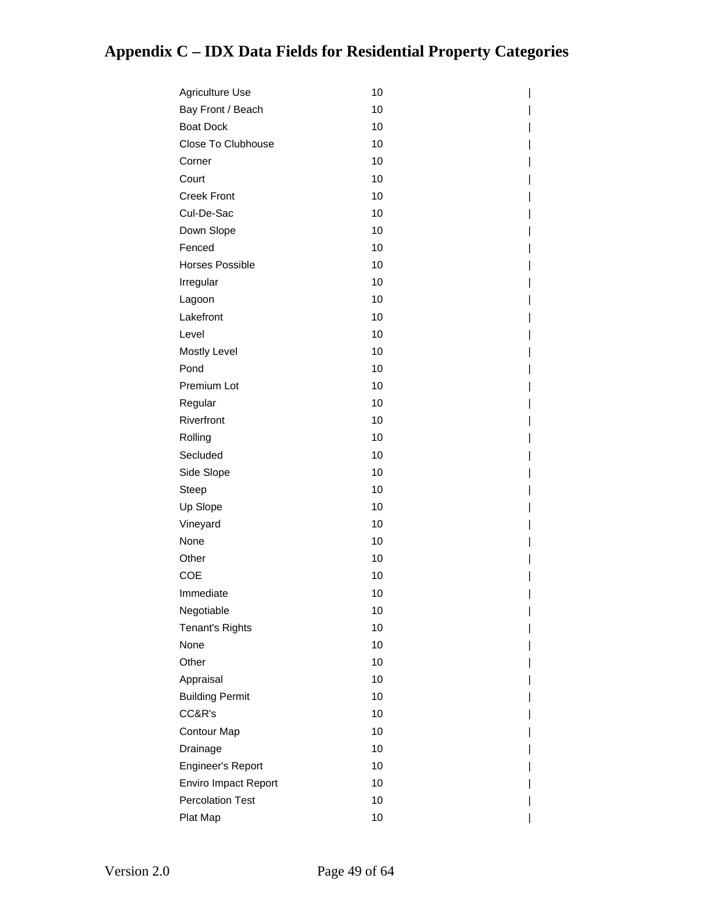# Appendix C – IDX Data Fields for Residential Property Categories

| | | |
|---|---|---|
| Agriculture Use | 10 | \| |
| Bay Front / Beach | 10 | \| |
| Boat Dock | 10 | \| |
| Close To Clubhouse | 10 | \| |
| Corner | 10 | \| |
| Court | 10 | \| |
| Creek Front | 10 | \| |
| Cul-De-Sac | 10 | \| |
| Down Slope | 10 | \| |
| Fenced | 10 | \| |
| Horses Possible | 10 | \| |
| Irregular | 10 | \| |
| Lagoon | 10 | \| |
| Lakefront | 10 | \| |
| Level | 10 | \| |
| Mostly Level | 10 | \| |
| Pond | 10 | \| |
| Premium Lot | 10 | \| |
| Regular | 10 | \| |
| Riverfront | 10 | \| |
| Rolling | 10 | \| |
| Secluded | 10 | \| |
| Side Slope | 10 | \| |
| Steep | 10 | \| |
| Up Slope | 10 | \| |
| Vineyard | 10 | \| |
| None | 10 | \| |
| Other | 10 | \| |
| COE | 10 | \| |
| Immediate | 10 | \| |
| Negotiable | 10 | \| |
| Tenant's Rights | 10 | \| |
| None | 10 | \| |
| Other | 10 | \| |
| Appraisal | 10 | \| |
| Building Permit | 10 | \| |
| CC&R's | 10 | \| |
| Contour Map | 10 | \| |
| Drainage | 10 | \| |
| Engineer's Report | 10 | \| |
| Enviro Impact Report | 10 | \| |
| Percolation Test | 10 | \| |
| Plat Map | 10 | \| |

Version 2.0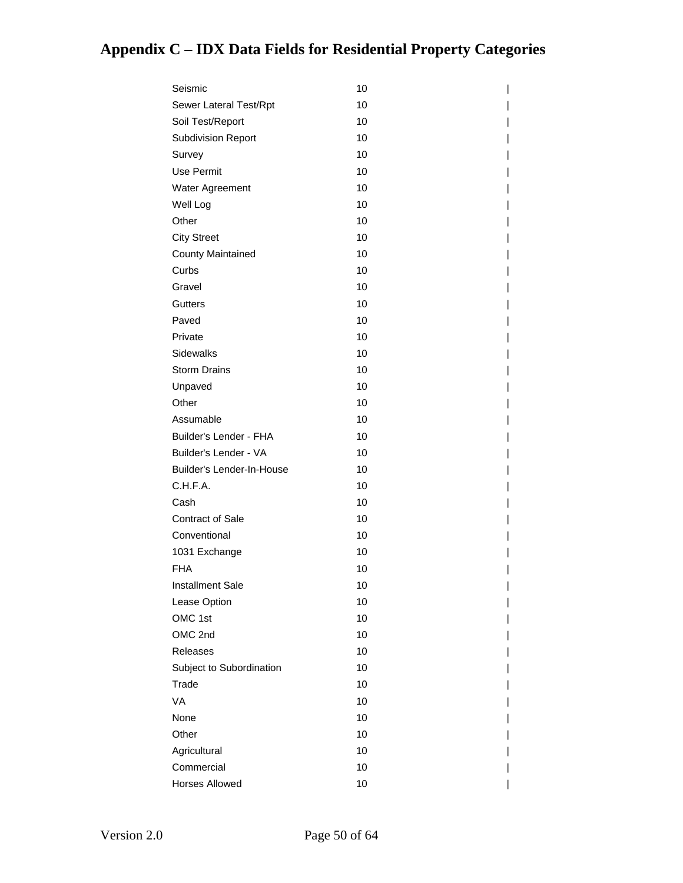# Appendix C – IDX Data Fields for Residential Property Categories

| | | |
|---|---|---|
| Seismic | 10 | \| |
| Sewer Lateral Test/Rpt | 10 | \| |
| Soil Test/Report | 10 | \| |
| Subdivision Report | 10 | \| |
| Survey | 10 | \| |
| Use Permit | 10 | \| |
| Water Agreement | 10 | \| |
| Well Log | 10 | \| |
| Other | 10 | \| |
| City Street | 10 | \| |
| County Maintained | 10 | \| |
| Curbs | 10 | \| |
| Gravel | 10 | \| |
| Gutters | 10 | \| |
| Paved | 10 | \| |
| Private | 10 | \| |
| Sidewalks | 10 | \| |
| Storm Drains | 10 | \| |
| Unpaved | 10 | \| |
| Other | 10 | \| |
| Assumable | 10 | \| |
| Builder's Lender - FHA | 10 | \| |
| Builder's Lender - VA | 10 | \| |
| Builder's Lender-In-House | 10 | \| |
| C.H.F.A. | 10 | \| |
| Cash | 10 | \| |
| Contract of Sale | 10 | \| |
| Conventional | 10 | \| |
| 1031 Exchange | 10 | \| |
| FHA | 10 | \| |
| Installment Sale | 10 | \| |
| Lease Option | 10 | \| |
| OMC 1st | 10 | \| |
| OMC 2nd | 10 | \| |
| Releases | 10 | \| |
| Subject to Subordination | 10 | \| |
| Trade | 10 | \| |
| VA | 10 | \| |
| None | 10 | \| |
| Other | 10 | \| |
| Agricultural | 10 | \| |
| Commercial | 10 | \| |
| Horses Allowed | 10 | \| |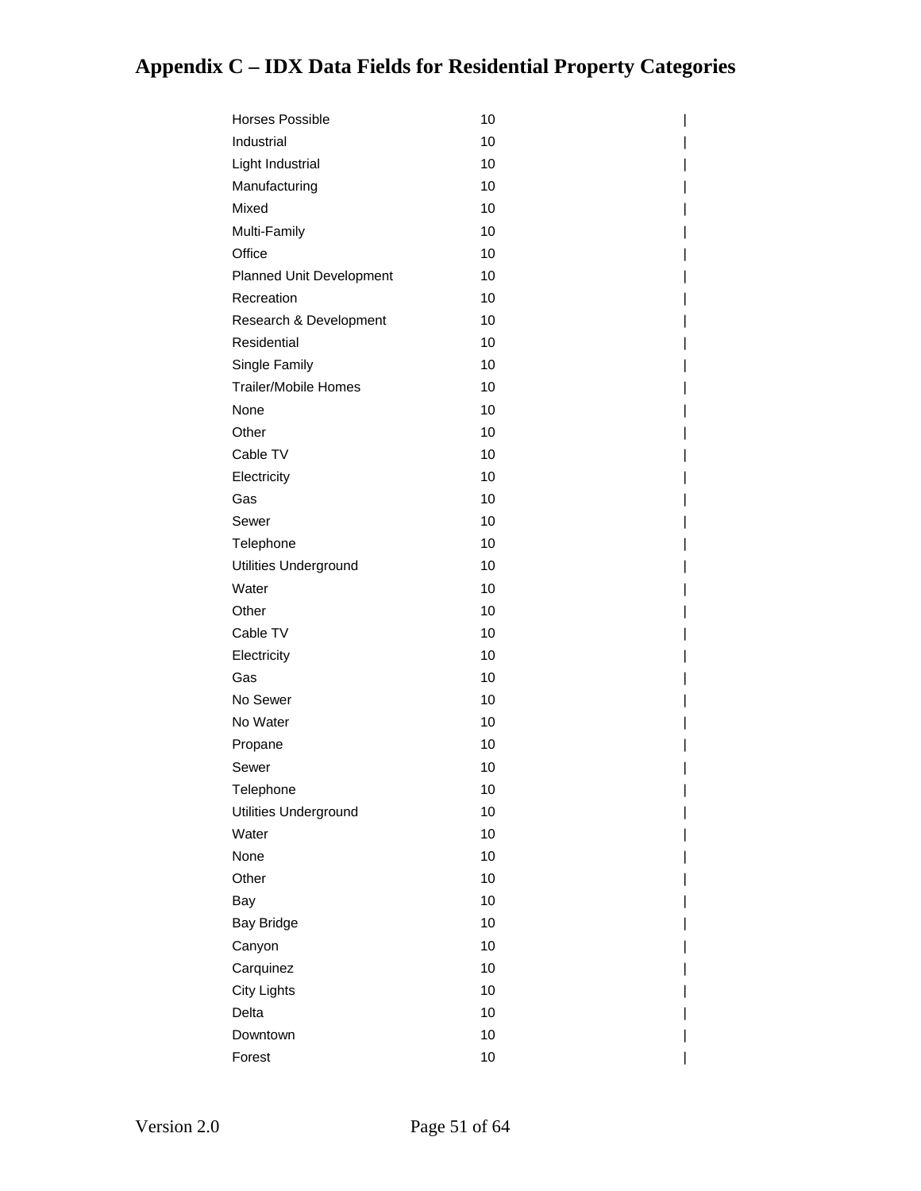# Appendix C – IDX Data Fields for Residential Property Categories

| | | |
|---|---|---|
| Horses Possible | 10 | \| |
| Industrial | 10 | \| |
| Light Industrial | 10 | \| |
| Manufacturing | 10 | \| |
| Mixed | 10 | \| |
| Multi-Family | 10 | \| |
| Office | 10 | \| |
| Planned Unit Development | 10 | \| |
| Recreation | 10 | \| |
| Research & Development | 10 | \| |
| Residential | 10 | \| |
| Single Family | 10 | \| |
| Trailer/Mobile Homes | 10 | \| |
| None | 10 | \| |
| Other | 10 | \| |
| Cable TV | 10 | \| |
| Electricity | 10 | \| |
| Gas | 10 | \| |
| Sewer | 10 | \| |
| Telephone | 10 | \| |
| Utilities Underground | 10 | \| |
| Water | 10 | \| |
| Other | 10 | \| |
| Cable TV | 10 | \| |
| Electricity | 10 | \| |
| Gas | 10 | \| |
| No Sewer | 10 | \| |
| No Water | 10 | \| |
| Propane | 10 | \| |
| Sewer | 10 | \| |
| Telephone | 10 | \| |
| Utilities Underground | 10 | \| |
| Water | 10 | \| |
| None | 10 | \| |
| Other | 10 | \| |
| Bay | 10 | \| |
| Bay Bridge | 10 | \| |
| Canyon | 10 | \| |
| Carquinez | 10 | \| |
| City Lights | 10 | \| |
| Delta | 10 | \| |
| Downtown | 10 | \| |
| Forest | 10 | \| |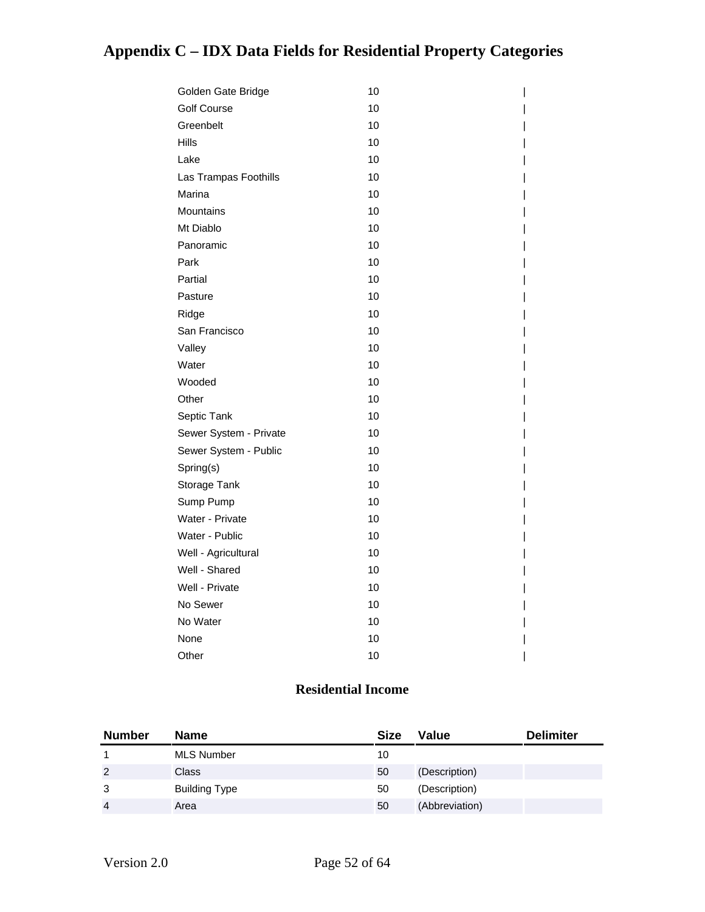# Appendix C – IDX Data Fields for Residential Property Categories

| | | | | |
|---|---|---|---|---|
| | Golden Gate Bridge | 10 | | \| |
| | Golf Course | 10 | | \| |
| | Greenbelt | 10 | | \| |
| | Hills | 10 | | \| |
| | Lake | 10 | | \| |
| | Las Trampas Foothills | 10 | | \| |
| | Marina | 10 | | \| |
| | Mountains | 10 | | \| |
| | Mt Diablo | 10 | | \| |
| | Panoramic | 10 | | \| |
| | Park | 10 | | \| |
| | Partial | 10 | | \| |
| | Pasture | 10 | | \| |
| | Ridge | 10 | | \| |
| | San Francisco | 10 | | \| |
| | Valley | 10 | | \| |
| | Water | 10 | | \| |
| | Wooded | 10 | | \| |
| | Other | 10 | | \| |
| | Septic Tank | 10 | | \| |
| | Sewer System - Private | 10 | | \| |
| | Sewer System - Public | 10 | | \| |
| | Spring(s) | 10 | | \| |
| | Storage Tank | 10 | | \| |
| | Sump Pump | 10 | | \| |
| | Water - Private | 10 | | \| |
| | Water - Public | 10 | | \| |
| | Well - Agricultural | 10 | | \| |
| | Well - Shared | 10 | | \| |
| | Well - Private | 10 | | \| |
| | No Sewer | 10 | | \| |
| | No Water | 10 | | \| |
| | None | 10 | | \| |
| | Other | 10 | | \| |

## Residential Income

| Number | Name | Size | Value | Delimiter |
|---|---|---|---|---|
| 1 | MLS Number | 10 | | |
| 2 | Class | 50 | (Description) | |
| 3 | Building Type | 50 | (Description) | |
| 4 | Area | 50 | (Abbreviation) | |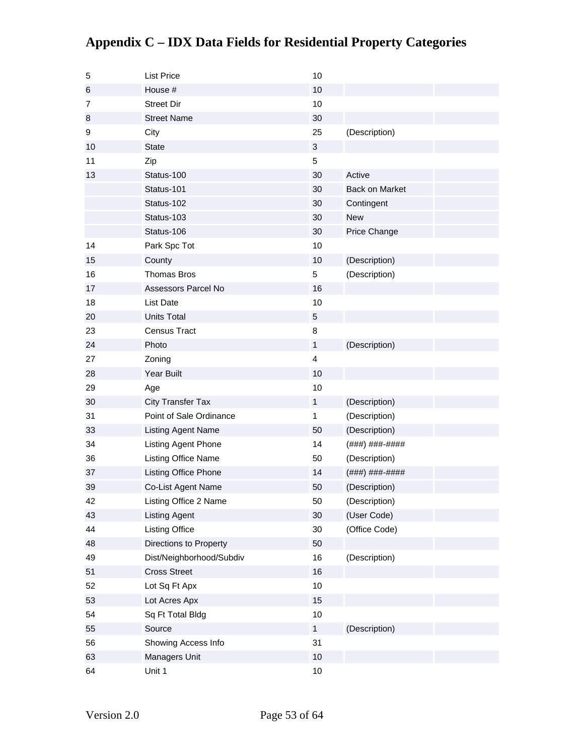# Appendix C – IDX Data Fields for Residential Property Categories

| | | | | |
|---|---|---|---|---|
| 5 | List Price | 10 | | |
| 6 | House # | 10 | | |
| 7 | Street Dir | 10 | | |
| 8 | Street Name | 30 | | |
| 9 | City | 25 | (Description) | |
| 10 | State | 3 | | |
| 11 | Zip | 5 | | |
| 13 | Status-100 | 30 | Active | |
| | Status-101 | 30 | Back on Market | |
| | Status-102 | 30 | Contingent | |
| | Status-103 | 30 | New | |
| | Status-106 | 30 | Price Change | |
| 14 | Park Spc Tot | 10 | | |
| 15 | County | 10 | (Description) | |
| 16 | Thomas Bros | 5 | (Description) | |
| 17 | Assessors Parcel No | 16 | | |
| 18 | List Date | 10 | | |
| 20 | Units Total | 5 | | |
| 23 | Census Tract | 8 | | |
| 24 | Photo | 1 | (Description) | |
| 27 | Zoning | 4 | | |
| 28 | Year Built | 10 | | |
| 29 | Age | 10 | | |
| 30 | City Transfer Tax | 1 | (Description) | |
| 31 | Point of Sale Ordinance | 1 | (Description) | |
| 33 | Listing Agent Name | 50 | (Description) | |
| 34 | Listing Agent Phone | 14 | (###) ###-#### | |
| 36 | Listing Office Name | 50 | (Description) | |
| 37 | Listing Office Phone | 14 | (###) ###-#### | |
| 39 | Co-List Agent Name | 50 | (Description) | |
| 42 | Listing Office 2 Name | 50 | (Description) | |
| 43 | Listing Agent | 30 | (User Code) | |
| 44 | Listing Office | 30 | (Office Code) | |
| 48 | Directions to Property | 50 | | |
| 49 | Dist/Neighborhood/Subdiv | 16 | (Description) | |
| 51 | Cross Street | 16 | | |
| 52 | Lot Sq Ft Apx | 10 | | |
| 53 | Lot Acres Apx | 15 | | |
| 54 | Sq Ft Total Bldg | 10 | | |
| 55 | Source | 1 | (Description) | |
| 56 | Showing Access Info | 31 | | |
| 63 | Managers Unit | 10 | | |
| 64 | Unit 1 | 10 | | |

Version 2.0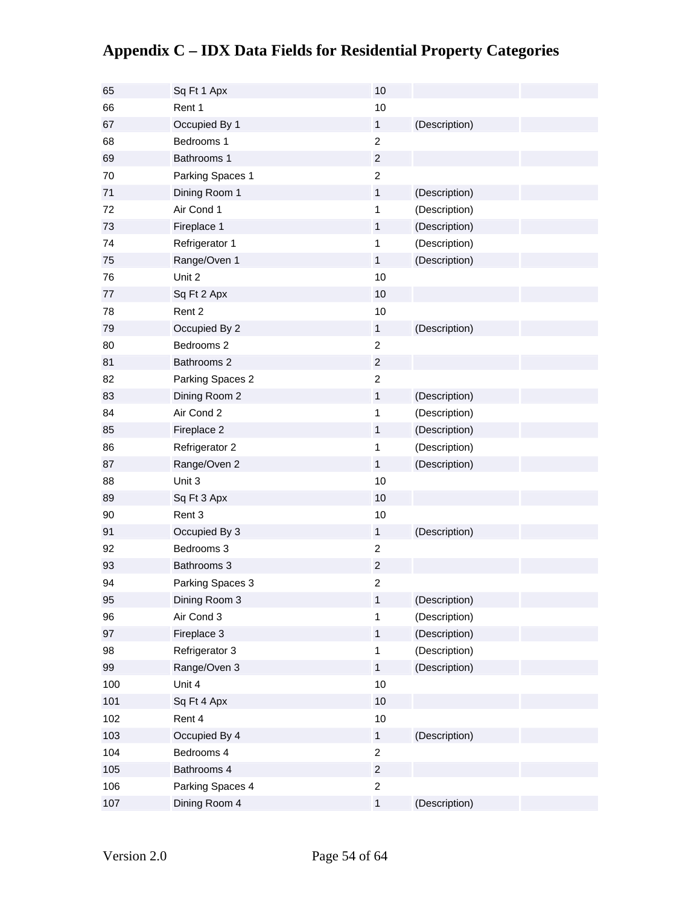# Appendix C – IDX Data Fields for Residential Property Categories

| | | | | |
|---|---|---|---|---|
| 65 | Sq Ft 1 Apx | 10 | | |
| 66 | Rent 1 | 10 | | |
| 67 | Occupied By 1 | 1 | (Description) | |
| 68 | Bedrooms 1 | 2 | | |
| 69 | Bathrooms 1 | 2 | | |
| 70 | Parking Spaces 1 | 2 | | |
| 71 | Dining Room 1 | 1 | (Description) | |
| 72 | Air Cond 1 | 1 | (Description) | |
| 73 | Fireplace 1 | 1 | (Description) | |
| 74 | Refrigerator 1 | 1 | (Description) | |
| 75 | Range/Oven 1 | 1 | (Description) | |
| 76 | Unit 2 | 10 | | |
| 77 | Sq Ft 2 Apx | 10 | | |
| 78 | Rent 2 | 10 | | |
| 79 | Occupied By 2 | 1 | (Description) | |
| 80 | Bedrooms 2 | 2 | | |
| 81 | Bathrooms 2 | 2 | | |
| 82 | Parking Spaces 2 | 2 | | |
| 83 | Dining Room 2 | 1 | (Description) | |
| 84 | Air Cond 2 | 1 | (Description) | |
| 85 | Fireplace 2 | 1 | (Description) | |
| 86 | Refrigerator 2 | 1 | (Description) | |
| 87 | Range/Oven 2 | 1 | (Description) | |
| 88 | Unit 3 | 10 | | |
| 89 | Sq Ft 3 Apx | 10 | | |
| 90 | Rent 3 | 10 | | |
| 91 | Occupied By 3 | 1 | (Description) | |
| 92 | Bedrooms 3 | 2 | | |
| 93 | Bathrooms 3 | 2 | | |
| 94 | Parking Spaces 3 | 2 | | |
| 95 | Dining Room 3 | 1 | (Description) | |
| 96 | Air Cond 3 | 1 | (Description) | |
| 97 | Fireplace 3 | 1 | (Description) | |
| 98 | Refrigerator 3 | 1 | (Description) | |
| 99 | Range/Oven 3 | 1 | (Description) | |
| 100 | Unit 4 | 10 | | |
| 101 | Sq Ft 4 Apx | 10 | | |
| 102 | Rent 4 | 10 | | |
| 103 | Occupied By 4 | 1 | (Description) | |
| 104 | Bedrooms 4 | 2 | | |
| 105 | Bathrooms 4 | 2 | | |
| 106 | Parking Spaces 4 | 2 | | |
| 107 | Dining Room 4 | 1 | (Description) | |

Version 2.0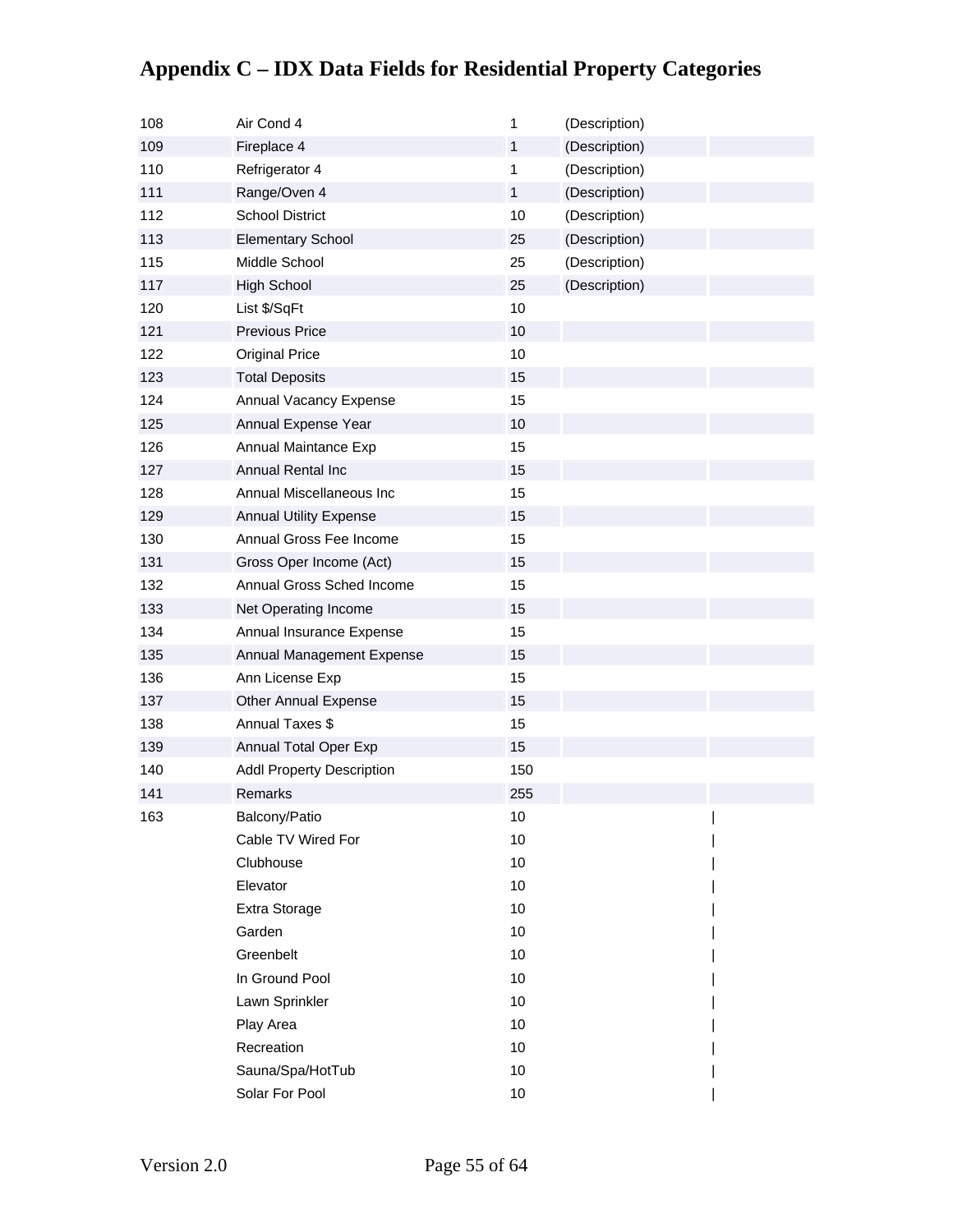# Appendix C – IDX Data Fields for Residential Property Categories

| | | | | |
|---|---|---|---|---|
| 108 | Air Cond 4 | 1 | (Description) | |
| 109 | Fireplace 4 | 1 | (Description) | |
| 110 | Refrigerator 4 | 1 | (Description) | |
| 111 | Range/Oven 4 | 1 | (Description) | |
| 112 | School District | 10 | (Description) | |
| 113 | Elementary School | 25 | (Description) | |
| 115 | Middle School | 25 | (Description) | |
| 117 | High School | 25 | (Description) | |
| 120 | List $/SqFt | 10 | | |
| 121 | Previous Price | 10 | | |
| 122 | Original Price | 10 | | |
| 123 | Total Deposits | 15 | | |
| 124 | Annual Vacancy Expense | 15 | | |
| 125 | Annual Expense Year | 10 | | |
| 126 | Annual Maintance Exp | 15 | | |
| 127 | Annual Rental Inc | 15 | | |
| 128 | Annual Miscellaneous Inc | 15 | | |
| 129 | Annual Utility Expense | 15 | | |
| 130 | Annual Gross Fee Income | 15 | | |
| 131 | Gross Oper Income (Act) | 15 | | |
| 132 | Annual Gross Sched Income | 15 | | |
| 133 | Net Operating Income | 15 | | |
| 134 | Annual Insurance Expense | 15 | | |
| 135 | Annual Management Expense | 15 | | |
| 136 | Ann License Exp | 15 | | |
| 137 | Other Annual Expense | 15 | | |
| 138 | Annual Taxes $ | 15 | | |
| 139 | Annual Total Oper Exp | 15 | | |
| 140 | Addl Property Description | 150 | | |
| 141 | Remarks | 255 | | |
| 163 | Balcony/Patio | 10 | | \| |
| | Cable TV Wired For | 10 | | \| |
| | Clubhouse | 10 | | \| |
| | Elevator | 10 | | \| |
| | Extra Storage | 10 | | \| |
| | Garden | 10 | | \| |
| | Greenbelt | 10 | | \| |
| | In Ground Pool | 10 | | \| |
| | Lawn Sprinkler | 10 | | \| |
| | Play Area | 10 | | \| |
| | Recreation | 10 | | \| |
| | Sauna/Spa/HotTub | 10 | | \| |
| | Solar For Pool | 10 | | \| |

Version 2.0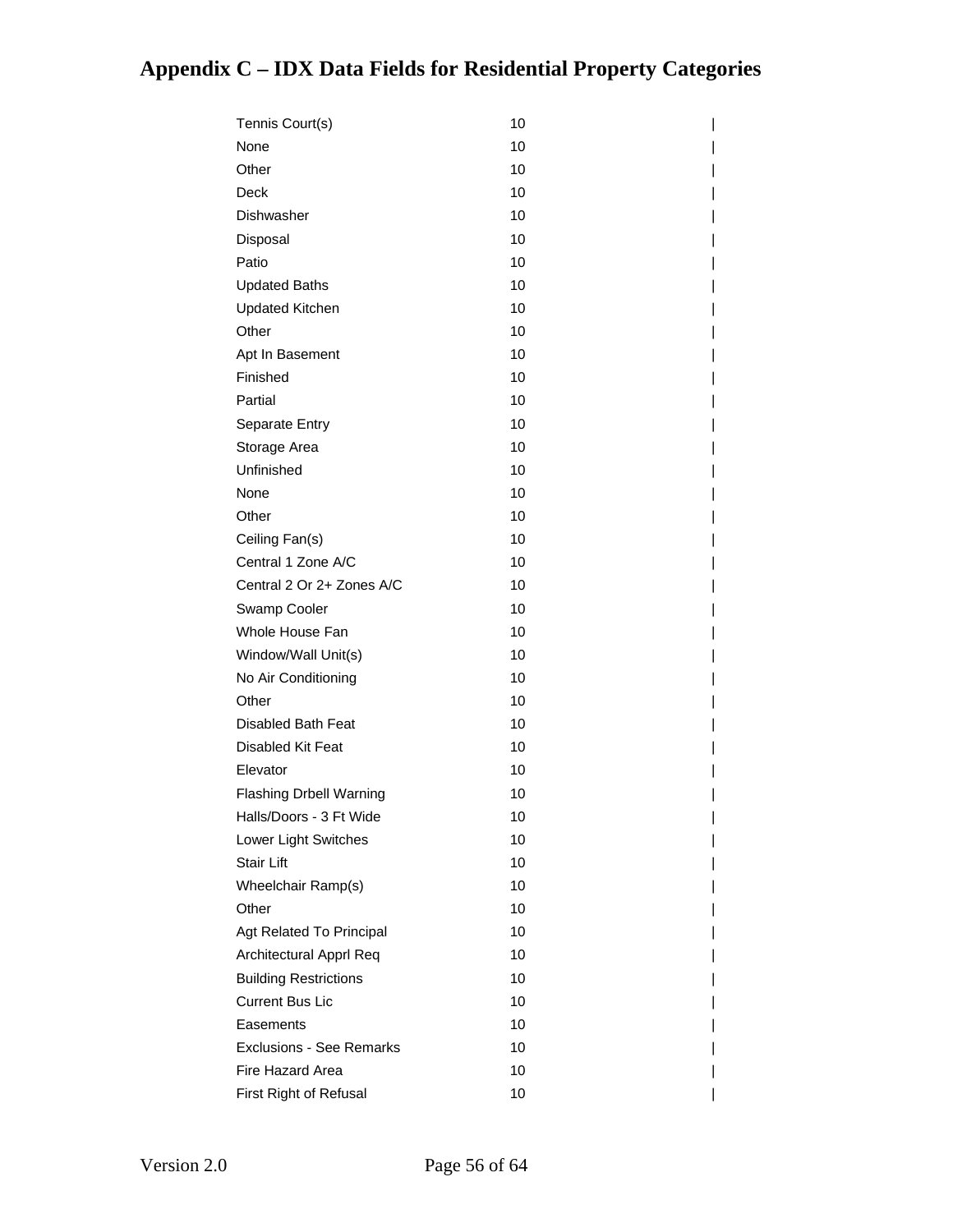# Appendix C – IDX Data Fields for Residential Property Categories

| | | |
|---|---|---|
| Tennis Court(s) | 10 | \| |
| None | 10 | \| |
| Other | 10 | \| |
| Deck | 10 | \| |
| Dishwasher | 10 | \| |
| Disposal | 10 | \| |
| Patio | 10 | \| |
| Updated Baths | 10 | \| |
| Updated Kitchen | 10 | \| |
| Other | 10 | \| |
| Apt In Basement | 10 | \| |
| Finished | 10 | \| |
| Partial | 10 | \| |
| Separate Entry | 10 | \| |
| Storage Area | 10 | \| |
| Unfinished | 10 | \| |
| None | 10 | \| |
| Other | 10 | \| |
| Ceiling Fan(s) | 10 | \| |
| Central 1 Zone A/C | 10 | \| |
| Central 2 Or 2+ Zones A/C | 10 | \| |
| Swamp Cooler | 10 | \| |
| Whole House Fan | 10 | \| |
| Window/Wall Unit(s) | 10 | \| |
| No Air Conditioning | 10 | \| |
| Other | 10 | \| |
| Disabled Bath Feat | 10 | \| |
| Disabled Kit Feat | 10 | \| |
| Elevator | 10 | \| |
| Flashing Drbell Warning | 10 | \| |
| Halls/Doors - 3 Ft Wide | 10 | \| |
| Lower Light Switches | 10 | \| |
| Stair Lift | 10 | \| |
| Wheelchair Ramp(s) | 10 | \| |
| Other | 10 | \| |
| Agt Related To Principal | 10 | \| |
| Architectural Apprl Req | 10 | \| |
| Building Restrictions | 10 | \| |
| Current Bus Lic | 10 | \| |
| Easements | 10 | \| |
| Exclusions - See Remarks | 10 | \| |
| Fire Hazard Area | 10 | \| |
| First Right of Refusal | 10 | \| |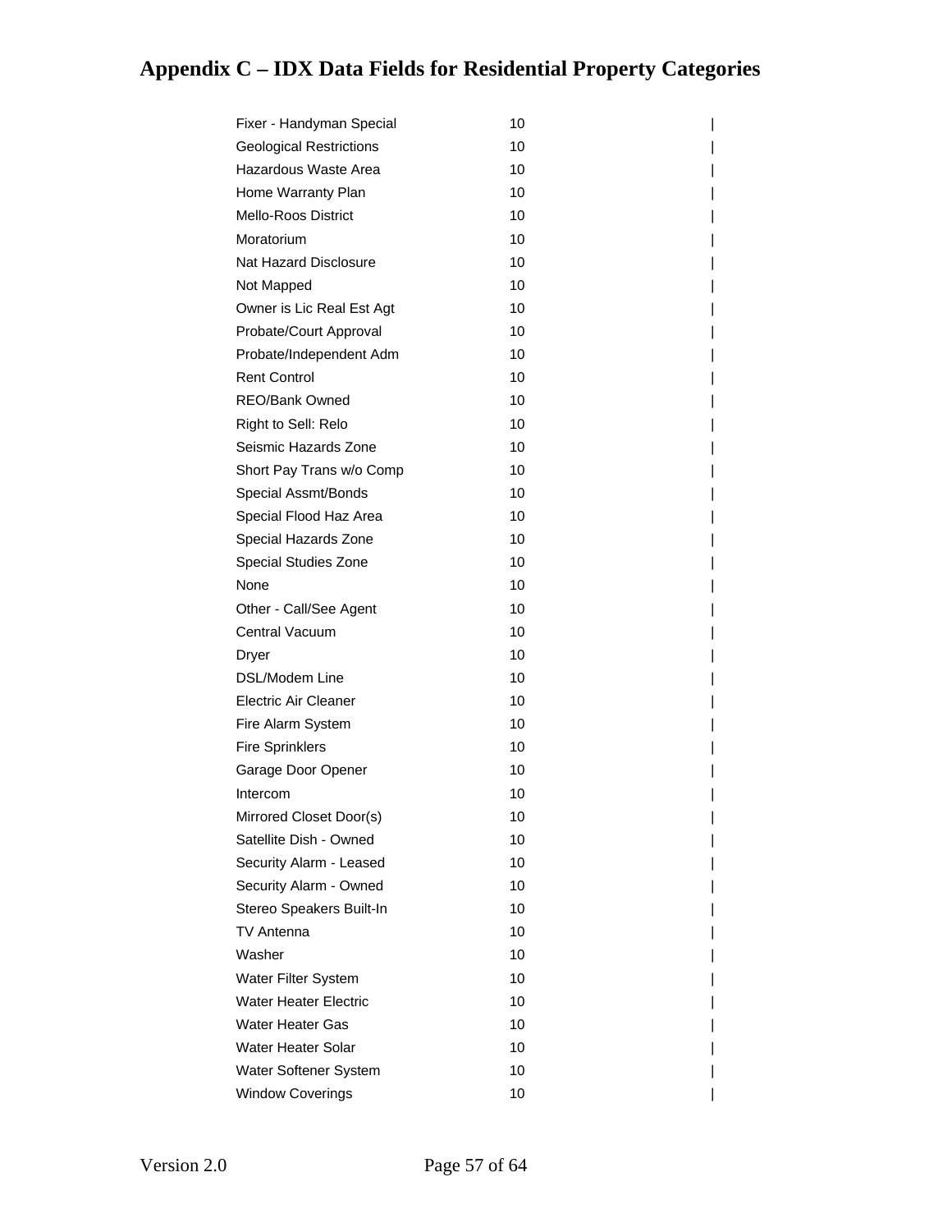# Appendix C – IDX Data Fields for Residential Property Categories

| | | |
|---|---|---|
| Fixer - Handyman Special | 10 | \| |
| Geological Restrictions | 10 | \| |
| Hazardous Waste Area | 10 | \| |
| Home Warranty Plan | 10 | \| |
| Mello-Roos District | 10 | \| |
| Moratorium | 10 | \| |
| Nat Hazard Disclosure | 10 | \| |
| Not Mapped | 10 | \| |
| Owner is Lic Real Est Agt | 10 | \| |
| Probate/Court Approval | 10 | \| |
| Probate/Independent Adm | 10 | \| |
| Rent Control | 10 | \| |
| REO/Bank Owned | 10 | \| |
| Right to Sell: Relo | 10 | \| |
| Seismic Hazards Zone | 10 | \| |
| Short Pay Trans w/o Comp | 10 | \| |
| Special Assmt/Bonds | 10 | \| |
| Special Flood Haz Area | 10 | \| |
| Special Hazards Zone | 10 | \| |
| Special Studies Zone | 10 | \| |
| None | 10 | \| |
| Other - Call/See Agent | 10 | \| |
| Central Vacuum | 10 | \| |
| Dryer | 10 | \| |
| DSL/Modem Line | 10 | \| |
| Electric Air Cleaner | 10 | \| |
| Fire Alarm System | 10 | \| |
| Fire Sprinklers | 10 | \| |
| Garage Door Opener | 10 | \| |
| Intercom | 10 | \| |
| Mirrored Closet Door(s) | 10 | \| |
| Satellite Dish - Owned | 10 | \| |
| Security Alarm - Leased | 10 | \| |
| Security Alarm - Owned | 10 | \| |
| Stereo Speakers Built-In | 10 | \| |
| TV Antenna | 10 | \| |
| Washer | 10 | \| |
| Water Filter System | 10 | \| |
| Water Heater Electric | 10 | \| |
| Water Heater Gas | 10 | \| |
| Water Heater Solar | 10 | \| |
| Water Softener System | 10 | \| |
| Window Coverings | 10 | \| |

Version 2.0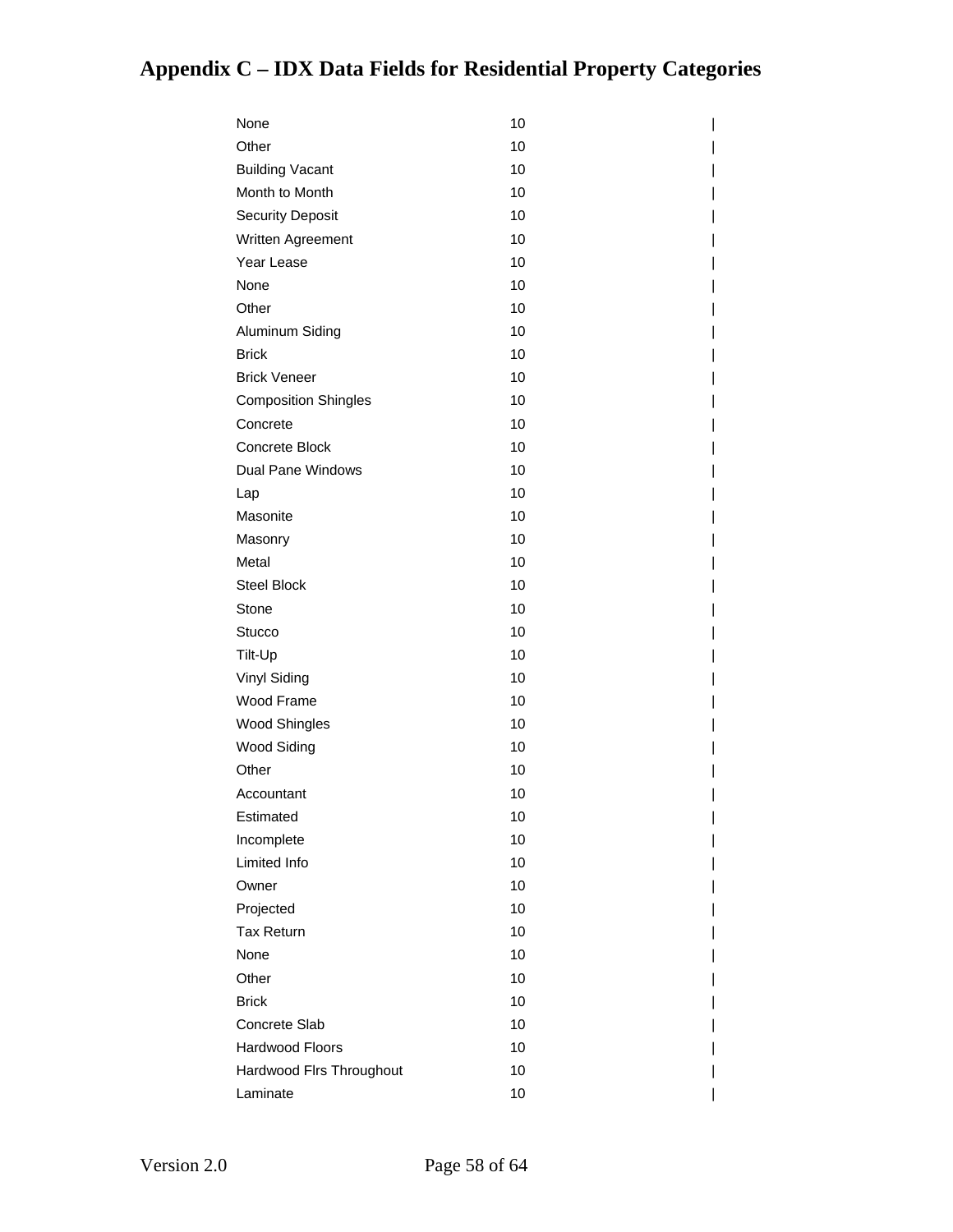# Appendix C – IDX Data Fields for Residential Property Categories

| | | |
|---|---|---|
| None | 10 | \| |
| Other | 10 | \| |
| Building Vacant | 10 | \| |
| Month to Month | 10 | \| |
| Security Deposit | 10 | \| |
| Written Agreement | 10 | \| |
| Year Lease | 10 | \| |
| None | 10 | \| |
| Other | 10 | \| |
| Aluminum Siding | 10 | \| |
| Brick | 10 | \| |
| Brick Veneer | 10 | \| |
| Composition Shingles | 10 | \| |
| Concrete | 10 | \| |
| Concrete Block | 10 | \| |
| Dual Pane Windows | 10 | \| |
| Lap | 10 | \| |
| Masonite | 10 | \| |
| Masonry | 10 | \| |
| Metal | 10 | \| |
| Steel Block | 10 | \| |
| Stone | 10 | \| |
| Stucco | 10 | \| |
| Tilt-Up | 10 | \| |
| Vinyl Siding | 10 | \| |
| Wood Frame | 10 | \| |
| Wood Shingles | 10 | \| |
| Wood Siding | 10 | \| |
| Other | 10 | \| |
| Accountant | 10 | \| |
| Estimated | 10 | \| |
| Incomplete | 10 | \| |
| Limited Info | 10 | \| |
| Owner | 10 | \| |
| Projected | 10 | \| |
| Tax Return | 10 | \| |
| None | 10 | \| |
| Other | 10 | \| |
| Brick | 10 | \| |
| Concrete Slab | 10 | \| |
| Hardwood Floors | 10 | \| |
| Hardwood Flrs Throughout | 10 | \| |
| Laminate | 10 | \| |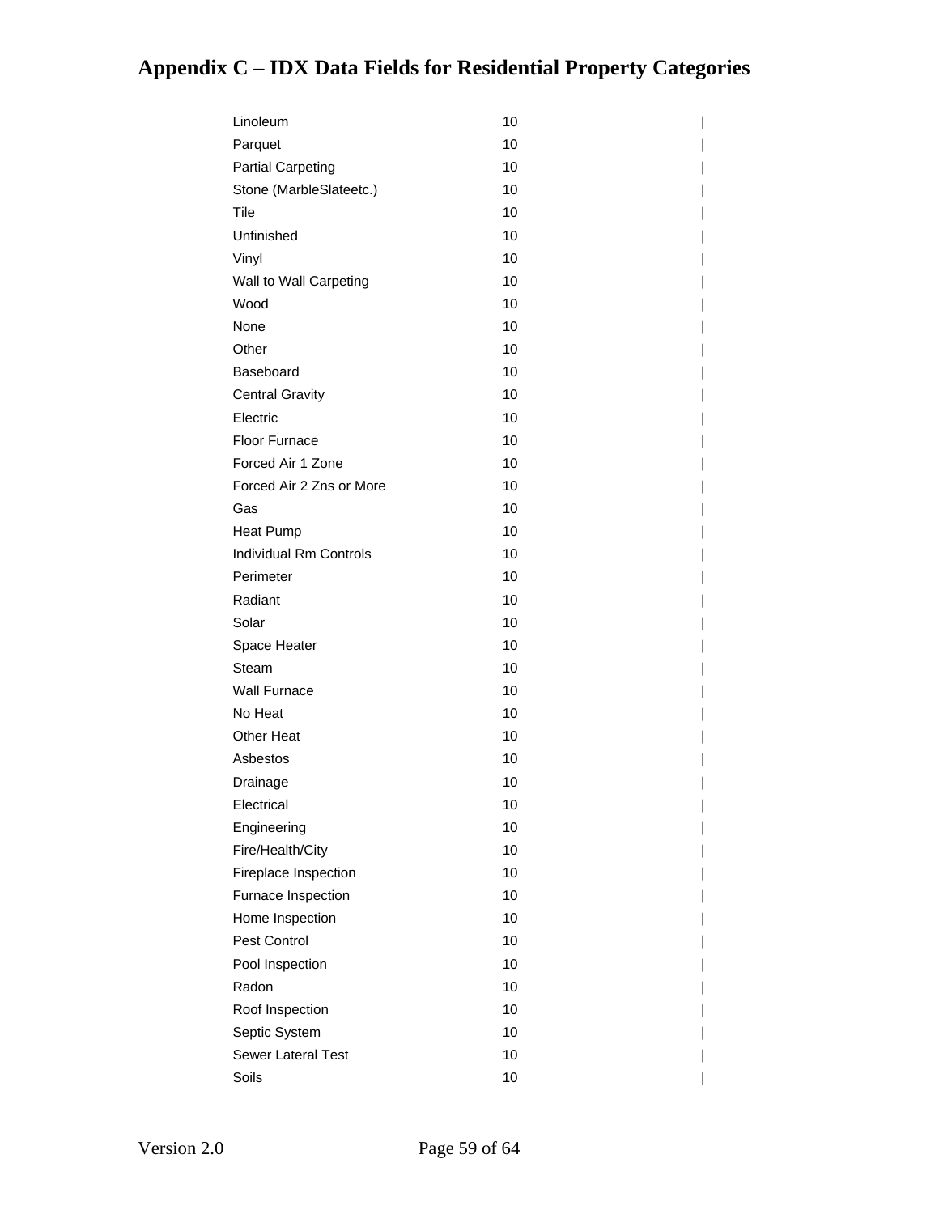# Appendix C – IDX Data Fields for Residential Property Categories

| | | |
|---|---|---|
| Linoleum | 10 | \| |
| Parquet | 10 | \| |
| Partial Carpeting | 10 | \| |
| Stone (MarbleSlateetc.) | 10 | \| |
| Tile | 10 | \| |
| Unfinished | 10 | \| |
| Vinyl | 10 | \| |
| Wall to Wall Carpeting | 10 | \| |
| Wood | 10 | \| |
| None | 10 | \| |
| Other | 10 | \| |
| Baseboard | 10 | \| |
| Central Gravity | 10 | \| |
| Electric | 10 | \| |
| Floor Furnace | 10 | \| |
| Forced Air 1 Zone | 10 | \| |
| Forced Air 2 Zns or More | 10 | \| |
| Gas | 10 | \| |
| Heat Pump | 10 | \| |
| Individual Rm Controls | 10 | \| |
| Perimeter | 10 | \| |
| Radiant | 10 | \| |
| Solar | 10 | \| |
| Space Heater | 10 | \| |
| Steam | 10 | \| |
| Wall Furnace | 10 | \| |
| No Heat | 10 | \| |
| Other Heat | 10 | \| |
| Asbestos | 10 | \| |
| Drainage | 10 | \| |
| Electrical | 10 | \| |
| Engineering | 10 | \| |
| Fire/Health/City | 10 | \| |
| Fireplace Inspection | 10 | \| |
| Furnace Inspection | 10 | \| |
| Home Inspection | 10 | \| |
| Pest Control | 10 | \| |
| Pool Inspection | 10 | \| |
| Radon | 10 | \| |
| Roof Inspection | 10 | \| |
| Septic System | 10 | \| |
| Sewer Lateral Test | 10 | \| |
| Soils | 10 | \| |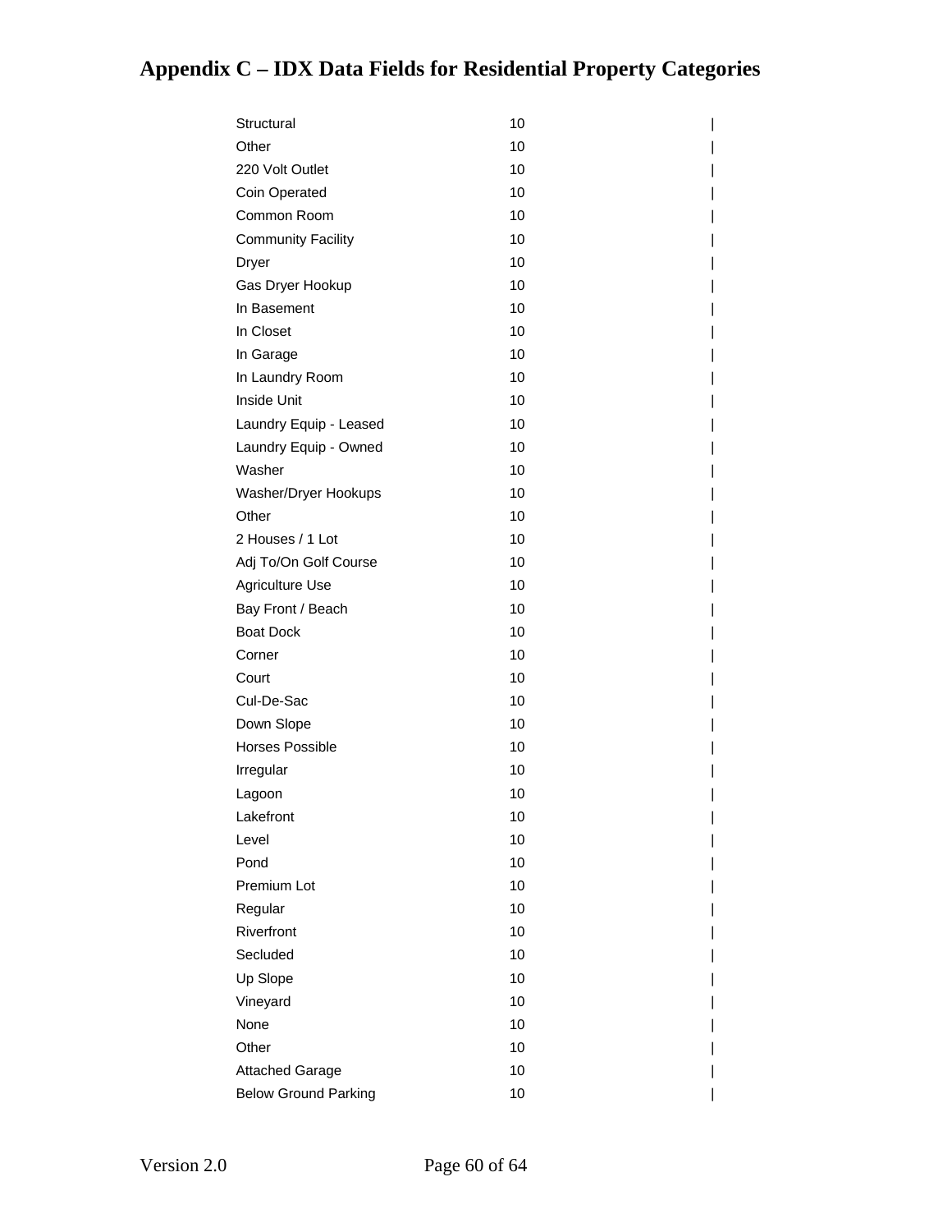# Appendix C – IDX Data Fields for Residential Property Categories

| | | |
|---|---|---|
| Structural | 10 | \| |
| Other | 10 | \| |
| 220 Volt Outlet | 10 | \| |
| Coin Operated | 10 | \| |
| Common Room | 10 | \| |
| Community Facility | 10 | \| |
| Dryer | 10 | \| |
| Gas Dryer Hookup | 10 | \| |
| In Basement | 10 | \| |
| In Closet | 10 | \| |
| In Garage | 10 | \| |
| In Laundry Room | 10 | \| |
| Inside Unit | 10 | \| |
| Laundry Equip - Leased | 10 | \| |
| Laundry Equip - Owned | 10 | \| |
| Washer | 10 | \| |
| Washer/Dryer Hookups | 10 | \| |
| Other | 10 | \| |
| 2 Houses / 1 Lot | 10 | \| |
| Adj To/On Golf Course | 10 | \| |
| Agriculture Use | 10 | \| |
| Bay Front / Beach | 10 | \| |
| Boat Dock | 10 | \| |
| Corner | 10 | \| |
| Court | 10 | \| |
| Cul-De-Sac | 10 | \| |
| Down Slope | 10 | \| |
| Horses Possible | 10 | \| |
| Irregular | 10 | \| |
| Lagoon | 10 | \| |
| Lakefront | 10 | \| |
| Level | 10 | \| |
| Pond | 10 | \| |
| Premium Lot | 10 | \| |
| Regular | 10 | \| |
| Riverfront | 10 | \| |
| Secluded | 10 | \| |
| Up Slope | 10 | \| |
| Vineyard | 10 | \| |
| None | 10 | \| |
| Other | 10 | \| |
| Attached Garage | 10 | \| |
| Below Ground Parking | 10 | \| |

Version 2.0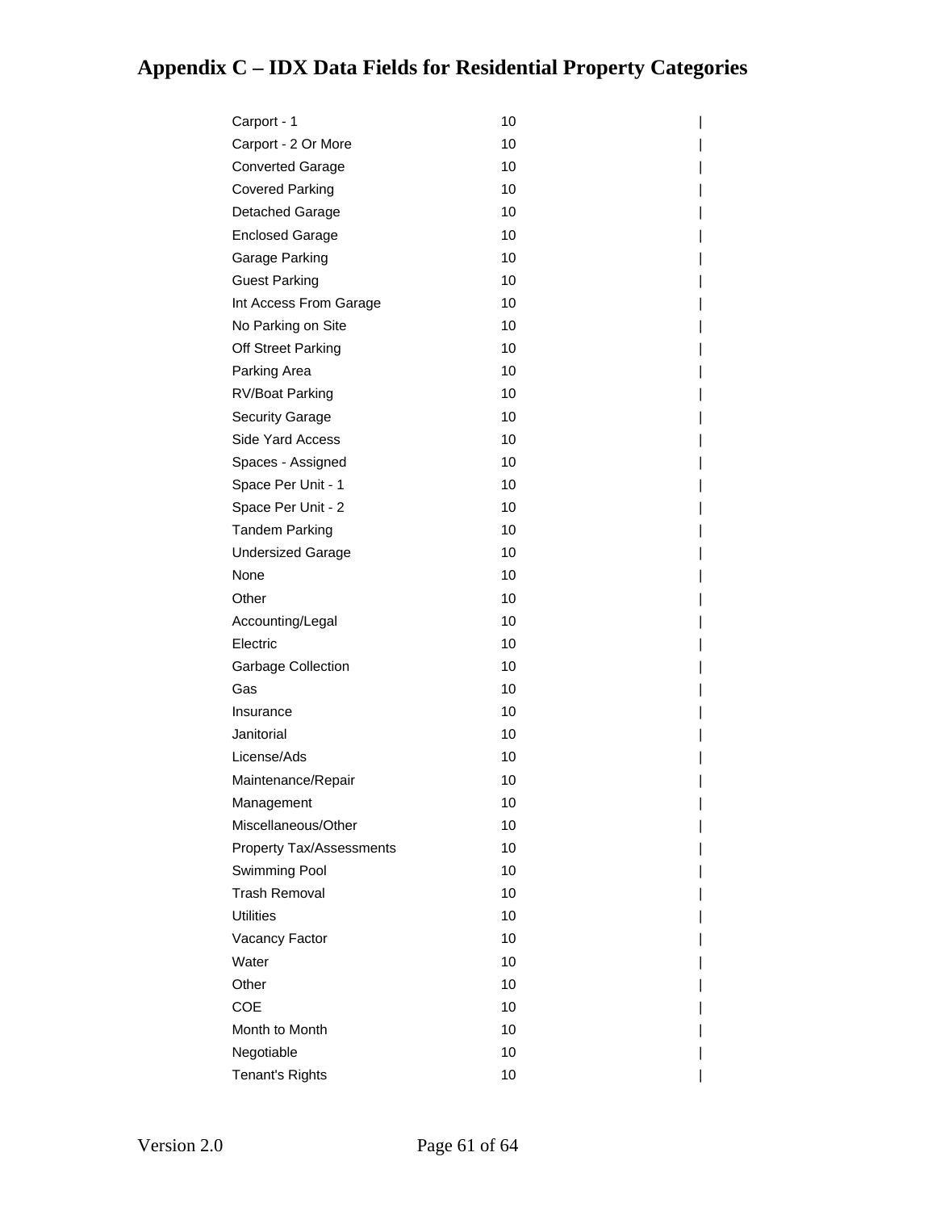# Appendix C – IDX Data Fields for Residential Property Categories

| | | |
|---|---|---|
| Carport - 1 | 10 | \| |
| Carport - 2 Or More | 10 | \| |
| Converted Garage | 10 | \| |
| Covered Parking | 10 | \| |
| Detached Garage | 10 | \| |
| Enclosed Garage | 10 | \| |
| Garage Parking | 10 | \| |
| Guest Parking | 10 | \| |
| Int Access From Garage | 10 | \| |
| No Parking on Site | 10 | \| |
| Off Street Parking | 10 | \| |
| Parking Area | 10 | \| |
| RV/Boat Parking | 10 | \| |
| Security Garage | 10 | \| |
| Side Yard Access | 10 | \| |
| Spaces - Assigned | 10 | \| |
| Space Per Unit - 1 | 10 | \| |
| Space Per Unit - 2 | 10 | \| |
| Tandem Parking | 10 | \| |
| Undersized Garage | 10 | \| |
| None | 10 | \| |
| Other | 10 | \| |
| Accounting/Legal | 10 | \| |
| Electric | 10 | \| |
| Garbage Collection | 10 | \| |
| Gas | 10 | \| |
| Insurance | 10 | \| |
| Janitorial | 10 | \| |
| License/Ads | 10 | \| |
| Maintenance/Repair | 10 | \| |
| Management | 10 | \| |
| Miscellaneous/Other | 10 | \| |
| Property Tax/Assessments | 10 | \| |
| Swimming Pool | 10 | \| |
| Trash Removal | 10 | \| |
| Utilities | 10 | \| |
| Vacancy Factor | 10 | \| |
| Water | 10 | \| |
| Other | 10 | \| |
| COE | 10 | \| |
| Month to Month | 10 | \| |
| Negotiable | 10 | \| |
| Tenant's Rights | 10 | \| |

Version 2.0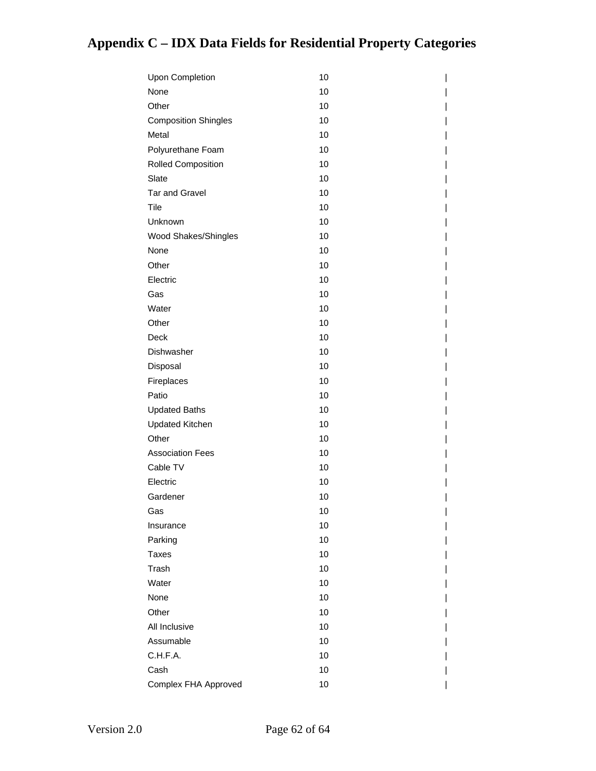# Appendix C – IDX Data Fields for Residential Property Categories

| | | |
|---|---|---|
| Upon Completion | 10 | \| |
| None | 10 | \| |
| Other | 10 | \| |
| Composition Shingles | 10 | \| |
| Metal | 10 | \| |
| Polyurethane Foam | 10 | \| |
| Rolled Composition | 10 | \| |
| Slate | 10 | \| |
| Tar and Gravel | 10 | \| |
| Tile | 10 | \| |
| Unknown | 10 | \| |
| Wood Shakes/Shingles | 10 | \| |
| None | 10 | \| |
| Other | 10 | \| |
| Electric | 10 | \| |
| Gas | 10 | \| |
| Water | 10 | \| |
| Other | 10 | \| |
| Deck | 10 | \| |
| Dishwasher | 10 | \| |
| Disposal | 10 | \| |
| Fireplaces | 10 | \| |
| Patio | 10 | \| |
| Updated Baths | 10 | \| |
| Updated Kitchen | 10 | \| |
| Other | 10 | \| |
| Association Fees | 10 | \| |
| Cable TV | 10 | \| |
| Electric | 10 | \| |
| Gardener | 10 | \| |
| Gas | 10 | \| |
| Insurance | 10 | \| |
| Parking | 10 | \| |
| Taxes | 10 | \| |
| Trash | 10 | \| |
| Water | 10 | \| |
| None | 10 | \| |
| Other | 10 | \| |
| All Inclusive | 10 | \| |
| Assumable | 10 | \| |
| C.H.F.A. | 10 | \| |
| Cash | 10 | \| |
| Complex FHA Approved | 10 | \| |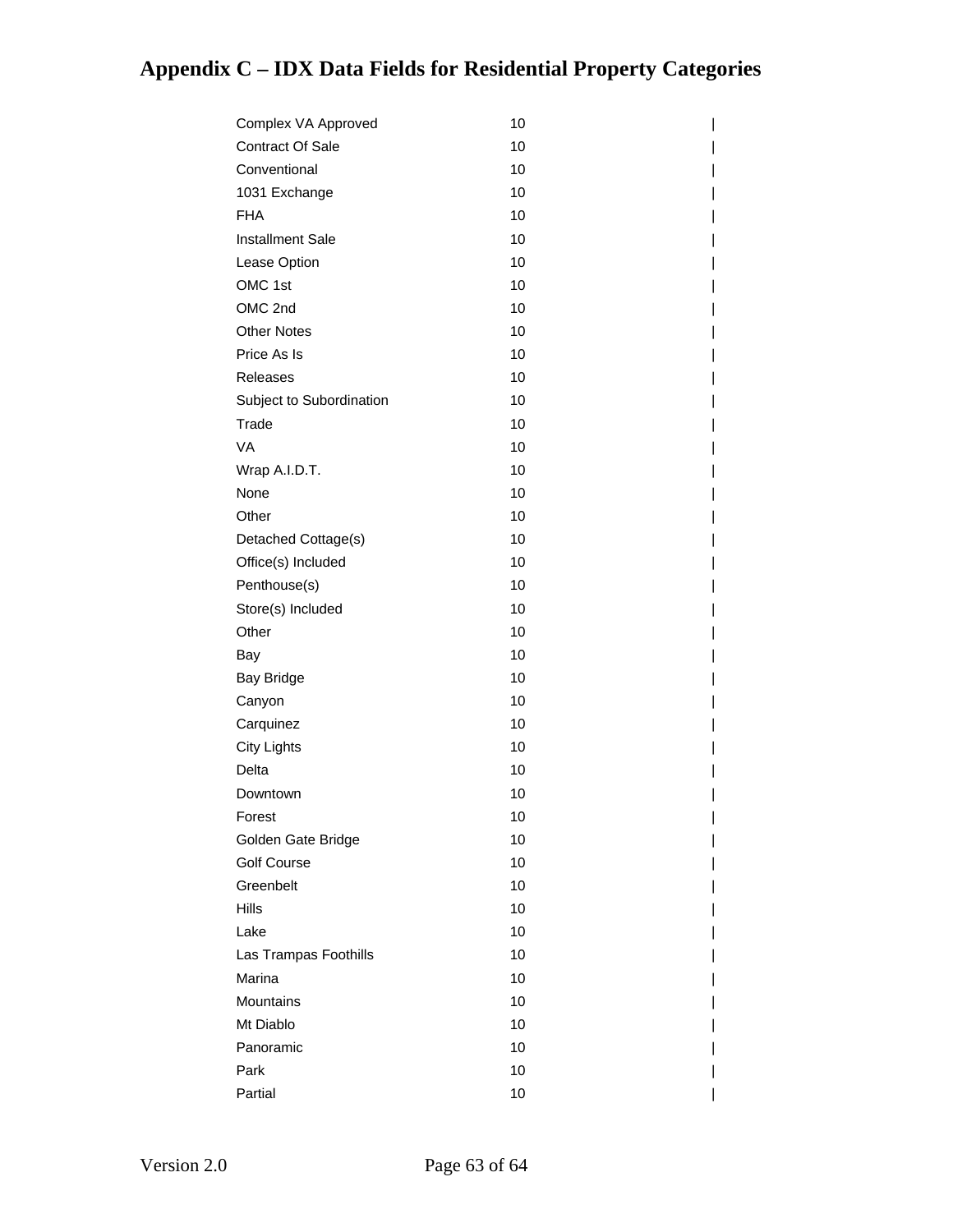# Appendix C – IDX Data Fields for Residential Property Categories

| | | |
|---|---|---|
| Complex VA Approved | 10 | \| |
| Contract Of Sale | 10 | \| |
| Conventional | 10 | \| |
| 1031 Exchange | 10 | \| |
| FHA | 10 | \| |
| Installment Sale | 10 | \| |
| Lease Option | 10 | \| |
| OMC 1st | 10 | \| |
| OMC 2nd | 10 | \| |
| Other Notes | 10 | \| |
| Price As Is | 10 | \| |
| Releases | 10 | \| |
| Subject to Subordination | 10 | \| |
| Trade | 10 | \| |
| VA | 10 | \| |
| Wrap A.I.D.T. | 10 | \| |
| None | 10 | \| |
| Other | 10 | \| |
| Detached Cottage(s) | 10 | \| |
| Office(s) Included | 10 | \| |
| Penthouse(s) | 10 | \| |
| Store(s) Included | 10 | \| |
| Other | 10 | \| |
| Bay | 10 | \| |
| Bay Bridge | 10 | \| |
| Canyon | 10 | \| |
| Carquinez | 10 | \| |
| City Lights | 10 | \| |
| Delta | 10 | \| |
| Downtown | 10 | \| |
| Forest | 10 | \| |
| Golden Gate Bridge | 10 | \| |
| Golf Course | 10 | \| |
| Greenbelt | 10 | \| |
| Hills | 10 | \| |
| Lake | 10 | \| |
| Las Trampas Foothills | 10 | \| |
| Marina | 10 | \| |
| Mountains | 10 | \| |
| Mt Diablo | 10 | \| |
| Panoramic | 10 | \| |
| Park | 10 | \| |
| Partial | 10 | \| |

Version 2.0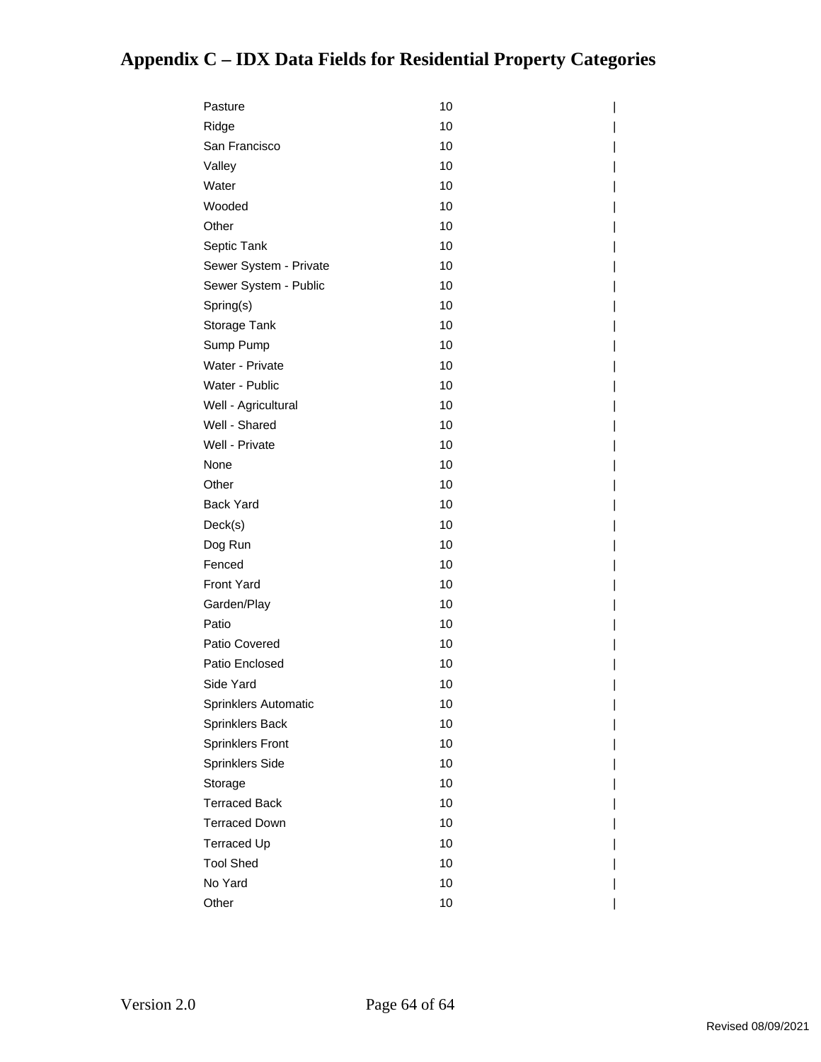# Appendix C – IDX Data Fields for Residential Property Categories

| | | |
|---|---|---|
| Pasture | 10 | \| |
| Ridge | 10 | \| |
| San Francisco | 10 | \| |
| Valley | 10 | \| |
| Water | 10 | \| |
| Wooded | 10 | \| |
| Other | 10 | \| |
| Septic Tank | 10 | \| |
| Sewer System - Private | 10 | \| |
| Sewer System - Public | 10 | \| |
| Spring(s) | 10 | \| |
| Storage Tank | 10 | \| |
| Sump Pump | 10 | \| |
| Water - Private | 10 | \| |
| Water - Public | 10 | \| |
| Well - Agricultural | 10 | \| |
| Well - Shared | 10 | \| |
| Well - Private | 10 | \| |
| None | 10 | \| |
| Other | 10 | \| |
| Back Yard | 10 | \| |
| Deck(s) | 10 | \| |
| Dog Run | 10 | \| |
| Fenced | 10 | \| |
| Front Yard | 10 | \| |
| Garden/Play | 10 | \| |
| Patio | 10 | \| |
| Patio Covered | 10 | \| |
| Patio Enclosed | 10 | \| |
| Side Yard | 10 | \| |
| Sprinklers Automatic | 10 | \| |
| Sprinklers Back | 10 | \| |
| Sprinklers Front | 10 | \| |
| Sprinklers Side | 10 | \| |
| Storage | 10 | \| |
| Terraced Back | 10 | \| |
| Terraced Down | 10 | \| |
| Terraced Up | 10 | \| |
| Tool Shed | 10 | \| |
| No Yard | 10 | \| |
| Other | 10 | \| |

Version 2.0

Revised 08/09/2021